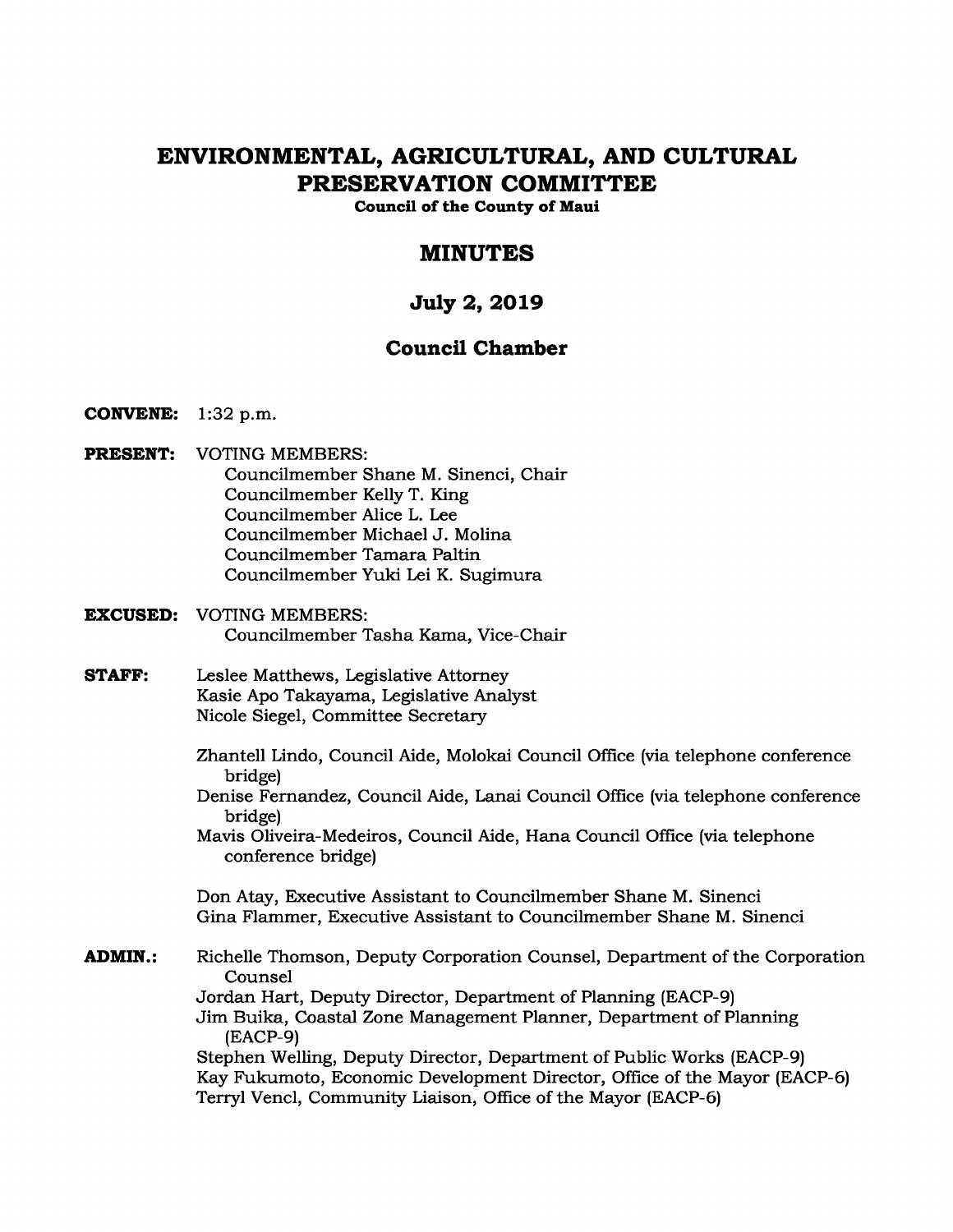# ENVIRONMENTAL, AGRICULTURAL, AND CULTURAL PRESERVATION COMMITTEE

**Council of the County of Maui**

## MINUTES

## July 2, 2019

## Council Chamber

**CONVENE:** 1:32 p.m.

**PRESENT:** VOTING MEMBERS:
Councilmember Shane M. Sinenci, Chair
Councilmember Kelly T. King
Councilmember Alice L. Lee
Councilmember Michael J. Molina
Councilmember Tamara Paltin
Councilmember Yuki Lei K. Sugimura

**EXCUSED:** VOTING MEMBERS:
Councilmember Tasha Kama, Vice-Chair

**STAFF:** Leslee Matthews, Legislative Attorney
Kasie Apo Takayama, Legislative Analyst
Nicole Siegel, Committee Secretary

Zhantell Lindo, Council Aide, Molokai Council Office (via telephone conference bridge)
Denise Fernandez, Council Aide, Lanai Council Office (via telephone conference bridge)
Mavis Oliveira-Medeiros, Council Aide, Hana Council Office (via telephone conference bridge)

Don Atay, Executive Assistant to Councilmember Shane M. Sinenci
Gina Flammer, Executive Assistant to Councilmember Shane M. Sinenci

**ADMIN.:** Richelle Thomson, Deputy Corporation Counsel, Department of the Corporation Counsel
Jordan Hart, Deputy Director, Department of Planning (EACP-9)
Jim Buika, Coastal Zone Management Planner, Department of Planning (EACP-9)
Stephen Welling, Deputy Director, Department of Public Works (EACP-9)
Kay Fukumoto, Economic Development Director, Office of the Mayor (EACP-6)
Terryl Vencl, Community Liaison, Office of the Mayor (EACP-6)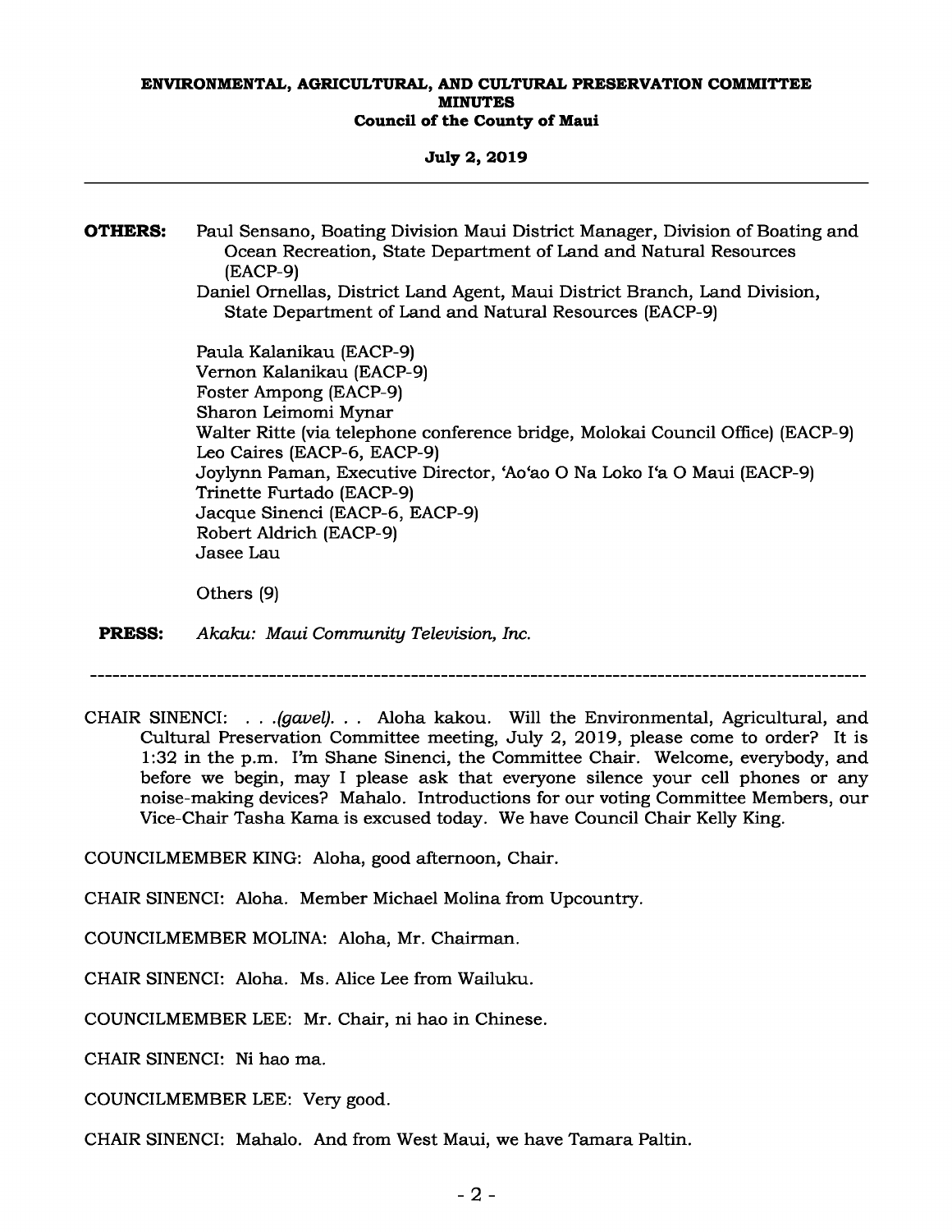**OTHERS:** Paul Sensano, Boating Division Maui District Manager, Division of Boating and Ocean Recreation, State Department of Land and Natural Resources (EACP-9)
Daniel Ornellas, District Land Agent, Maui District Branch, Land Division, State Department of Land and Natural Resources (EACP-9)

Paula Kalanikau (EACP-9)
Vernon Kalanikau (EACP-9)
Foster Ampong (EACP-9)
Sharon Leimomi Mynar
Walter Ritte (via telephone conference bridge, Molokai Council Office) (EACP-9)
Leo Caires (EACP-6, EACP-9)
Joylynn Paman, Executive Director, ʻAoʻao O Na Loko Iʻa O Maui (EACP-9)
Trinette Furtado (EACP-9)
Jacque Sinenci (EACP-6, EACP-9)
Robert Aldrich (EACP-9)
Jasee Lau

Others (9)

**PRESS:** *Akaku: Maui Community Television, Inc.*

---

CHAIR SINENCI: . . .*(gavel)*. . . Aloha kakou. Will the Environmental, Agricultural, and Cultural Preservation Committee meeting, July 2, 2019, please come to order? It is 1:32 in the p.m. I'm Shane Sinenci, the Committee Chair. Welcome, everybody, and before we begin, may I please ask that everyone silence your cell phones or any noise-making devices? Mahalo. Introductions for our voting Committee Members, our Vice-Chair Tasha Kama is excused today. We have Council Chair Kelly King.

COUNCILMEMBER KING: Aloha, good afternoon, Chair.

CHAIR SINENCI: Aloha. Member Michael Molina from Upcountry.

COUNCILMEMBER MOLINA: Aloha, Mr. Chairman.

CHAIR SINENCI: Aloha. Ms. Alice Lee from Wailuku.

COUNCILMEMBER LEE: Mr. Chair, ni hao in Chinese.

CHAIR SINENCI: Ni hao ma.

COUNCILMEMBER LEE: Very good.

CHAIR SINENCI: Mahalo. And from West Maui, we have Tamara Paltin.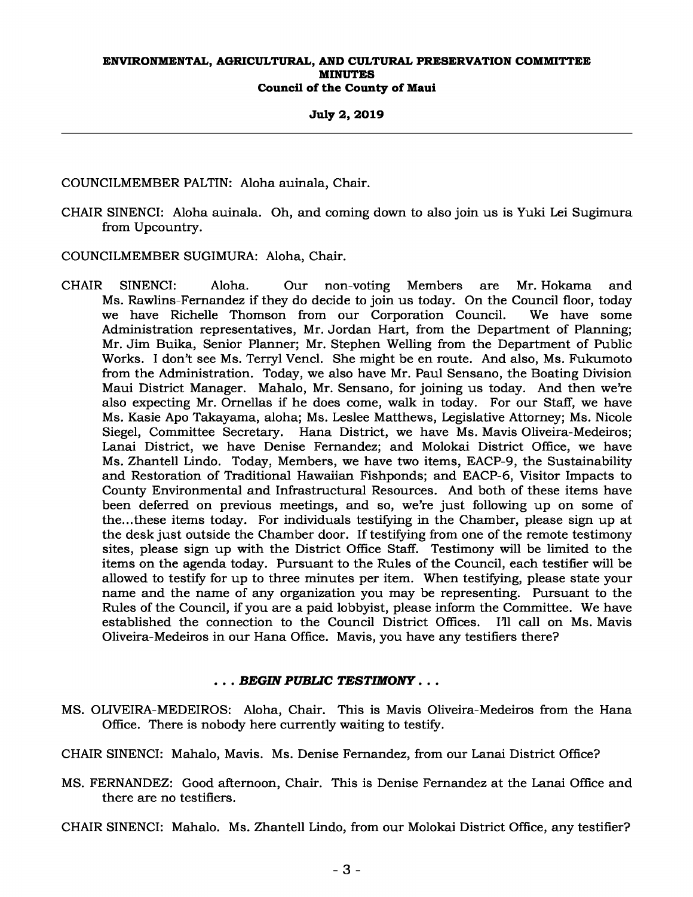COUNCILMEMBER PALTIN: Aloha auinala, Chair.

CHAIR SINENCI: Aloha auinala. Oh, and coming down to also join us is Yuki Lei Sugimura from Upcountry.

COUNCILMEMBER SUGIMURA: Aloha, Chair.

CHAIR SINENCI: Aloha. Our non-voting Members are Mr. Hokama and Ms. Rawlins-Fernandez if they do decide to join us today. On the Council floor, today we have Richelle Thomson from our Corporation Council. We have some Administration representatives, Mr. Jordan Hart, from the Department of Planning; Mr. Jim Buika, Senior Planner; Mr. Stephen Welling from the Department of Public Works. I don't see Ms. Terryl Vencl. She might be en route. And also, Ms. Fukumoto from the Administration. Today, we also have Mr. Paul Sensano, the Boating Division Maui District Manager. Mahalo, Mr. Sensano, for joining us today. And then we're also expecting Mr. Ornellas if he does come, walk in today. For our Staff, we have Ms. Kasie Apo Takayama, aloha; Ms. Leslee Matthews, Legislative Attorney; Ms. Nicole Siegel, Committee Secretary. Hana District, we have Ms. Mavis Oliveira-Medeiros; Lanai District, we have Denise Fernandez; and Molokai District Office, we have Ms. Zhantell Lindo. Today, Members, we have two items, EACP-9, the Sustainability and Restoration of Traditional Hawaiian Fishponds; and EACP-6, Visitor Impacts to County Environmental and Infrastructural Resources. And both of these items have been deferred on previous meetings, and so, we're just following up on some of the...these items today. For individuals testifying in the Chamber, please sign up at the desk just outside the Chamber door. If testifying from one of the remote testimony sites, please sign up with the District Office Staff. Testimony will be limited to the items on the agenda today. Pursuant to the Rules of the Council, each testifier will be allowed to testify for up to three minutes per item. When testifying, please state your name and the name of any organization you may be representing. Pursuant to the Rules of the Council, if you are a paid lobbyist, please inform the Committee. We have established the connection to the Council District Offices. I'll call on Ms. Mavis Oliveira-Medeiros in our Hana Office. Mavis, you have any testifiers there?

***. . . BEGIN PUBLIC TESTIMONY . . .***

MS. OLIVEIRA-MEDEIROS: Aloha, Chair. This is Mavis Oliveira-Medeiros from the Hana Office. There is nobody here currently waiting to testify.

CHAIR SINENCI: Mahalo, Mavis. Ms. Denise Fernandez, from our Lanai District Office?

MS. FERNANDEZ: Good afternoon, Chair. This is Denise Fernandez at the Lanai Office and there are no testifiers.

CHAIR SINENCI: Mahalo. Ms. Zhantell Lindo, from our Molokai District Office, any testifier?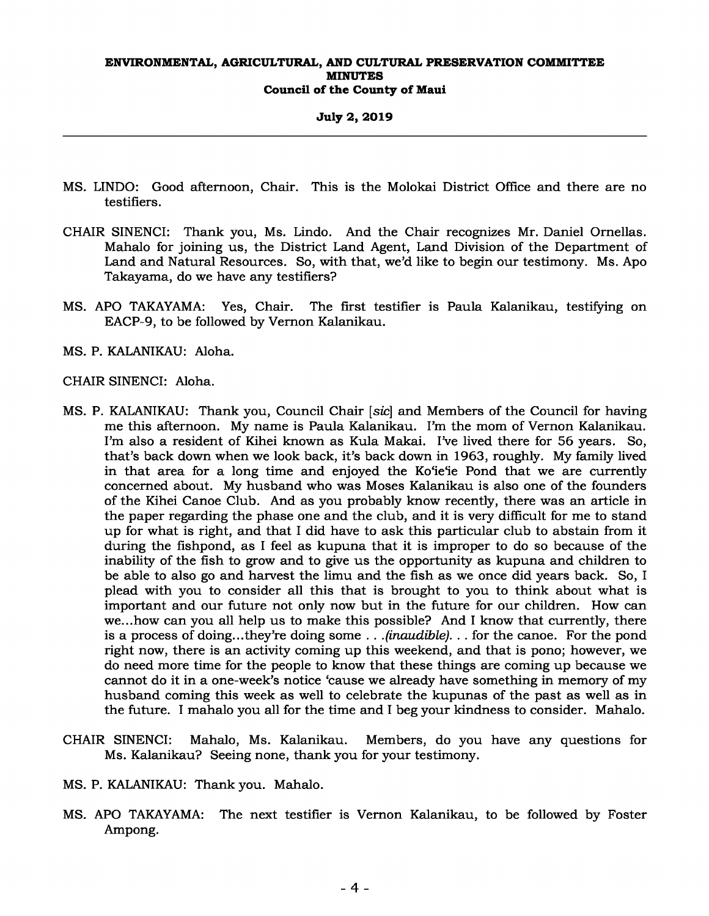MS. LINDO: Good afternoon, Chair. This is the Molokai District Office and there are no testifiers.

CHAIR SINENCI: Thank you, Ms. Lindo. And the Chair recognizes Mr. Daniel Ornellas. Mahalo for joining us, the District Land Agent, Land Division of the Department of Land and Natural Resources. So, with that, we'd like to begin our testimony. Ms. Apo Takayama, do we have any testifiers?

MS. APO TAKAYAMA: Yes, Chair. The first testifier is Paula Kalanikau, testifying on EACP-9, to be followed by Vernon Kalanikau.

MS. P. KALANIKAU: Aloha.

CHAIR SINENCI: Aloha.

MS. P. KALANIKAU: Thank you, Council Chair [*sic*] and Members of the Council for having me this afternoon. My name is Paula Kalanikau. I'm the mom of Vernon Kalanikau. I'm also a resident of Kihei known as Kula Makai. I've lived there for 56 years. So, that's back down when we look back, it's back down in 1963, roughly. My family lived in that area for a long time and enjoyed the Koʻieʻie Pond that we are currently concerned about. My husband who was Moses Kalanikau is also one of the founders of the Kihei Canoe Club. And as you probably know recently, there was an article in the paper regarding the phase one and the club, and it is very difficult for me to stand up for what is right, and that I did have to ask this particular club to abstain from it during the fishpond, as I feel as kupuna that it is improper to do so because of the inability of the fish to grow and to give us the opportunity as kupuna and children to be able to also go and harvest the limu and the fish as we once did years back. So, I plead with you to consider all this that is brought to you to think about what is important and our future not only now but in the future for our children. How can we...how can you all help us to make this possible? And I know that currently, there is a process of doing...they're doing some . . .*(inaudible)*. . . for the canoe. For the pond right now, there is an activity coming up this weekend, and that is pono; however, we do need more time for the people to know that these things are coming up because we cannot do it in a one-week's notice 'cause we already have something in memory of my husband coming this week as well to celebrate the kupunas of the past as well as in the future. I mahalo you all for the time and I beg your kindness to consider. Mahalo.

CHAIR SINENCI: Mahalo, Ms. Kalanikau. Members, do you have any questions for Ms. Kalanikau? Seeing none, thank you for your testimony.

MS. P. KALANIKAU: Thank you. Mahalo.

MS. APO TAKAYAMA: The next testifier is Vernon Kalanikau, to be followed by Foster Ampong.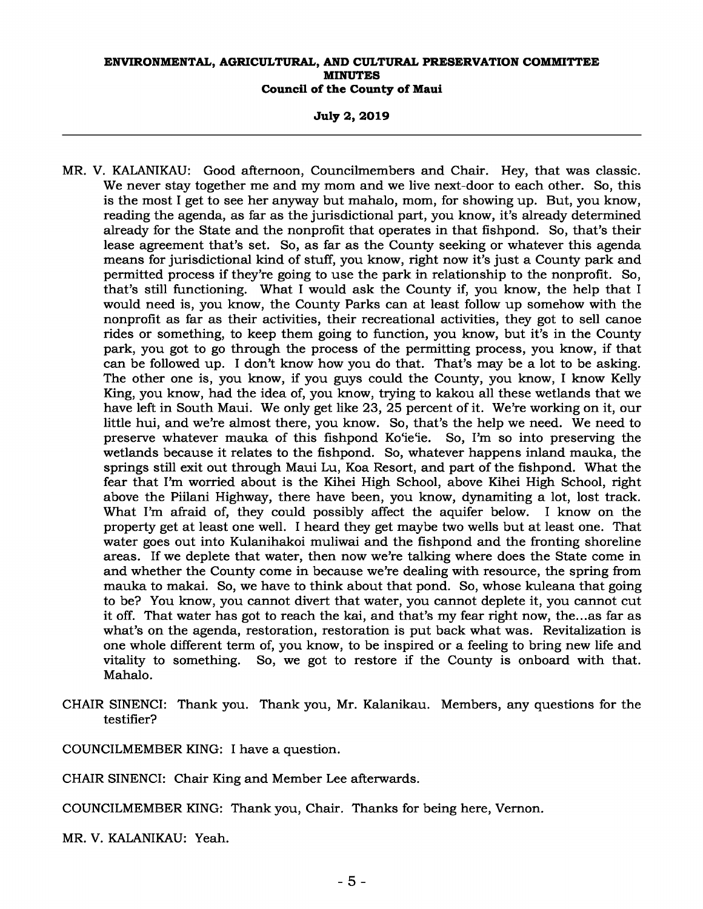MR. V. KALANIKAU: Good afternoon, Councilmembers and Chair. Hey, that was classic. We never stay together me and my mom and we live next-door to each other. So, this is the most I get to see her anyway but mahalo, mom, for showing up. But, you know, reading the agenda, as far as the jurisdictional part, you know, it's already determined already for the State and the nonprofit that operates in that fishpond. So, that's their lease agreement that's set. So, as far as the County seeking or whatever this agenda means for jurisdictional kind of stuff, you know, right now it's just a County park and permitted process if they're going to use the park in relationship to the nonprofit. So, that's still functioning. What I would ask the County if, you know, the help that I would need is, you know, the County Parks can at least follow up somehow with the nonprofit as far as their activities, their recreational activities, they got to sell canoe rides or something, to keep them going to function, you know, but it's in the County park, you got to go through the process of the permitting process, you know, if that can be followed up. I don't know how you do that. That's may be a lot to be asking. The other one is, you know, if you guys could the County, you know, I know Kelly King, you know, had the idea of, you know, trying to kakou all these wetlands that we have left in South Maui. We only get like 23, 25 percent of it. We're working on it, our little hui, and we're almost there, you know. So, that's the help we need. We need to preserve whatever mauka of this fishpond Ko'ie'ie. So, I'm so into preserving the wetlands because it relates to the fishpond. So, whatever happens inland mauka, the springs still exit out through Maui Lu, Koa Resort, and part of the fishpond. What the fear that I'm worried about is the Kihei High School, above Kihei High School, right above the Piilani Highway, there have been, you know, dynamiting a lot, lost track. What I'm afraid of, they could possibly affect the aquifer below. I know on the property get at least one well. I heard they get maybe two wells but at least one. That water goes out into Kulanihakoi muliwai and the fishpond and the fronting shoreline areas. If we deplete that water, then now we're talking where does the State come in and whether the County come in because we're dealing with resource, the spring from mauka to makai. So, we have to think about that pond. So, whose kuleana that going to be? You know, you cannot divert that water, you cannot deplete it, you cannot cut it off. That water has got to reach the kai, and that's my fear right now, the...as far as what's on the agenda, restoration, restoration is put back what was. Revitalization is one whole different term of, you know, to be inspired or a feeling to bring new life and vitality to something. So, we got to restore if the County is onboard with that. Mahalo.

CHAIR SINENCI: Thank you. Thank you, Mr. Kalanikau. Members, any questions for the testifier?

COUNCILMEMBER KING: I have a question.

CHAIR SINENCI: Chair King and Member Lee afterwards.

COUNCILMEMBER KING: Thank you, Chair. Thanks for being here, Vernon.

MR. V. KALANIKAU: Yeah.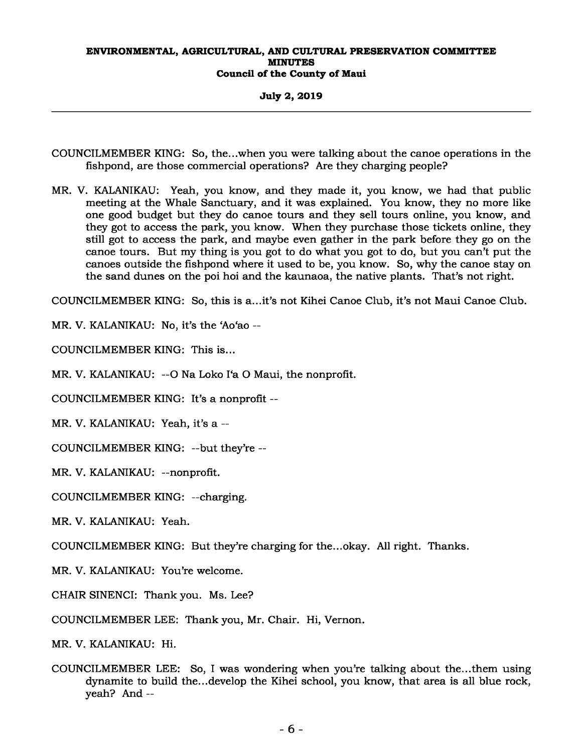COUNCILMEMBER KING: So, the...when you were talking about the canoe operations in the fishpond, are those commercial operations? Are they charging people?

MR. V. KALANIKAU: Yeah, you know, and they made it, you know, we had that public meeting at the Whale Sanctuary, and it was explained. You know, they no more like one good budget but they do canoe tours and they sell tours online, you know, and they got to access the park, you know. When they purchase those tickets online, they still got to access the park, and maybe even gather in the park before they go on the canoe tours. But my thing is you got to do what you got to do, but you can't put the canoes outside the fishpond where it used to be, you know. So, why the canoe stay on the sand dunes on the poi hoi and the kaunaoa, the native plants. That's not right.

COUNCILMEMBER KING: So, this is a...it's not Kihei Canoe Club, it's not Maui Canoe Club.

MR. V. KALANIKAU: No, it's the ʻAoʻao --

COUNCILMEMBER KING: This is...

MR. V. KALANIKAU: --O Na Loko Iʻa O Maui, the nonprofit.

COUNCILMEMBER KING: It's a nonprofit --

MR. V. KALANIKAU: Yeah, it's a --

COUNCILMEMBER KING: --but they're --

MR. V. KALANIKAU: --nonprofit.

COUNCILMEMBER KING: --charging.

MR. V. KALANIKAU: Yeah.

COUNCILMEMBER KING: But they're charging for the...okay. All right. Thanks.

MR. V. KALANIKAU: You're welcome.

CHAIR SINENCI: Thank you. Ms. Lee?

COUNCILMEMBER LEE: Thank you, Mr. Chair. Hi, Vernon.

MR. V. KALANIKAU: Hi.

COUNCILMEMBER LEE: So, I was wondering when you're talking about the...them using dynamite to build the...develop the Kihei school, you know, that area is all blue rock, yeah? And --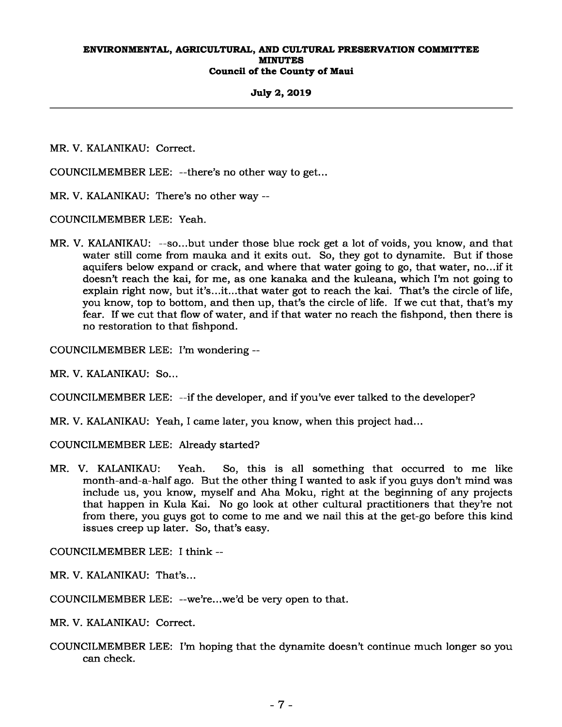MR. V. KALANIKAU: Correct.

COUNCILMEMBER LEE: --there's no other way to get...

MR. V. KALANIKAU: There's no other way --

COUNCILMEMBER LEE: Yeah.

MR. V. KALANIKAU: --so...but under those blue rock get a lot of voids, you know, and that water still come from mauka and it exits out. So, they got to dynamite. But if those aquifers below expand or crack, and where that water going to go, that water, no...if it doesn't reach the kai, for me, as one kanaka and the kuleana, which I'm not going to explain right now, but it's...it...that water got to reach the kai. That's the circle of life, you know, top to bottom, and then up, that's the circle of life. If we cut that, that's my fear. If we cut that flow of water, and if that water no reach the fishpond, then there is no restoration to that fishpond.

COUNCILMEMBER LEE: I'm wondering --

MR. V. KALANIKAU: So...

COUNCILMEMBER LEE: --if the developer, and if you've ever talked to the developer?

MR. V. KALANIKAU: Yeah, I came later, you know, when this project had...

COUNCILMEMBER LEE: Already started?

MR. V. KALANIKAU: Yeah. So, this is all something that occurred to me like month-and-a-half ago. But the other thing I wanted to ask if you guys don't mind was include us, you know, myself and Aha Moku, right at the beginning of any projects that happen in Kula Kai. No go look at other cultural practitioners that they're not from there, you guys got to come to me and we nail this at the get-go before this kind issues creep up later. So, that's easy.

COUNCILMEMBER LEE: I think --

MR. V. KALANIKAU: That's...

COUNCILMEMBER LEE: --we're...we'd be very open to that.

MR. V. KALANIKAU: Correct.

COUNCILMEMBER LEE: I'm hoping that the dynamite doesn't continue much longer so you can check.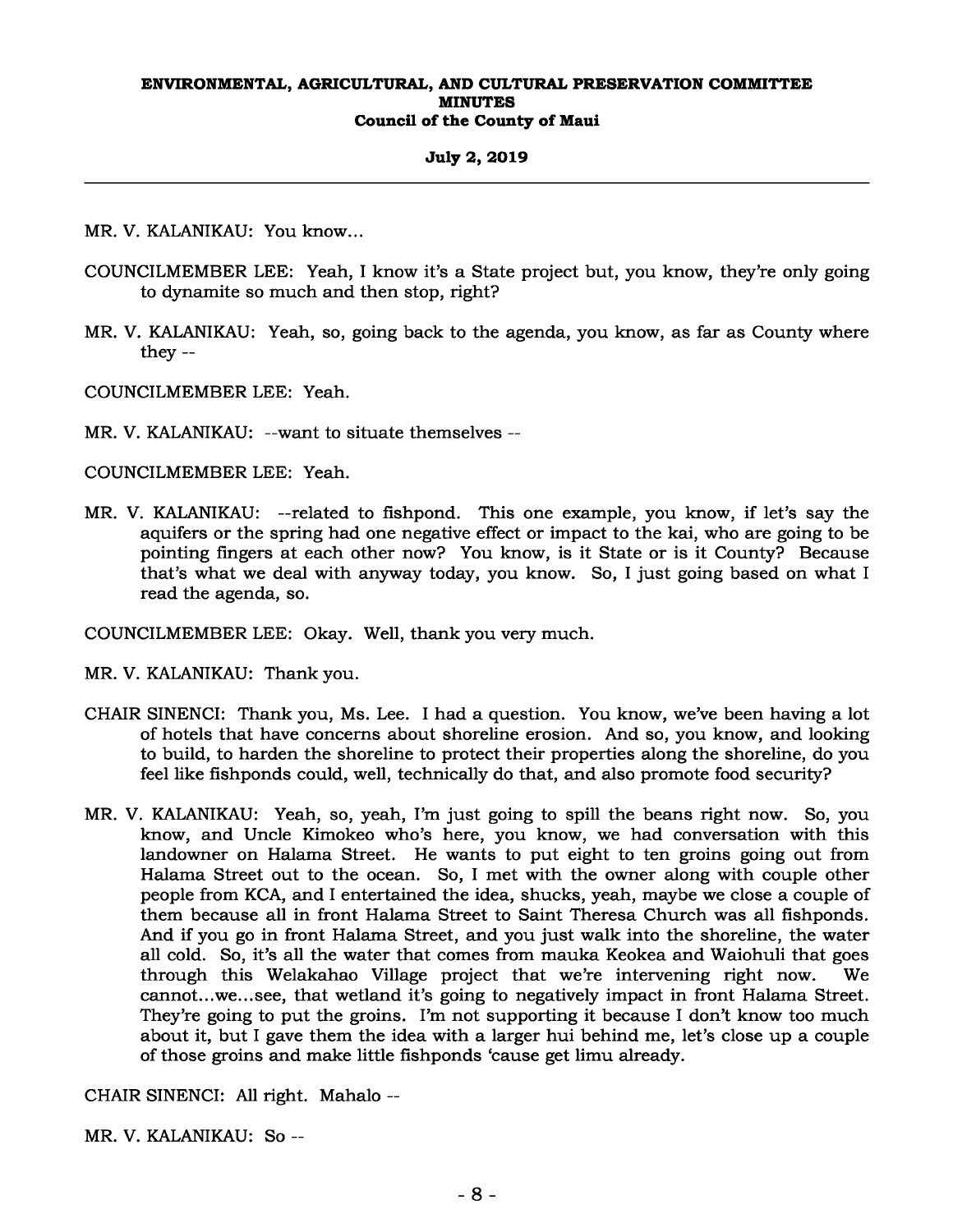MR. V. KALANIKAU: You know...

COUNCILMEMBER LEE: Yeah, I know it's a State project but, you know, they're only going to dynamite so much and then stop, right?

MR. V. KALANIKAU: Yeah, so, going back to the agenda, you know, as far as County where they --

COUNCILMEMBER LEE: Yeah.

MR. V. KALANIKAU: --want to situate themselves --

COUNCILMEMBER LEE: Yeah.

MR. V. KALANIKAU: --related to fishpond. This one example, you know, if let's say the aquifers or the spring had one negative effect or impact to the kai, who are going to be pointing fingers at each other now? You know, is it State or is it County? Because that's what we deal with anyway today, you know. So, I just going based on what I read the agenda, so.

COUNCILMEMBER LEE: Okay. Well, thank you very much.

MR. V. KALANIKAU: Thank you.

CHAIR SINENCI: Thank you, Ms. Lee. I had a question. You know, we've been having a lot of hotels that have concerns about shoreline erosion. And so, you know, and looking to build, to harden the shoreline to protect their properties along the shoreline, do you feel like fishponds could, well, technically do that, and also promote food security?

MR. V. KALANIKAU: Yeah, so, yeah, I'm just going to spill the beans right now. So, you know, and Uncle Kimokeo who's here, you know, we had conversation with this landowner on Halama Street. He wants to put eight to ten groins going out from Halama Street out to the ocean. So, I met with the owner along with couple other people from KCA, and I entertained the idea, shucks, yeah, maybe we close a couple of them because all in front Halama Street to Saint Theresa Church was all fishponds. And if you go in front Halama Street, and you just walk into the shoreline, the water all cold. So, it's all the water that comes from mauka Keokea and Waiohuli that goes through this Welakahao Village project that we're intervening right now. We cannot...we...see, that wetland it's going to negatively impact in front Halama Street. They're going to put the groins. I'm not supporting it because I don't know too much about it, but I gave them the idea with a larger hui behind me, let's close up a couple of those groins and make little fishponds 'cause get limu already.

CHAIR SINENCI: All right. Mahalo --

MR. V. KALANIKAU: So --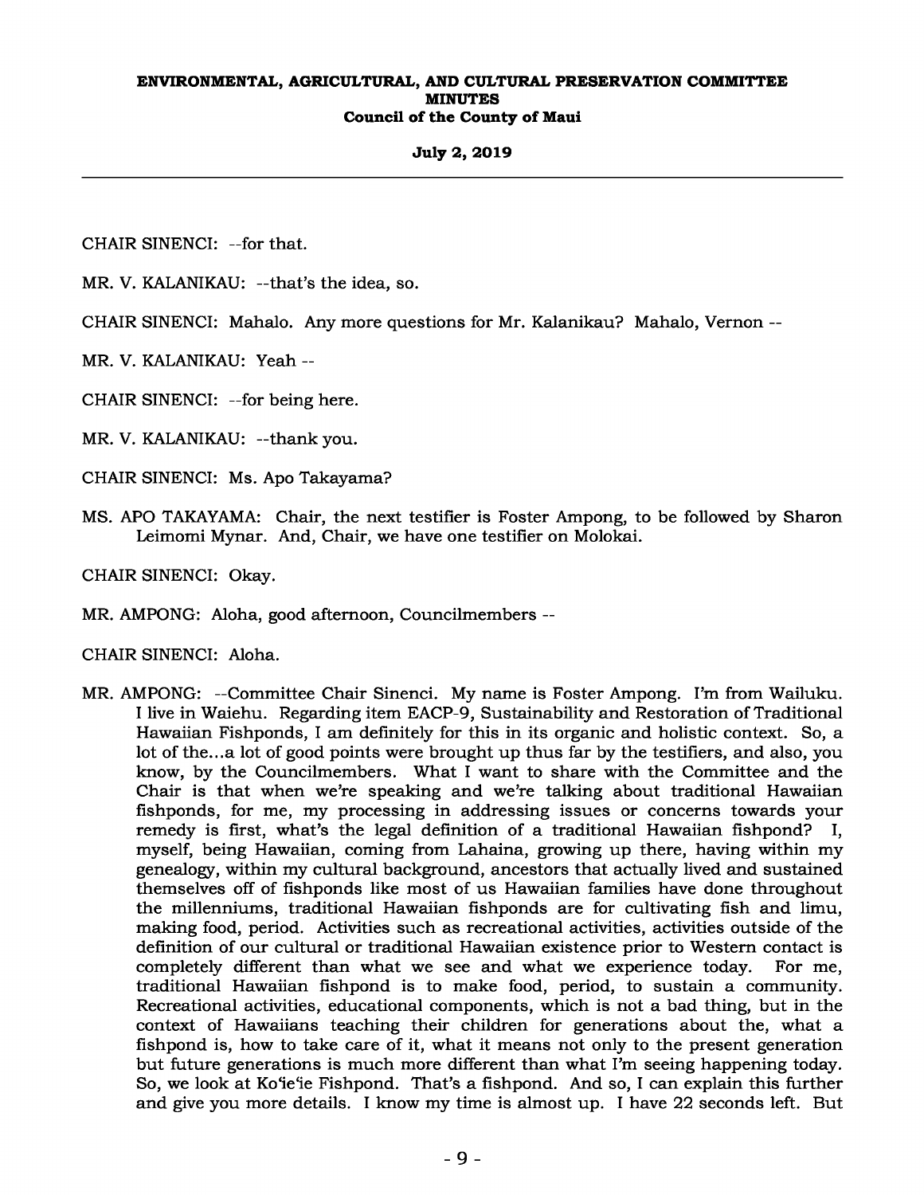CHAIR SINENCI: --for that.

MR. V. KALANIKAU: --that's the idea, so.

CHAIR SINENCI: Mahalo. Any more questions for Mr. Kalanikau? Mahalo, Vernon --

MR. V. KALANIKAU: Yeah --

CHAIR SINENCI: --for being here.

MR. V. KALANIKAU: --thank you.

CHAIR SINENCI: Ms. Apo Takayama?

MS. APO TAKAYAMA: Chair, the next testifier is Foster Ampong, to be followed by Sharon Leimomi Mynar. And, Chair, we have one testifier on Molokai.

CHAIR SINENCI: Okay.

MR. AMPONG: Aloha, good afternoon, Councilmembers --

CHAIR SINENCI: Aloha.

MR. AMPONG: --Committee Chair Sinenci. My name is Foster Ampong. I'm from Wailuku. I live in Waiehu. Regarding item EACP-9, Sustainability and Restoration of Traditional Hawaiian Fishponds, I am definitely for this in its organic and holistic context. So, a lot of the...a lot of good points were brought up thus far by the testifiers, and also, you know, by the Councilmembers. What I want to share with the Committee and the Chair is that when we're speaking and we're talking about traditional Hawaiian fishponds, for me, my processing in addressing issues or concerns towards your remedy is first, what's the legal definition of a traditional Hawaiian fishpond? I, myself, being Hawaiian, coming from Lahaina, growing up there, having within my genealogy, within my cultural background, ancestors that actually lived and sustained themselves off of fishponds like most of us Hawaiian families have done throughout the millenniums, traditional Hawaiian fishponds are for cultivating fish and limu, making food, period. Activities such as recreational activities, activities outside of the definition of our cultural or traditional Hawaiian existence prior to Western contact is completely different than what we see and what we experience today. For me, traditional Hawaiian fishpond is to make food, period, to sustain a community. Recreational activities, educational components, which is not a bad thing, but in the context of Hawaiians teaching their children for generations about the, what a fishpond is, how to take care of it, what it means not only to the present generation but future generations is much more different than what I'm seeing happening today. So, we look at Ko'ie'ie Fishpond. That's a fishpond. And so, I can explain this further and give you more details. I know my time is almost up. I have 22 seconds left. But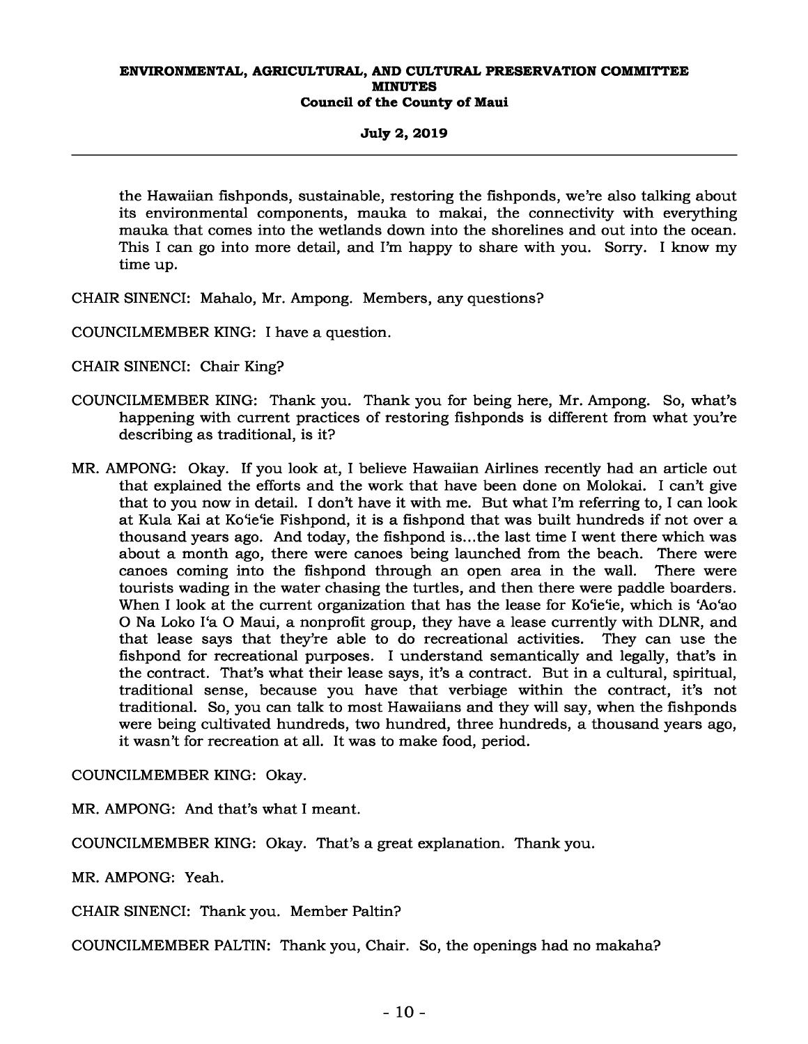the Hawaiian fishponds, sustainable, restoring the fishponds, we're also talking about its environmental components, mauka to makai, the connectivity with everything mauka that comes into the wetlands down into the shorelines and out into the ocean. This I can go into more detail, and I'm happy to share with you. Sorry. I know my time up.

CHAIR SINENCI: Mahalo, Mr. Ampong. Members, any questions?

COUNCILMEMBER KING: I have a question.

CHAIR SINENCI: Chair King?

COUNCILMEMBER KING: Thank you. Thank you for being here, Mr. Ampong. So, what's happening with current practices of restoring fishponds is different from what you're describing as traditional, is it?

MR. AMPONG: Okay. If you look at, I believe Hawaiian Airlines recently had an article out that explained the efforts and the work that have been done on Molokai. I can't give that to you now in detail. I don't have it with me. But what I'm referring to, I can look at Kula Kai at Koʻieʻie Fishpond, it is a fishpond that was built hundreds if not over a thousand years ago. And today, the fishpond is...the last time I went there which was about a month ago, there were canoes being launched from the beach. There were canoes coming into the fishpond through an open area in the wall. There were tourists wading in the water chasing the turtles, and then there were paddle boarders. When I look at the current organization that has the lease for Koʻieʻie, which is ʻAoʻao O Na Loko Iʻa O Maui, a nonprofit group, they have a lease currently with DLNR, and that lease says that they're able to do recreational activities. They can use the fishpond for recreational purposes. I understand semantically and legally, that's in the contract. That's what their lease says, it's a contract. But in a cultural, spiritual, traditional sense, because you have that verbiage within the contract, it's not traditional. So, you can talk to most Hawaiians and they will say, when the fishponds were being cultivated hundreds, two hundred, three hundreds, a thousand years ago, it wasn't for recreation at all. It was to make food, period.

COUNCILMEMBER KING: Okay.

MR. AMPONG: And that's what I meant.

COUNCILMEMBER KING: Okay. That's a great explanation. Thank you.

MR. AMPONG: Yeah.

CHAIR SINENCI: Thank you. Member Paltin?

COUNCILMEMBER PALTIN: Thank you, Chair. So, the openings had no makaha?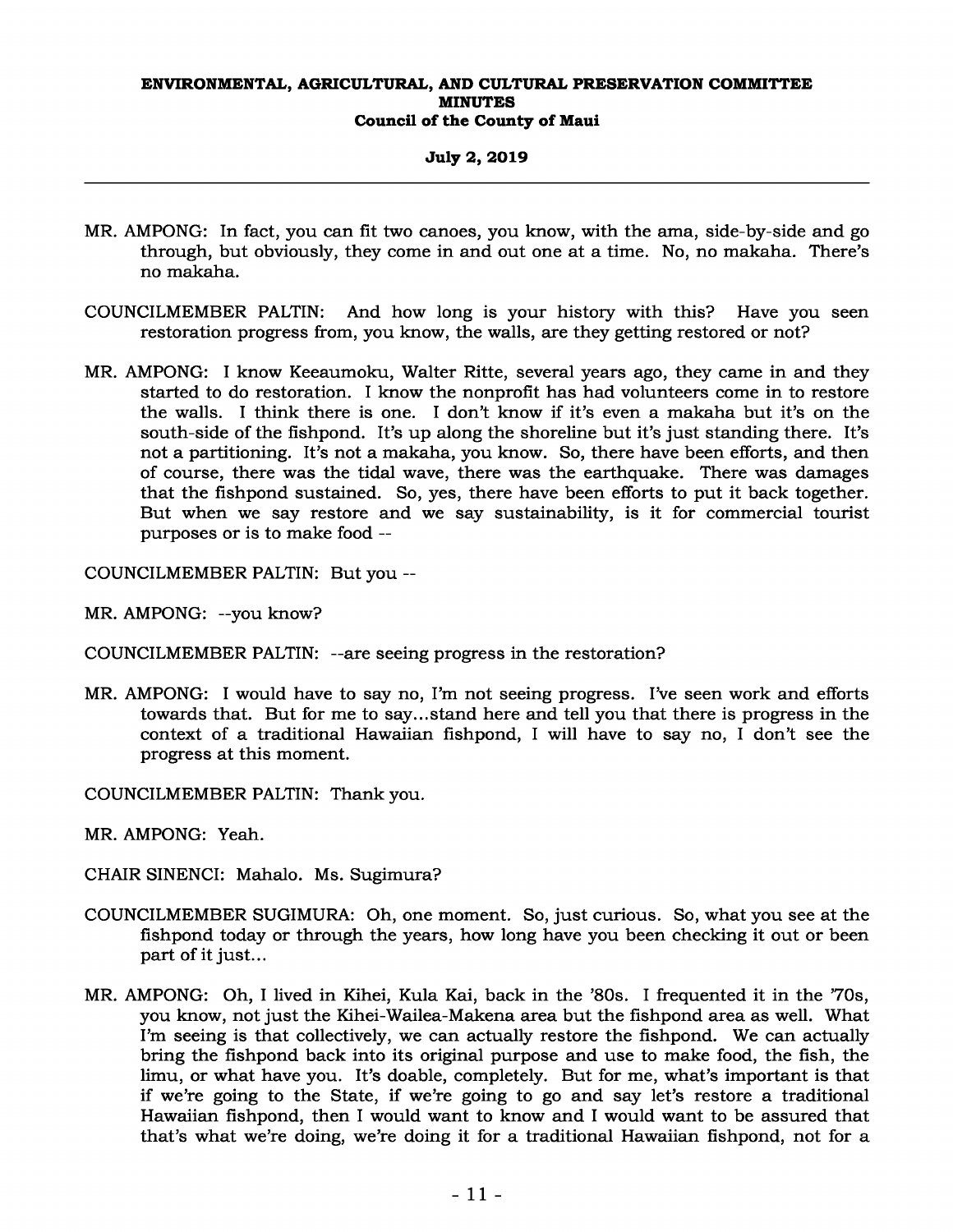MR. AMPONG: In fact, you can fit two canoes, you know, with the ama, side-by-side and go through, but obviously, they come in and out one at a time. No, no makaha. There's no makaha.

COUNCILMEMBER PALTIN: And how long is your history with this? Have you seen restoration progress from, you know, the walls, are they getting restored or not?

MR. AMPONG: I know Keeaumoku, Walter Ritte, several years ago, they came in and they started to do restoration. I know the nonprofit has had volunteers come in to restore the walls. I think there is one. I don't know if it's even a makaha but it's on the south-side of the fishpond. It's up along the shoreline but it's just standing there. It's not a partitioning. It's not a makaha, you know. So, there have been efforts, and then of course, there was the tidal wave, there was the earthquake. There was damages that the fishpond sustained. So, yes, there have been efforts to put it back together. But when we say restore and we say sustainability, is it for commercial tourist purposes or is to make food --

COUNCILMEMBER PALTIN: But you --

MR. AMPONG: --you know?

COUNCILMEMBER PALTIN: --are seeing progress in the restoration?

MR. AMPONG: I would have to say no, I'm not seeing progress. I've seen work and efforts towards that. But for me to say...stand here and tell you that there is progress in the context of a traditional Hawaiian fishpond, I will have to say no, I don't see the progress at this moment.

COUNCILMEMBER PALTIN: Thank you.

MR. AMPONG: Yeah.

CHAIR SINENCI: Mahalo. Ms. Sugimura?

COUNCILMEMBER SUGIMURA: Oh, one moment. So, just curious. So, what you see at the fishpond today or through the years, how long have you been checking it out or been part of it just...

MR. AMPONG: Oh, I lived in Kihei, Kula Kai, back in the '80s. I frequented it in the '70s, you know, not just the Kihei-Wailea-Makena area but the fishpond area as well. What I'm seeing is that collectively, we can actually restore the fishpond. We can actually bring the fishpond back into its original purpose and use to make food, the fish, the limu, or what have you. It's doable, completely. But for me, what's important is that if we're going to the State, if we're going to go and say let's restore a traditional Hawaiian fishpond, then I would want to know and I would want to be assured that that's what we're doing, we're doing it for a traditional Hawaiian fishpond, not for a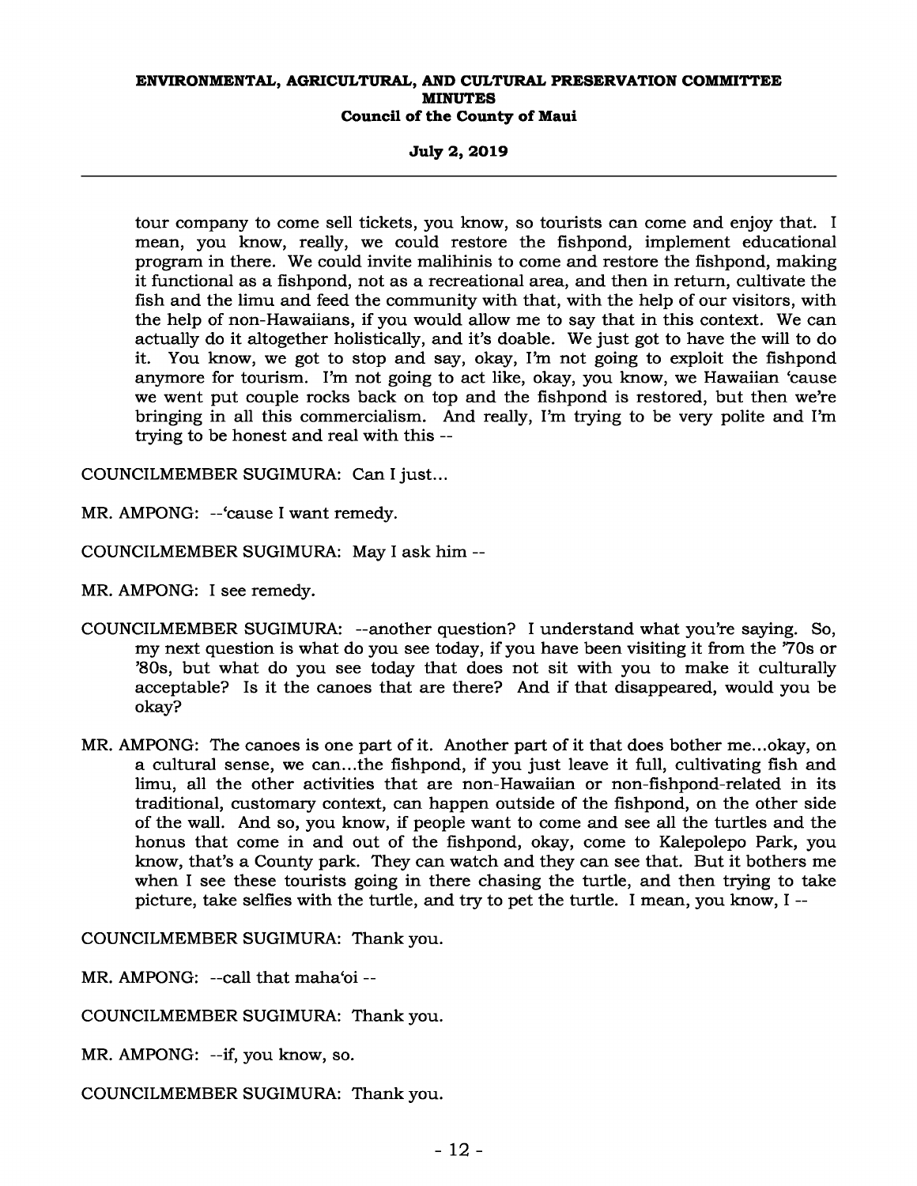tour company to come sell tickets, you know, so tourists can come and enjoy that. I mean, you know, really, we could restore the fishpond, implement educational program in there. We could invite malihinis to come and restore the fishpond, making it functional as a fishpond, not as a recreational area, and then in return, cultivate the fish and the limu and feed the community with that, with the help of our visitors, with the help of non-Hawaiians, if you would allow me to say that in this context. We can actually do it altogether holistically, and it's doable. We just got to have the will to do it. You know, we got to stop and say, okay, I'm not going to exploit the fishpond anymore for tourism. I'm not going to act like, okay, you know, we Hawaiian 'cause we went put couple rocks back on top and the fishpond is restored, but then we're bringing in all this commercialism. And really, I'm trying to be very polite and I'm trying to be honest and real with this --

COUNCILMEMBER SUGIMURA: Can I just...

MR. AMPONG: --'cause I want remedy.

COUNCILMEMBER SUGIMURA: May I ask him --

MR. AMPONG: I see remedy.

COUNCILMEMBER SUGIMURA: --another question? I understand what you're saying. So, my next question is what do you see today, if you have been visiting it from the '70s or '80s, but what do you see today that does not sit with you to make it culturally acceptable? Is it the canoes that are there? And if that disappeared, would you be okay?

MR. AMPONG: The canoes is one part of it. Another part of it that does bother me...okay, on a cultural sense, we can...the fishpond, if you just leave it full, cultivating fish and limu, all the other activities that are non-Hawaiian or non-fishpond-related in its traditional, customary context, can happen outside of the fishpond, on the other side of the wall. And so, you know, if people want to come and see all the turtles and the honus that come in and out of the fishpond, okay, come to Kalepolepo Park, you know, that's a County park. They can watch and they can see that. But it bothers me when I see these tourists going in there chasing the turtle, and then trying to take picture, take selfies with the turtle, and try to pet the turtle. I mean, you know, I --

COUNCILMEMBER SUGIMURA: Thank you.

MR. AMPONG: --call that maha'oi --

COUNCILMEMBER SUGIMURA: Thank you.

MR. AMPONG: --if, you know, so.

COUNCILMEMBER SUGIMURA: Thank you.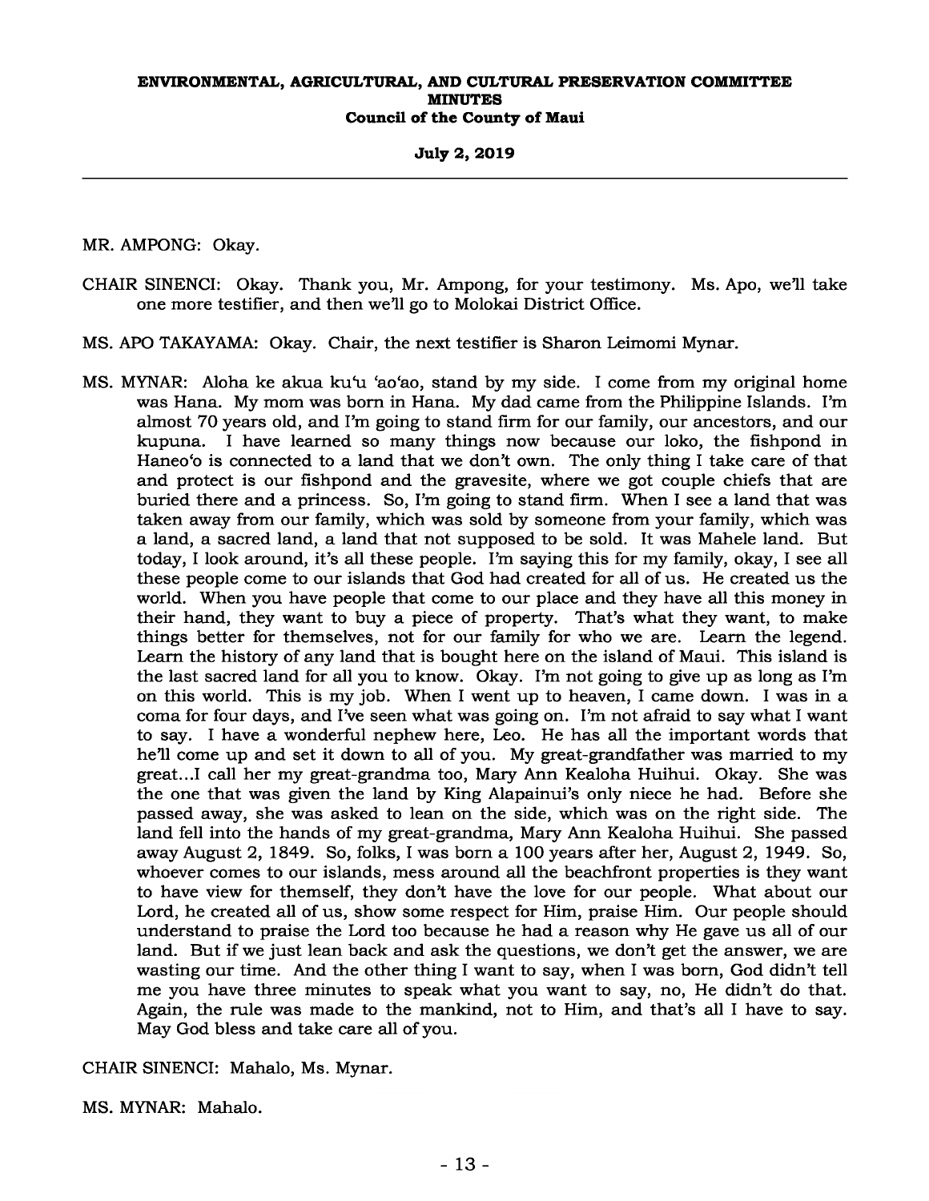MR. AMPONG: Okay.

CHAIR SINENCI: Okay. Thank you, Mr. Ampong, for your testimony. Ms. Apo, we'll take one more testifier, and then we'll go to Molokai District Office.

MS. APO TAKAYAMA: Okay. Chair, the next testifier is Sharon Leimomi Mynar.

MS. MYNAR: Aloha ke akua ku'u 'ao'ao, stand by my side. I come from my original home was Hana. My mom was born in Hana. My dad came from the Philippine Islands. I'm almost 70 years old, and I'm going to stand firm for our family, our ancestors, and our kupuna. I have learned so many things now because our loko, the fishpond in Haneo'o is connected to a land that we don't own. The only thing I take care of that and protect is our fishpond and the gravesite, where we got couple chiefs that are buried there and a princess. So, I'm going to stand firm. When I see a land that was taken away from our family, which was sold by someone from your family, which was a land, a sacred land, a land that not supposed to be sold. It was Mahele land. But today, I look around, it's all these people. I'm saying this for my family, okay, I see all these people come to our islands that God had created for all of us. He created us the world. When you have people that come to our place and they have all this money in their hand, they want to buy a piece of property. That's what they want, to make things better for themselves, not for our family for who we are. Learn the legend. Learn the history of any land that is bought here on the island of Maui. This island is the last sacred land for all you to know. Okay. I'm not going to give up as long as I'm on this world. This is my job. When I went up to heaven, I came down. I was in a coma for four days, and I've seen what was going on. I'm not afraid to say what I want to say. I have a wonderful nephew here, Leo. He has all the important words that he'll come up and set it down to all of you. My great-grandfather was married to my great...I call her my great-grandma too, Mary Ann Kealoha Huihui. Okay. She was the one that was given the land by King Alapainui's only niece he had. Before she passed away, she was asked to lean on the side, which was on the right side. The land fell into the hands of my great-grandma, Mary Ann Kealoha Huihui. She passed away August 2, 1849. So, folks, I was born a 100 years after her, August 2, 1949. So, whoever comes to our islands, mess around all the beachfront properties is they want to have view for themself, they don't have the love for our people. What about our Lord, he created all of us, show some respect for Him, praise Him. Our people should understand to praise the Lord too because he had a reason why He gave us all of our land. But if we just lean back and ask the questions, we don't get the answer, we are wasting our time. And the other thing I want to say, when I was born, God didn't tell me you have three minutes to speak what you want to say, no, He didn't do that. Again, the rule was made to the mankind, not to Him, and that's all I have to say. May God bless and take care all of you.

CHAIR SINENCI: Mahalo, Ms. Mynar.

MS. MYNAR: Mahalo.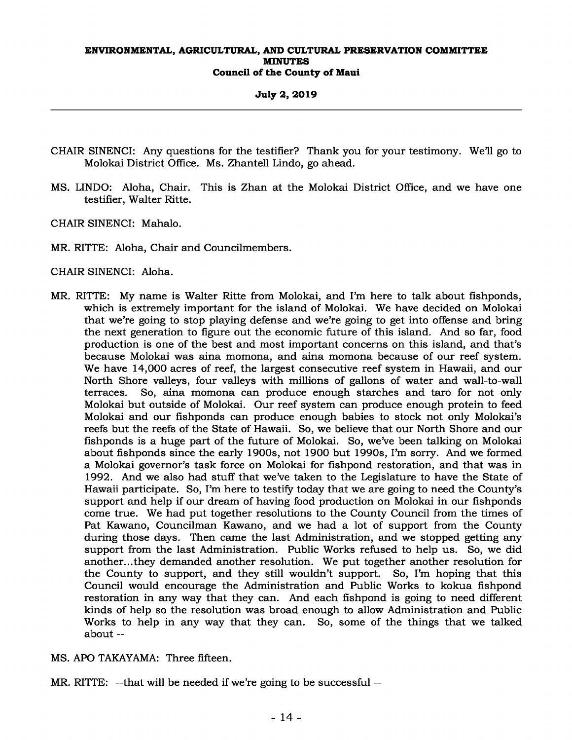CHAIR SINENCI: Any questions for the testifier? Thank you for your testimony. We'll go to Molokai District Office. Ms. Zhantell Lindo, go ahead.

MS. LINDO: Aloha, Chair. This is Zhan at the Molokai District Office, and we have one testifier, Walter Ritte.

CHAIR SINENCI: Mahalo.

MR. RITTE: Aloha, Chair and Councilmembers.

CHAIR SINENCI: Aloha.

MR. RITTE: My name is Walter Ritte from Molokai, and I'm here to talk about fishponds, which is extremely important for the island of Molokai. We have decided on Molokai that we're going to stop playing defense and we're going to get into offense and bring the next generation to figure out the economic future of this island. And so far, food production is one of the best and most important concerns on this island, and that's because Molokai was aina momona, and aina momona because of our reef system. We have 14,000 acres of reef, the largest consecutive reef system in Hawaii, and our North Shore valleys, four valleys with millions of gallons of water and wall-to-wall terraces. So, aina momona can produce enough starches and taro for not only Molokai but outside of Molokai. Our reef system can produce enough protein to feed Molokai and our fishponds can produce enough babies to stock not only Molokai's reefs but the reefs of the State of Hawaii. So, we believe that our North Shore and our fishponds is a huge part of the future of Molokai. So, we've been talking on Molokai about fishponds since the early 1900s, not 1900 but 1990s, I'm sorry. And we formed a Molokai governor's task force on Molokai for fishpond restoration, and that was in 1992. And we also had stuff that we've taken to the Legislature to have the State of Hawaii participate. So, I'm here to testify today that we are going to need the County's support and help if our dream of having food production on Molokai in our fishponds come true. We had put together resolutions to the County Council from the times of Pat Kawano, Councilman Kawano, and we had a lot of support from the County during those days. Then came the last Administration, and we stopped getting any support from the last Administration. Public Works refused to help us. So, we did another...they demanded another resolution. We put together another resolution for the County to support, and they still wouldn't support. So, I'm hoping that this Council would encourage the Administration and Public Works to kokua fishpond restoration in any way that they can. And each fishpond is going to need different kinds of help so the resolution was broad enough to allow Administration and Public Works to help in any way that they can. So, some of the things that we talked about --

MS. APO TAKAYAMA: Three fifteen.

MR. RITTE: --that will be needed if we're going to be successful --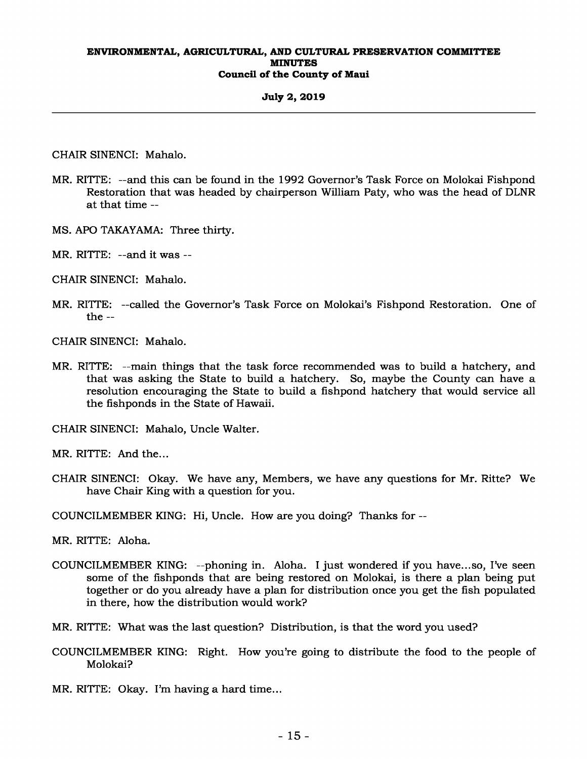CHAIR SINENCI: Mahalo.

MR. RITTE: --and this can be found in the 1992 Governor's Task Force on Molokai Fishpond Restoration that was headed by chairperson William Paty, who was the head of DLNR at that time --

MS. APO TAKAYAMA: Three thirty.

MR. RITTE: --and it was --

CHAIR SINENCI: Mahalo.

MR. RITTE: --called the Governor's Task Force on Molokai's Fishpond Restoration. One of the --

CHAIR SINENCI: Mahalo.

MR. RITTE: --main things that the task force recommended was to build a hatchery, and that was asking the State to build a hatchery. So, maybe the County can have a resolution encouraging the State to build a fishpond hatchery that would service all the fishponds in the State of Hawaii.

CHAIR SINENCI: Mahalo, Uncle Walter.

MR. RITTE: And the...

CHAIR SINENCI: Okay. We have any, Members, we have any questions for Mr. Ritte? We have Chair King with a question for you.

COUNCILMEMBER KING: Hi, Uncle. How are you doing? Thanks for --

MR. RITTE: Aloha.

COUNCILMEMBER KING: --phoning in. Aloha. I just wondered if you have...so, I've seen some of the fishponds that are being restored on Molokai, is there a plan being put together or do you already have a plan for distribution once you get the fish populated in there, how the distribution would work?

MR. RITTE: What was the last question? Distribution, is that the word you used?

COUNCILMEMBER KING: Right. How you're going to distribute the food to the people of Molokai?

MR. RITTE: Okay. I'm having a hard time...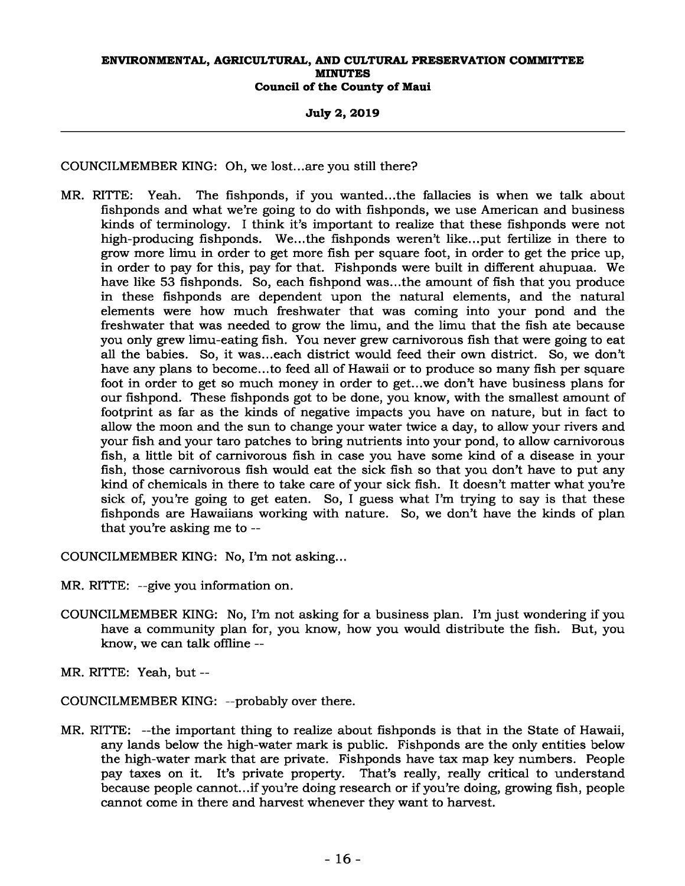COUNCILMEMBER KING: Oh, we lost...are you still there?

MR. RITTE: Yeah. The fishponds, if you wanted...the fallacies is when we talk about fishponds and what we're going to do with fishponds, we use American and business kinds of terminology. I think it's important to realize that these fishponds were not high-producing fishponds. We...the fishponds weren't like...put fertilize in there to grow more limu in order to get more fish per square foot, in order to get the price up, in order to pay for this, pay for that. Fishponds were built in different ahupuaa. We have like 53 fishponds. So, each fishpond was...the amount of fish that you produce in these fishponds are dependent upon the natural elements, and the natural elements were how much freshwater that was coming into your pond and the freshwater that was needed to grow the limu, and the limu that the fish ate because you only grew limu-eating fish. You never grew carnivorous fish that were going to eat all the babies. So, it was...each district would feed their own district. So, we don't have any plans to become...to feed all of Hawaii or to produce so many fish per square foot in order to get so much money in order to get...we don't have business plans for our fishpond. These fishponds got to be done, you know, with the smallest amount of footprint as far as the kinds of negative impacts you have on nature, but in fact to allow the moon and the sun to change your water twice a day, to allow your rivers and your fish and your taro patches to bring nutrients into your pond, to allow carnivorous fish, a little bit of carnivorous fish in case you have some kind of a disease in your fish, those carnivorous fish would eat the sick fish so that you don't have to put any kind of chemicals in there to take care of your sick fish. It doesn't matter what you're sick of, you're going to get eaten. So, I guess what I'm trying to say is that these fishponds are Hawaiians working with nature. So, we don't have the kinds of plan that you're asking me to --

COUNCILMEMBER KING: No, I'm not asking...

MR. RITTE: --give you information on.

COUNCILMEMBER KING: No, I'm not asking for a business plan. I'm just wondering if you have a community plan for, you know, how you would distribute the fish. But, you know, we can talk offline --

MR. RITTE: Yeah, but --

COUNCILMEMBER KING: --probably over there.

MR. RITTE: --the important thing to realize about fishponds is that in the State of Hawaii, any lands below the high-water mark is public. Fishponds are the only entities below the high-water mark that are private. Fishponds have tax map key numbers. People pay taxes on it. It's private property. That's really, really critical to understand because people cannot...if you're doing research or if you're doing, growing fish, people cannot come in there and harvest whenever they want to harvest.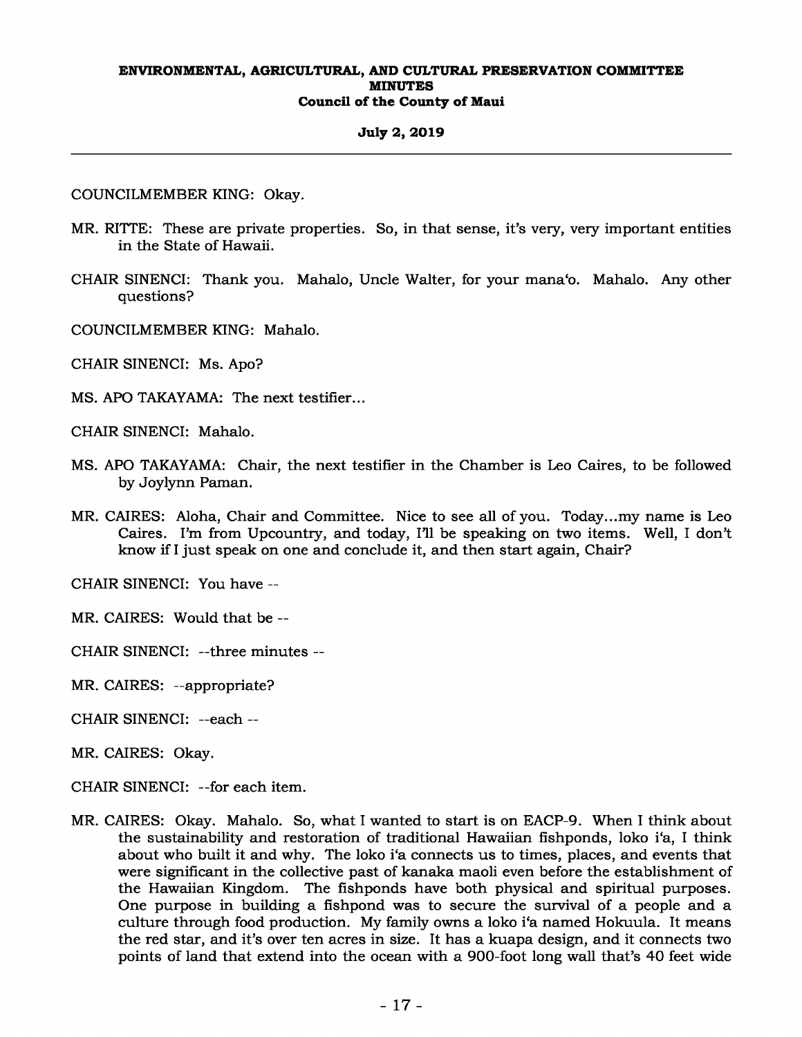COUNCILMEMBER KING: Okay.

MR. RITTE: These are private properties. So, in that sense, it's very, very important entities in the State of Hawaii.

CHAIR SINENCI: Thank you. Mahalo, Uncle Walter, for your mana'o. Mahalo. Any other questions?

COUNCILMEMBER KING: Mahalo.

CHAIR SINENCI: Ms. Apo?

MS. APO TAKAYAMA: The next testifier...

CHAIR SINENCI: Mahalo.

MS. APO TAKAYAMA: Chair, the next testifier in the Chamber is Leo Caires, to be followed by Joylynn Paman.

MR. CAIRES: Aloha, Chair and Committee. Nice to see all of you. Today...my name is Leo Caires. I'm from Upcountry, and today, I'll be speaking on two items. Well, I don't know if I just speak on one and conclude it, and then start again, Chair?

CHAIR SINENCI: You have --

MR. CAIRES: Would that be --

CHAIR SINENCI: --three minutes --

MR. CAIRES: --appropriate?

CHAIR SINENCI: --each --

MR. CAIRES: Okay.

CHAIR SINENCI: --for each item.

MR. CAIRES: Okay. Mahalo. So, what I wanted to start is on EACP-9. When I think about the sustainability and restoration of traditional Hawaiian fishponds, loko i'a, I think about who built it and why. The loko i'a connects us to times, places, and events that were significant in the collective past of kanaka maoli even before the establishment of the Hawaiian Kingdom. The fishponds have both physical and spiritual purposes. One purpose in building a fishpond was to secure the survival of a people and a culture through food production. My family owns a loko i'a named Hokuula. It means the red star, and it's over ten acres in size. It has a kuapa design, and it connects two points of land that extend into the ocean with a 900-foot long wall that's 40 feet wide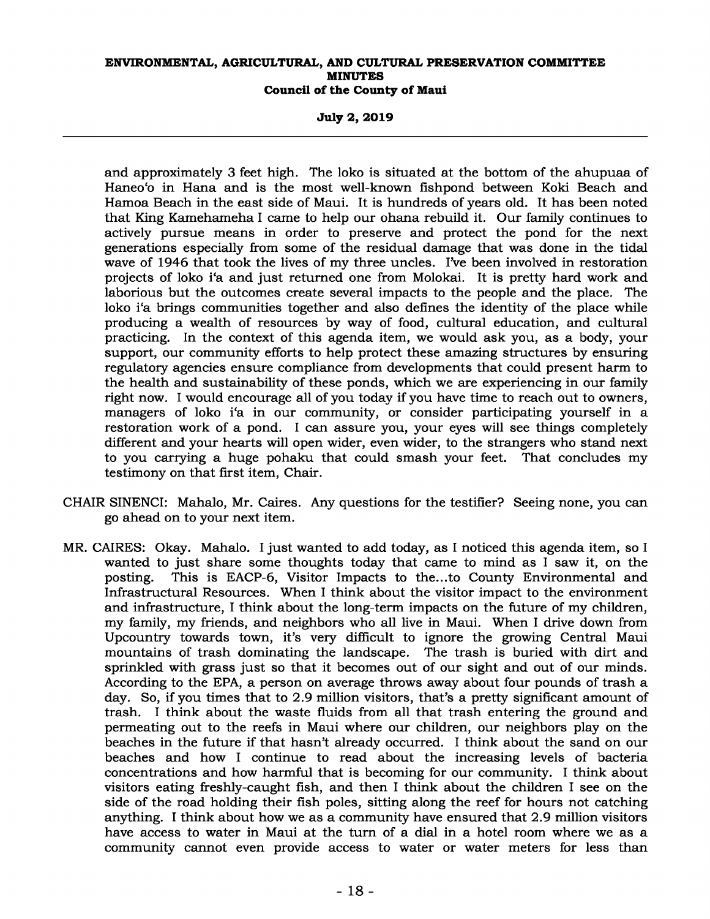and approximately 3 feet high. The loko is situated at the bottom of the ahupuaa of Haneo'o in Hana and is the most well-known fishpond between Koki Beach and Hamoa Beach in the east side of Maui. It is hundreds of years old. It has been noted that King Kamehameha I came to help our ohana rebuild it. Our family continues to actively pursue means in order to preserve and protect the pond for the next generations especially from some of the residual damage that was done in the tidal wave of 1946 that took the lives of my three uncles. I've been involved in restoration projects of loko i'a and just returned one from Molokai. It is pretty hard work and laborious but the outcomes create several impacts to the people and the place. The loko i'a brings communities together and also defines the identity of the place while producing a wealth of resources by way of food, cultural education, and cultural practicing. In the context of this agenda item, we would ask you, as a body, your support, our community efforts to help protect these amazing structures by ensuring regulatory agencies ensure compliance from developments that could present harm to the health and sustainability of these ponds, which we are experiencing in our family right now. I would encourage all of you today if you have time to reach out to owners, managers of loko i'a in our community, or consider participating yourself in a restoration work of a pond. I can assure you, your eyes will see things completely different and your hearts will open wider, even wider, to the strangers who stand next to you carrying a huge pohaku that could smash your feet. That concludes my testimony on that first item, Chair.

CHAIR SINENCI: Mahalo, Mr. Caires. Any questions for the testifier? Seeing none, you can go ahead on to your next item.

MR. CAIRES: Okay. Mahalo. I just wanted to add today, as I noticed this agenda item, so I wanted to just share some thoughts today that came to mind as I saw it, on the posting. This is EACP-6, Visitor Impacts to the...to County Environmental and Infrastructural Resources. When I think about the visitor impact to the environment and infrastructure, I think about the long-term impacts on the future of my children, my family, my friends, and neighbors who all live in Maui. When I drive down from Upcountry towards town, it's very difficult to ignore the growing Central Maui mountains of trash dominating the landscape. The trash is buried with dirt and sprinkled with grass just so that it becomes out of our sight and out of our minds. According to the EPA, a person on average throws away about four pounds of trash a day. So, if you times that to 2.9 million visitors, that's a pretty significant amount of trash. I think about the waste fluids from all that trash entering the ground and permeating out to the reefs in Maui where our children, our neighbors play on the beaches in the future if that hasn't already occurred. I think about the sand on our beaches and how I continue to read about the increasing levels of bacteria concentrations and how harmful that is becoming for our community. I think about visitors eating freshly-caught fish, and then I think about the children I see on the side of the road holding their fish poles, sitting along the reef for hours not catching anything. I think about how we as a community have ensured that 2.9 million visitors have access to water in Maui at the turn of a dial in a hotel room where we as a community cannot even provide access to water or water meters for less than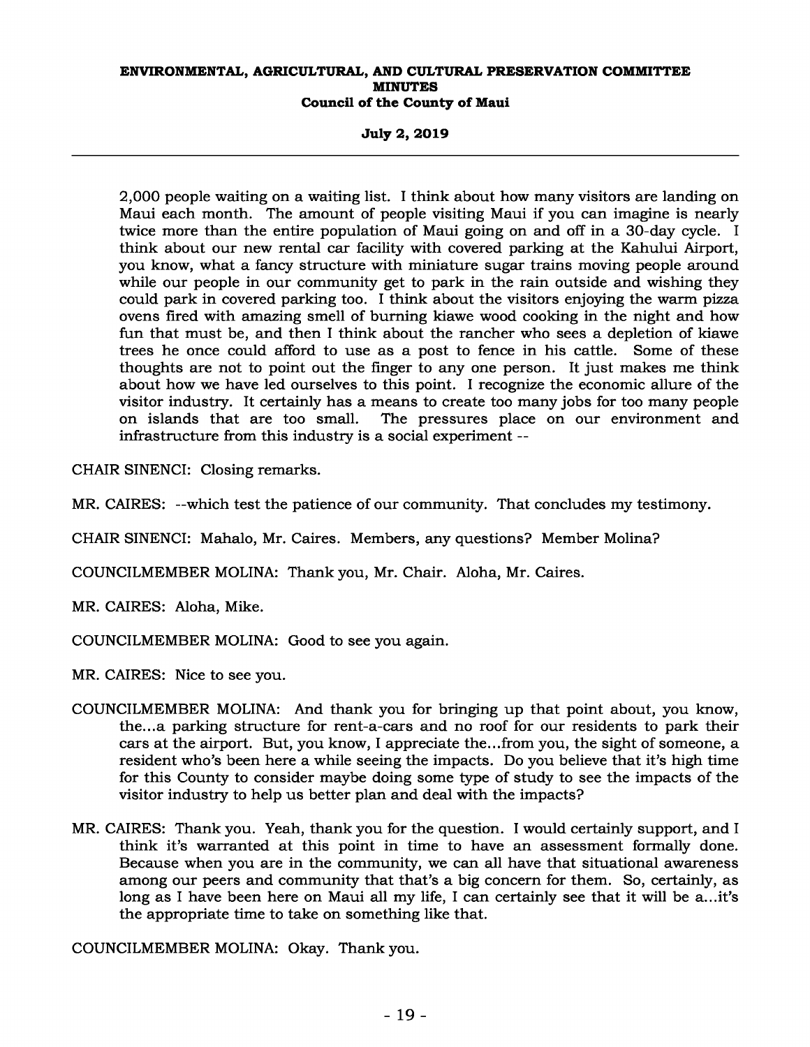2,000 people waiting on a waiting list. I think about how many visitors are landing on Maui each month. The amount of people visiting Maui if you can imagine is nearly twice more than the entire population of Maui going on and off in a 30-day cycle. I think about our new rental car facility with covered parking at the Kahului Airport, you know, what a fancy structure with miniature sugar trains moving people around while our people in our community get to park in the rain outside and wishing they could park in covered parking too. I think about the visitors enjoying the warm pizza ovens fired with amazing smell of burning kiawe wood cooking in the night and how fun that must be, and then I think about the rancher who sees a depletion of kiawe trees he once could afford to use as a post to fence in his cattle. Some of these thoughts are not to point out the finger to any one person. It just makes me think about how we have led ourselves to this point. I recognize the economic allure of the visitor industry. It certainly has a means to create too many jobs for too many people on islands that are too small. The pressures place on our environment and infrastructure from this industry is a social experiment --

CHAIR SINENCI: Closing remarks.

MR. CAIRES: --which test the patience of our community. That concludes my testimony.

CHAIR SINENCI: Mahalo, Mr. Caires. Members, any questions? Member Molina?

COUNCILMEMBER MOLINA: Thank you, Mr. Chair. Aloha, Mr. Caires.

MR. CAIRES: Aloha, Mike.

COUNCILMEMBER MOLINA: Good to see you again.

MR. CAIRES: Nice to see you.

COUNCILMEMBER MOLINA: And thank you for bringing up that point about, you know, the...a parking structure for rent-a-cars and no roof for our residents to park their cars at the airport. But, you know, I appreciate the...from you, the sight of someone, a resident who's been here a while seeing the impacts. Do you believe that it's high time for this County to consider maybe doing some type of study to see the impacts of the visitor industry to help us better plan and deal with the impacts?

MR. CAIRES: Thank you. Yeah, thank you for the question. I would certainly support, and I think it's warranted at this point in time to have an assessment formally done. Because when you are in the community, we can all have that situational awareness among our peers and community that that's a big concern for them. So, certainly, as long as I have been here on Maui all my life, I can certainly see that it will be a...it's the appropriate time to take on something like that.

COUNCILMEMBER MOLINA: Okay. Thank you.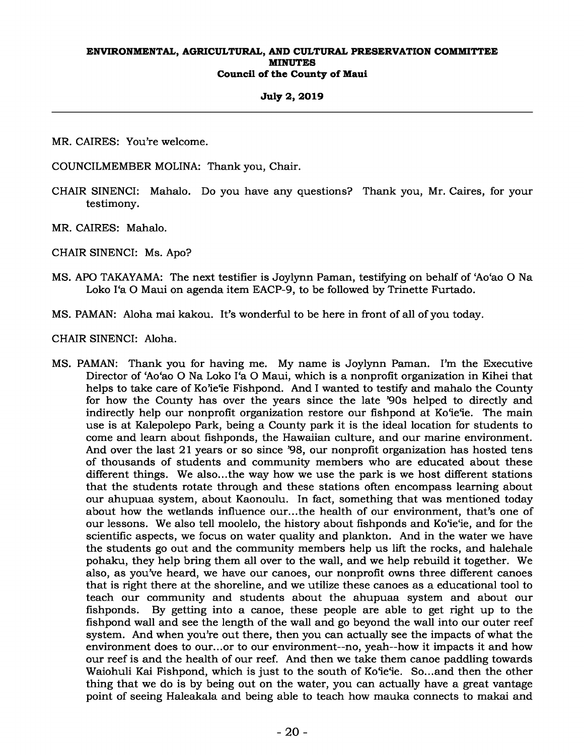MR. CAIRES: You're welcome.

COUNCILMEMBER MOLINA: Thank you, Chair.

CHAIR SINENCI: Mahalo. Do you have any questions? Thank you, Mr. Caires, for your testimony.

MR. CAIRES: Mahalo.

CHAIR SINENCI: Ms. Apo?

MS. APO TAKAYAMA: The next testifier is Joylynn Paman, testifying on behalf of ʻAoʻao O Na Loko Iʻa O Maui on agenda item EACP-9, to be followed by Trinette Furtado.

MS. PAMAN: Aloha mai kakou. It's wonderful to be here in front of all of you today.

CHAIR SINENCI: Aloha.

MS. PAMAN: Thank you for having me. My name is Joylynn Paman. I'm the Executive Director of ʻAoʻao O Na Loko Iʻa O Maui, which is a nonprofit organization in Kihei that helps to take care of Ko'ieʻie Fishpond. And I wanted to testify and mahalo the County for how the County has over the years since the late '90s helped to directly and indirectly help our nonprofit organization restore our fishpond at Koʻieʻie. The main use is at Kalepolepo Park, being a County park it is the ideal location for students to come and learn about fishponds, the Hawaiian culture, and our marine environment. And over the last 21 years or so since '98, our nonprofit organization has hosted tens of thousands of students and community members who are educated about these different things. We also...the way how we use the park is we host different stations that the students rotate through and these stations often encompass learning about our ahupuaa system, about Kaonoulu. In fact, something that was mentioned today about how the wetlands influence our...the health of our environment, that's one of our lessons. We also tell moolelo, the history about fishponds and Koʻieʻie, and for the scientific aspects, we focus on water quality and plankton. And in the water we have the students go out and the community members help us lift the rocks, and halehale pohaku, they help bring them all over to the wall, and we help rebuild it together. We also, as you've heard, we have our canoes, our nonprofit owns three different canoes that is right there at the shoreline, and we utilize these canoes as a educational tool to teach our community and students about the ahupuaa system and about our fishponds. By getting into a canoe, these people are able to get right up to the fishpond wall and see the length of the wall and go beyond the wall into our outer reef system. And when you're out there, then you can actually see the impacts of what the environment does to our...or to our environment--no, yeah--how it impacts it and how our reef is and the health of our reef. And then we take them canoe paddling towards Waiohuli Kai Fishpond, which is just to the south of Koʻieʻie. So...and then the other thing that we do is by being out on the water, you can actually have a great vantage point of seeing Haleakala and being able to teach how mauka connects to makai and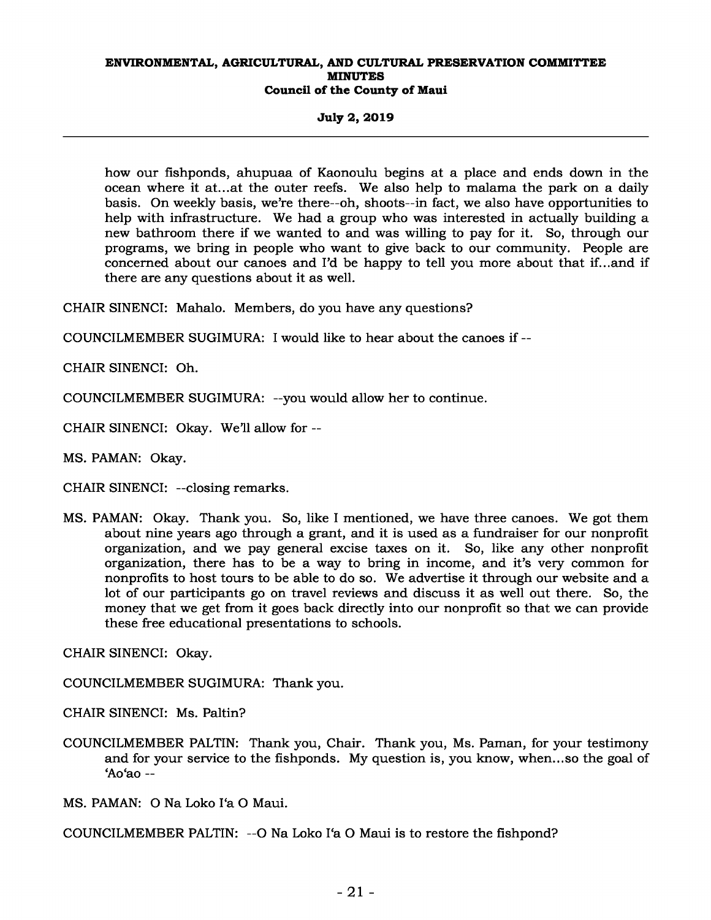how our fishponds, ahupuaa of Kaonoulu begins at a place and ends down in the ocean where it at...at the outer reefs. We also help to malama the park on a daily basis. On weekly basis, we're there--oh, shoots--in fact, we also have opportunities to help with infrastructure. We had a group who was interested in actually building a new bathroom there if we wanted to and was willing to pay for it. So, through our programs, we bring in people who want to give back to our community. People are concerned about our canoes and I'd be happy to tell you more about that if...and if there are any questions about it as well.

CHAIR SINENCI: Mahalo. Members, do you have any questions?

COUNCILMEMBER SUGIMURA: I would like to hear about the canoes if --

CHAIR SINENCI: Oh.

COUNCILMEMBER SUGIMURA: --you would allow her to continue.

CHAIR SINENCI: Okay. We'll allow for --

MS. PAMAN: Okay.

CHAIR SINENCI: --closing remarks.

MS. PAMAN: Okay. Thank you. So, like I mentioned, we have three canoes. We got them about nine years ago through a grant, and it is used as a fundraiser for our nonprofit organization, and we pay general excise taxes on it. So, like any other nonprofit organization, there has to be a way to bring in income, and it's very common for nonprofits to host tours to be able to do so. We advertise it through our website and a lot of our participants go on travel reviews and discuss it as well out there. So, the money that we get from it goes back directly into our nonprofit so that we can provide these free educational presentations to schools.

CHAIR SINENCI: Okay.

COUNCILMEMBER SUGIMURA: Thank you.

CHAIR SINENCI: Ms. Paltin?

COUNCILMEMBER PALTIN: Thank you, Chair. Thank you, Ms. Paman, for your testimony and for your service to the fishponds. My question is, you know, when...so the goal of ʻAoʻao --

MS. PAMAN: O Na Loko Iʻa O Maui.

COUNCILMEMBER PALTIN: --O Na Loko Iʻa O Maui is to restore the fishpond?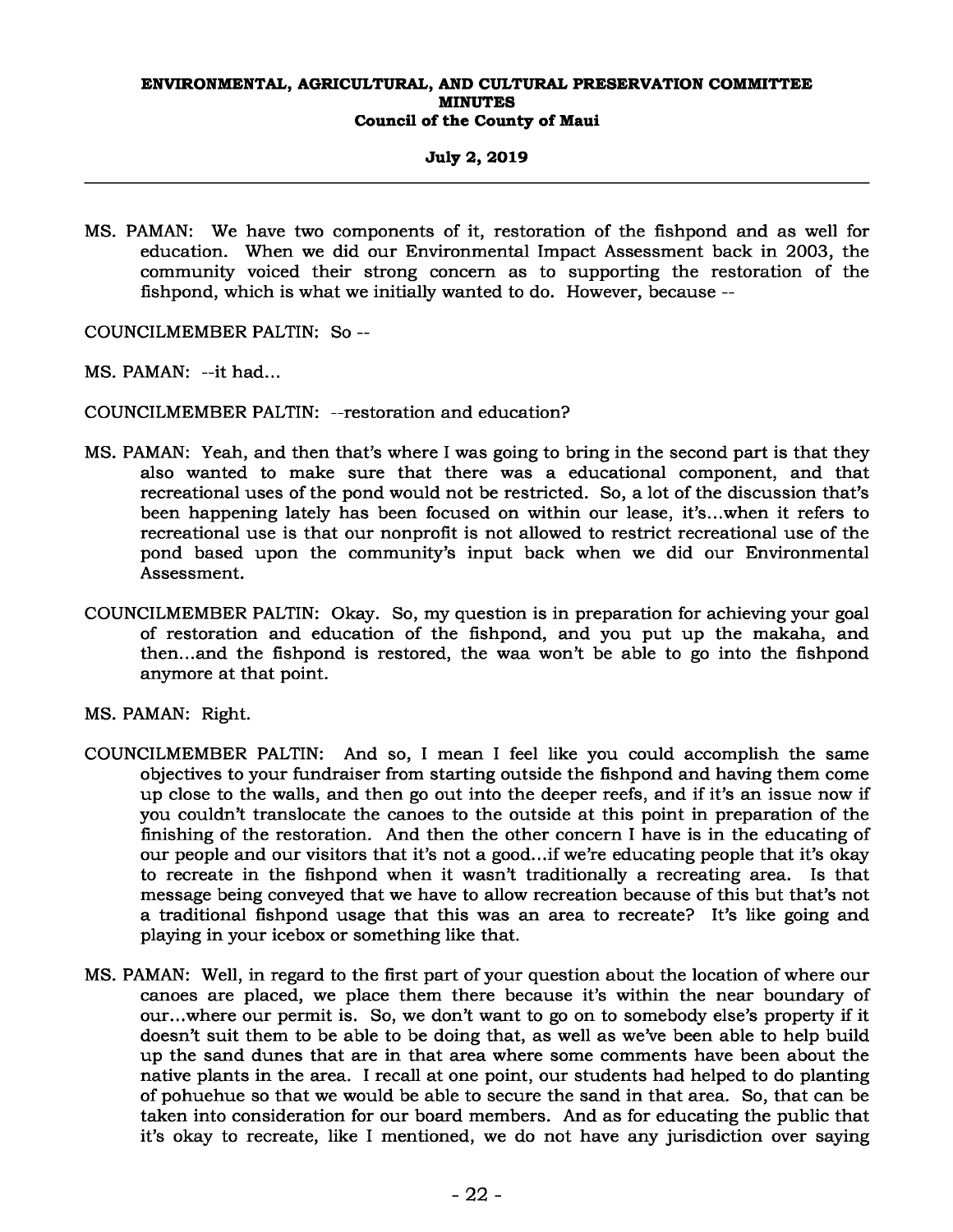MS. PAMAN: We have two components of it, restoration of the fishpond and as well for education. When we did our Environmental Impact Assessment back in 2003, the community voiced their strong concern as to supporting the restoration of the fishpond, which is what we initially wanted to do. However, because --

COUNCILMEMBER PALTIN: So --

MS. PAMAN: --it had...

COUNCILMEMBER PALTIN: --restoration and education?

MS. PAMAN: Yeah, and then that's where I was going to bring in the second part is that they also wanted to make sure that there was a educational component, and that recreational uses of the pond would not be restricted. So, a lot of the discussion that's been happening lately has been focused on within our lease, it's...when it refers to recreational use is that our nonprofit is not allowed to restrict recreational use of the pond based upon the community's input back when we did our Environmental Assessment.

COUNCILMEMBER PALTIN: Okay. So, my question is in preparation for achieving your goal of restoration and education of the fishpond, and you put up the makaha, and then...and the fishpond is restored, the waa won't be able to go into the fishpond anymore at that point.

MS. PAMAN: Right.

COUNCILMEMBER PALTIN: And so, I mean I feel like you could accomplish the same objectives to your fundraiser from starting outside the fishpond and having them come up close to the walls, and then go out into the deeper reefs, and if it's an issue now if you couldn't translocate the canoes to the outside at this point in preparation of the finishing of the restoration. And then the other concern I have is in the educating of our people and our visitors that it's not a good...if we're educating people that it's okay to recreate in the fishpond when it wasn't traditionally a recreating area. Is that message being conveyed that we have to allow recreation because of this but that's not a traditional fishpond usage that this was an area to recreate? It's like going and playing in your icebox or something like that.

MS. PAMAN: Well, in regard to the first part of your question about the location of where our canoes are placed, we place them there because it's within the near boundary of our...where our permit is. So, we don't want to go on to somebody else's property if it doesn't suit them to be able to be doing that, as well as we've been able to help build up the sand dunes that are in that area where some comments have been about the native plants in the area. I recall at one point, our students had helped to do planting of pohuehue so that we would be able to secure the sand in that area. So, that can be taken into consideration for our board members. And as for educating the public that it's okay to recreate, like I mentioned, we do not have any jurisdiction over saying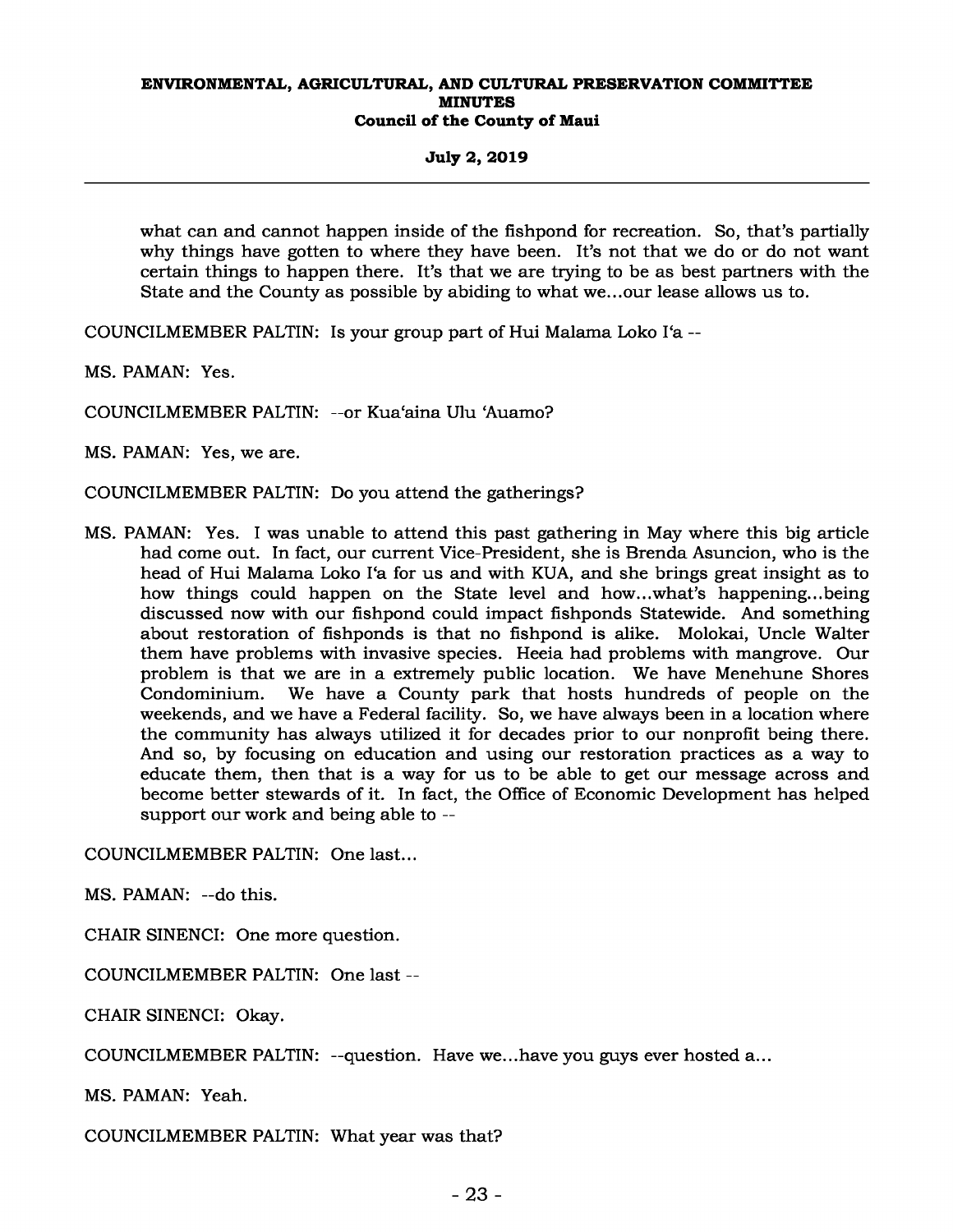what can and cannot happen inside of the fishpond for recreation. So, that's partially why things have gotten to where they have been. It's not that we do or do not want certain things to happen there. It's that we are trying to be as best partners with the State and the County as possible by abiding to what we...our lease allows us to.

COUNCILMEMBER PALTIN: Is your group part of Hui Malama Loko I'a --

MS. PAMAN: Yes.

COUNCILMEMBER PALTIN: --or Kua'aina Ulu 'Auamo?

MS. PAMAN: Yes, we are.

COUNCILMEMBER PALTIN: Do you attend the gatherings?

MS. PAMAN: Yes. I was unable to attend this past gathering in May where this big article had come out. In fact, our current Vice-President, she is Brenda Asuncion, who is the head of Hui Malama Loko I'a for us and with KUA, and she brings great insight as to how things could happen on the State level and how...what's happening...being discussed now with our fishpond could impact fishponds Statewide. And something about restoration of fishponds is that no fishpond is alike. Molokai, Uncle Walter them have problems with invasive species. Heeia had problems with mangrove. Our problem is that we are in a extremely public location. We have Menehune Shores Condominium. We have a County park that hosts hundreds of people on the weekends, and we have a Federal facility. So, we have always been in a location where the community has always utilized it for decades prior to our nonprofit being there. And so, by focusing on education and using our restoration practices as a way to educate them, then that is a way for us to be able to get our message across and become better stewards of it. In fact, the Office of Economic Development has helped support our work and being able to --

COUNCILMEMBER PALTIN: One last...

MS. PAMAN: --do this.

CHAIR SINENCI: One more question.

COUNCILMEMBER PALTIN: One last --

CHAIR SINENCI: Okay.

COUNCILMEMBER PALTIN: --question. Have we...have you guys ever hosted a...

MS. PAMAN: Yeah.

COUNCILMEMBER PALTIN: What year was that?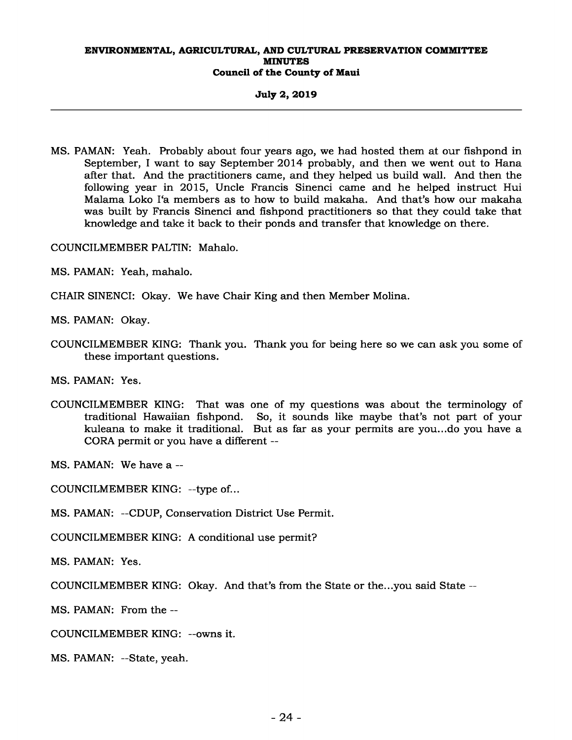MS. PAMAN: Yeah. Probably about four years ago, we had hosted them at our fishpond in September, I want to say September 2014 probably, and then we went out to Hana after that. And the practitioners came, and they helped us build wall. And then the following year in 2015, Uncle Francis Sinenci came and he helped instruct Hui Malama Loko I'a members as to how to build makaha. And that's how our makaha was built by Francis Sinenci and fishpond practitioners so that they could take that knowledge and take it back to their ponds and transfer that knowledge on there.

COUNCILMEMBER PALTIN: Mahalo.

MS. PAMAN: Yeah, mahalo.

CHAIR SINENCI: Okay. We have Chair King and then Member Molina.

MS. PAMAN: Okay.

COUNCILMEMBER KING: Thank you. Thank you for being here so we can ask you some of these important questions.

MS. PAMAN: Yes.

COUNCILMEMBER KING: That was one of my questions was about the terminology of traditional Hawaiian fishpond. So, it sounds like maybe that's not part of your kuleana to make it traditional. But as far as your permits are you...do you have a CORA permit or you have a different --

MS. PAMAN: We have a --

COUNCILMEMBER KING: --type of...

MS. PAMAN: --CDUP, Conservation District Use Permit.

COUNCILMEMBER KING: A conditional use permit?

MS. PAMAN: Yes.

COUNCILMEMBER KING: Okay. And that's from the State or the...you said State --

MS. PAMAN: From the --

COUNCILMEMBER KING: --owns it.

MS. PAMAN: --State, yeah.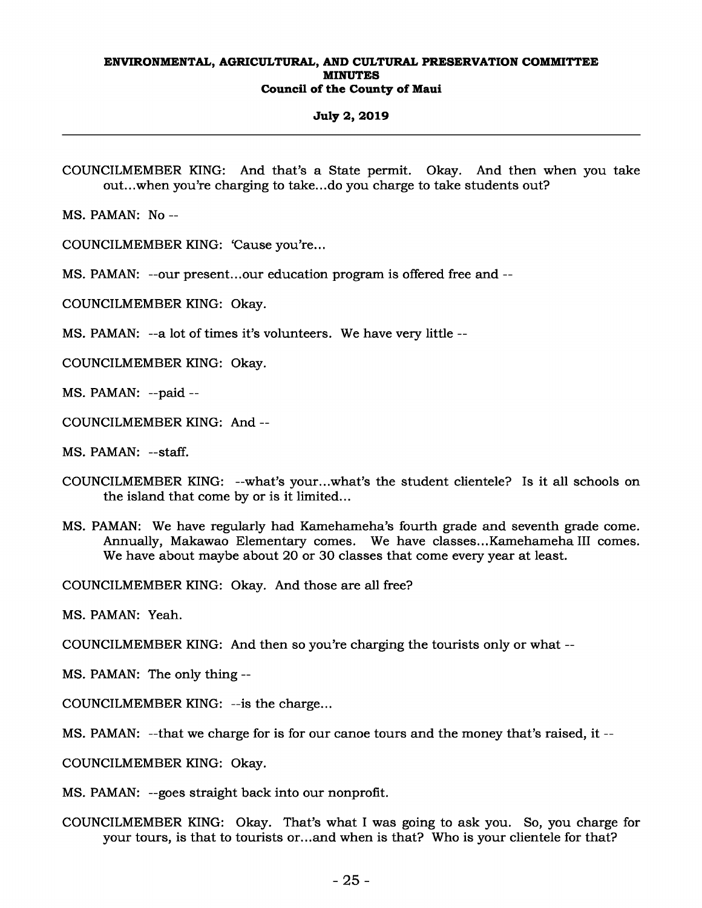COUNCILMEMBER KING: And that's a State permit. Okay. And then when you take out...when you're charging to take...do you charge to take students out?

MS. PAMAN: No --

COUNCILMEMBER KING: 'Cause you're...

MS. PAMAN: --our present...our education program is offered free and --

COUNCILMEMBER KING: Okay.

MS. PAMAN: --a lot of times it's volunteers. We have very little --

COUNCILMEMBER KING: Okay.

MS. PAMAN: --paid --

COUNCILMEMBER KING: And --

MS. PAMAN: --staff.

COUNCILMEMBER KING: --what's your...what's the student clientele? Is it all schools on the island that come by or is it limited...

MS. PAMAN: We have regularly had Kamehameha's fourth grade and seventh grade come. Annually, Makawao Elementary comes. We have classes...Kamehameha III comes. We have about maybe about 20 or 30 classes that come every year at least.

COUNCILMEMBER KING: Okay. And those are all free?

MS. PAMAN: Yeah.

COUNCILMEMBER KING: And then so you're charging the tourists only or what --

MS. PAMAN: The only thing --

COUNCILMEMBER KING: --is the charge...

MS. PAMAN: --that we charge for is for our canoe tours and the money that's raised, it --

COUNCILMEMBER KING: Okay.

MS. PAMAN: --goes straight back into our nonprofit.

COUNCILMEMBER KING: Okay. That's what I was going to ask you. So, you charge for your tours, is that to tourists or...and when is that? Who is your clientele for that?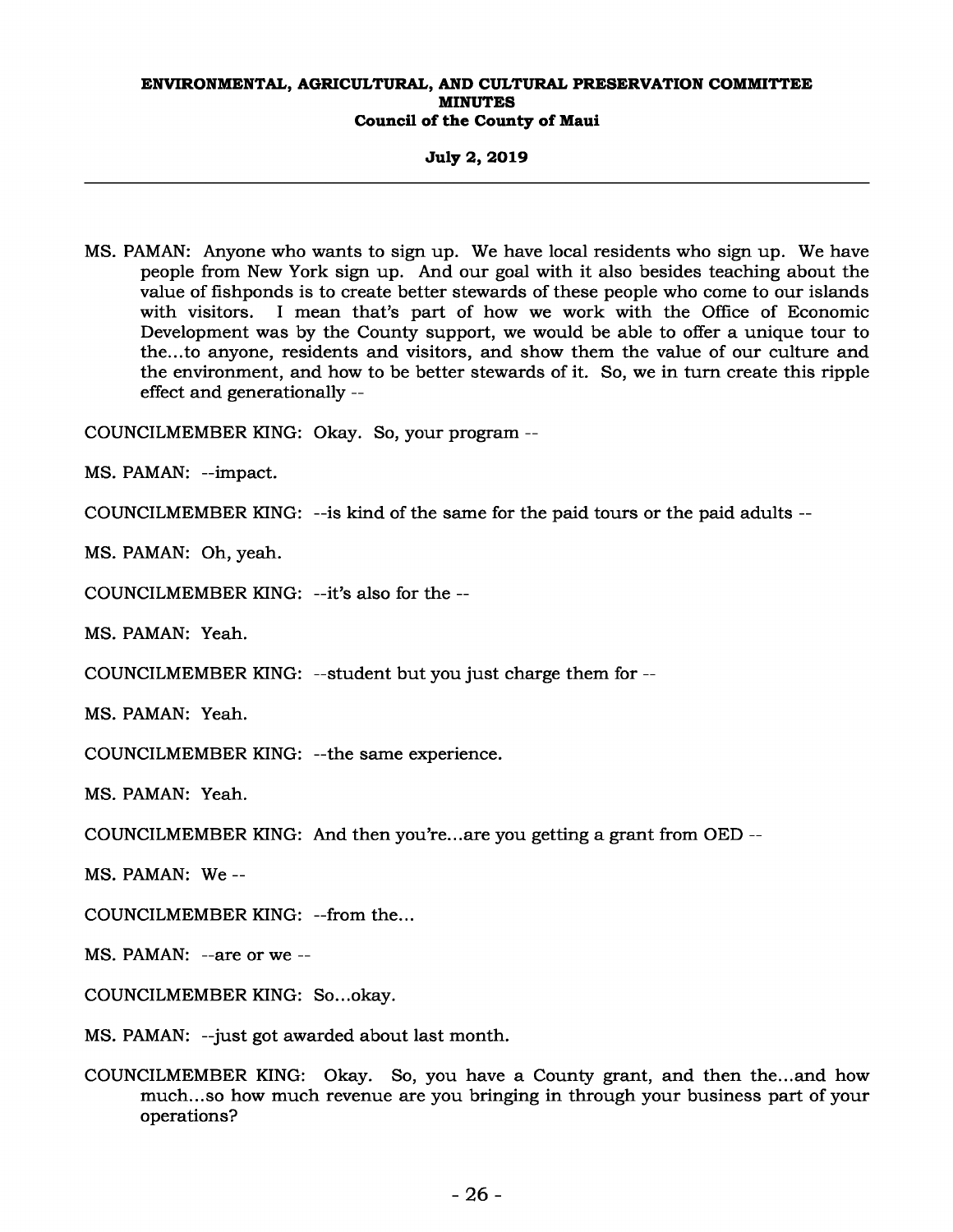MS. PAMAN: Anyone who wants to sign up. We have local residents who sign up. We have people from New York sign up. And our goal with it also besides teaching about the value of fishponds is to create better stewards of these people who come to our islands with visitors. I mean that's part of how we work with the Office of Economic Development was by the County support, we would be able to offer a unique tour to the...to anyone, residents and visitors, and show them the value of our culture and the environment, and how to be better stewards of it. So, we in turn create this ripple effect and generationally --

COUNCILMEMBER KING: Okay. So, your program --

MS. PAMAN: --impact.

COUNCILMEMBER KING: --is kind of the same for the paid tours or the paid adults --

MS. PAMAN: Oh, yeah.

COUNCILMEMBER KING: --it's also for the --

MS. PAMAN: Yeah.

COUNCILMEMBER KING: --student but you just charge them for --

MS. PAMAN: Yeah.

COUNCILMEMBER KING: --the same experience.

MS. PAMAN: Yeah.

COUNCILMEMBER KING: And then you're...are you getting a grant from OED --

MS. PAMAN: We --

COUNCILMEMBER KING: --from the...

MS. PAMAN: --are or we --

COUNCILMEMBER KING: So...okay.

MS. PAMAN: --just got awarded about last month.

COUNCILMEMBER KING: Okay. So, you have a County grant, and then the...and how much...so how much revenue are you bringing in through your business part of your operations?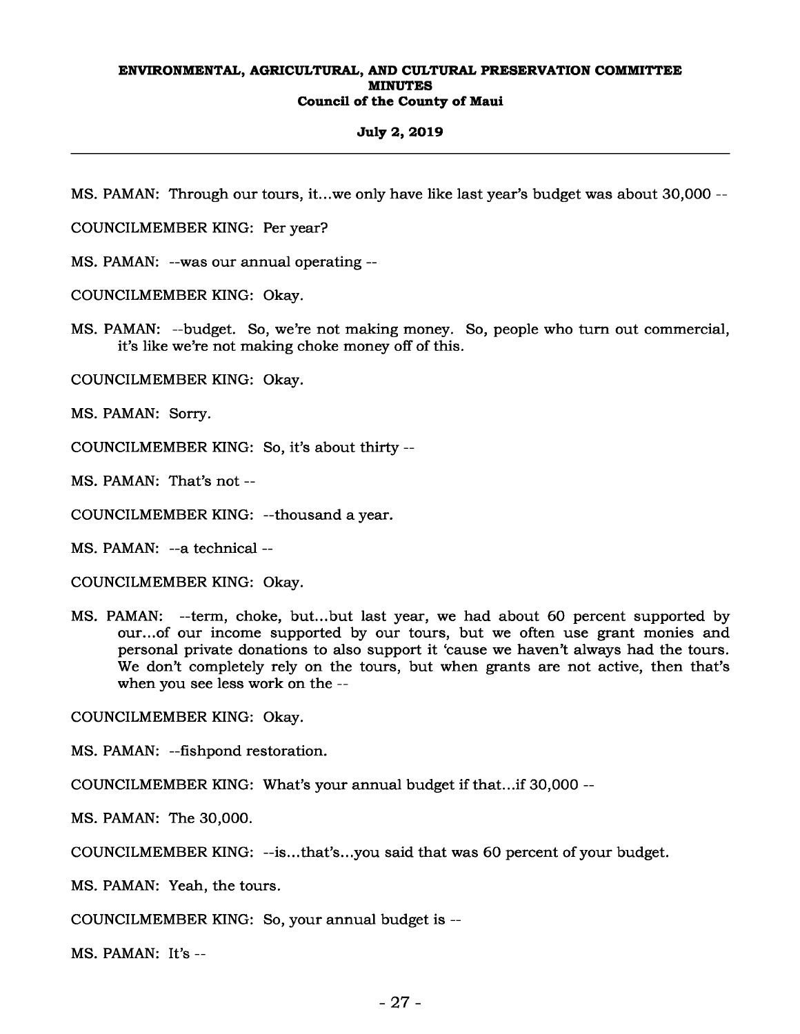MS. PAMAN: Through our tours, it...we only have like last year's budget was about 30,000 --

COUNCILMEMBER KING: Per year?

MS. PAMAN: --was our annual operating --

COUNCILMEMBER KING: Okay.

MS. PAMAN: --budget. So, we're not making money. So, people who turn out commercial, it's like we're not making choke money off of this.

COUNCILMEMBER KING: Okay.

MS. PAMAN: Sorry.

COUNCILMEMBER KING: So, it's about thirty --

MS. PAMAN: That's not --

COUNCILMEMBER KING: --thousand a year.

MS. PAMAN: --a technical --

COUNCILMEMBER KING: Okay.

MS. PAMAN: --term, choke, but...but last year, we had about 60 percent supported by our...of our income supported by our tours, but we often use grant monies and personal private donations to also support it 'cause we haven't always had the tours. We don't completely rely on the tours, but when grants are not active, then that's when you see less work on the --

COUNCILMEMBER KING: Okay.

MS. PAMAN: --fishpond restoration.

COUNCILMEMBER KING: What's your annual budget if that...if 30,000 --

MS. PAMAN: The 30,000.

COUNCILMEMBER KING: --is...that's...you said that was 60 percent of your budget.

MS. PAMAN: Yeah, the tours.

COUNCILMEMBER KING: So, your annual budget is --

MS. PAMAN: It's --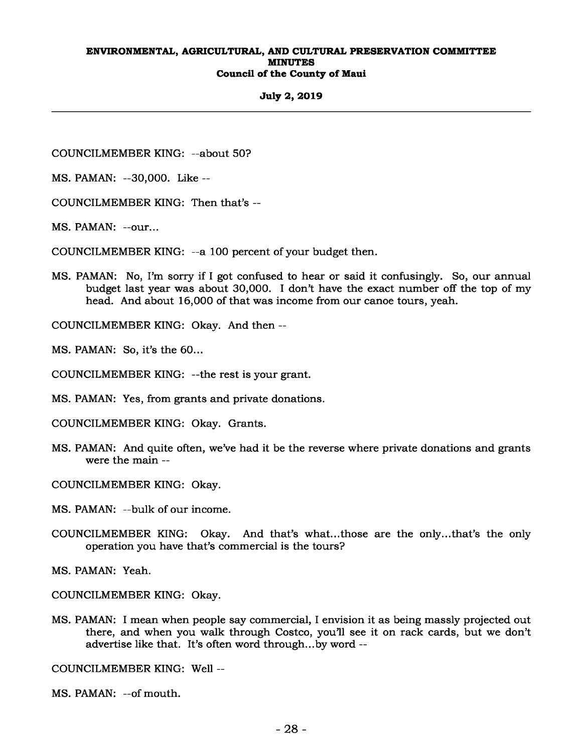COUNCILMEMBER KING: --about 50?

MS. PAMAN: --30,000. Like --

COUNCILMEMBER KING: Then that's --

MS. PAMAN: --our...

COUNCILMEMBER KING: --a 100 percent of your budget then.

MS. PAMAN: No, I'm sorry if I got confused to hear or said it confusingly. So, our annual budget last year was about 30,000. I don't have the exact number off the top of my head. And about 16,000 of that was income from our canoe tours, yeah.

COUNCILMEMBER KING: Okay. And then --

MS. PAMAN: So, it's the 60...

COUNCILMEMBER KING: --the rest is your grant.

MS. PAMAN: Yes, from grants and private donations.

COUNCILMEMBER KING: Okay. Grants.

MS. PAMAN: And quite often, we've had it be the reverse where private donations and grants were the main --

COUNCILMEMBER KING: Okay.

MS. PAMAN: --bulk of our income.

COUNCILMEMBER KING: Okay. And that's what...those are the only...that's the only operation you have that's commercial is the tours?

MS. PAMAN: Yeah.

COUNCILMEMBER KING: Okay.

MS. PAMAN: I mean when people say commercial, I envision it as being massly projected out there, and when you walk through Costco, you'll see it on rack cards, but we don't advertise like that. It's often word through...by word --

COUNCILMEMBER KING: Well --

MS. PAMAN: --of mouth.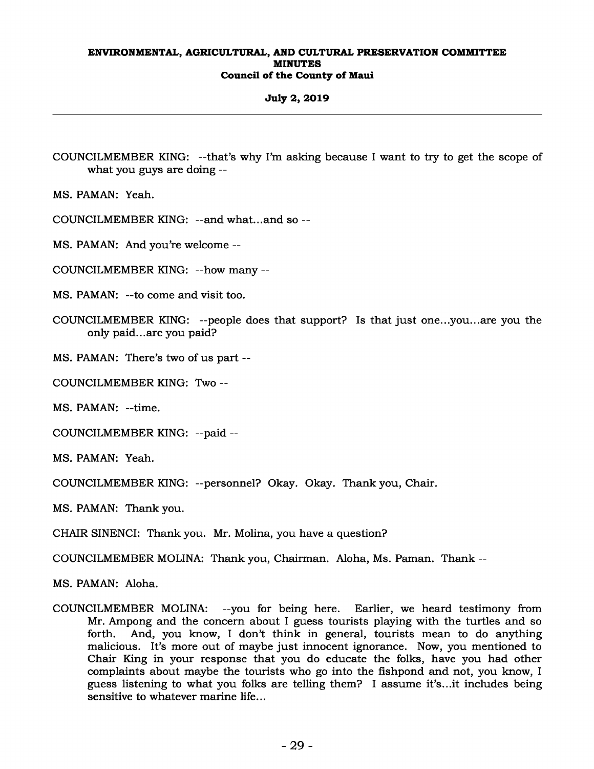COUNCILMEMBER KING: --that's why I'm asking because I want to try to get the scope of what you guys are doing --

MS. PAMAN: Yeah.

COUNCILMEMBER KING: --and what...and so --

MS. PAMAN: And you're welcome --

COUNCILMEMBER KING: --how many --

MS. PAMAN: --to come and visit too.

COUNCILMEMBER KING: --people does that support? Is that just one...you...are you the only paid...are you paid?

MS. PAMAN: There's two of us part --

COUNCILMEMBER KING: Two --

MS. PAMAN: --time.

COUNCILMEMBER KING: --paid --

MS. PAMAN: Yeah.

COUNCILMEMBER KING: --personnel? Okay. Okay. Thank you, Chair.

MS. PAMAN: Thank you.

CHAIR SINENCI: Thank you. Mr. Molina, you have a question?

COUNCILMEMBER MOLINA: Thank you, Chairman. Aloha, Ms. Paman. Thank --

MS. PAMAN: Aloha.

COUNCILMEMBER MOLINA: --you for being here. Earlier, we heard testimony from Mr. Ampong and the concern about I guess tourists playing with the turtles and so forth. And, you know, I don't think in general, tourists mean to do anything malicious. It's more out of maybe just innocent ignorance. Now, you mentioned to Chair King in your response that you do educate the folks, have you had other complaints about maybe the tourists who go into the fishpond and not, you know, I guess listening to what you folks are telling them? I assume it's...it includes being sensitive to whatever marine life...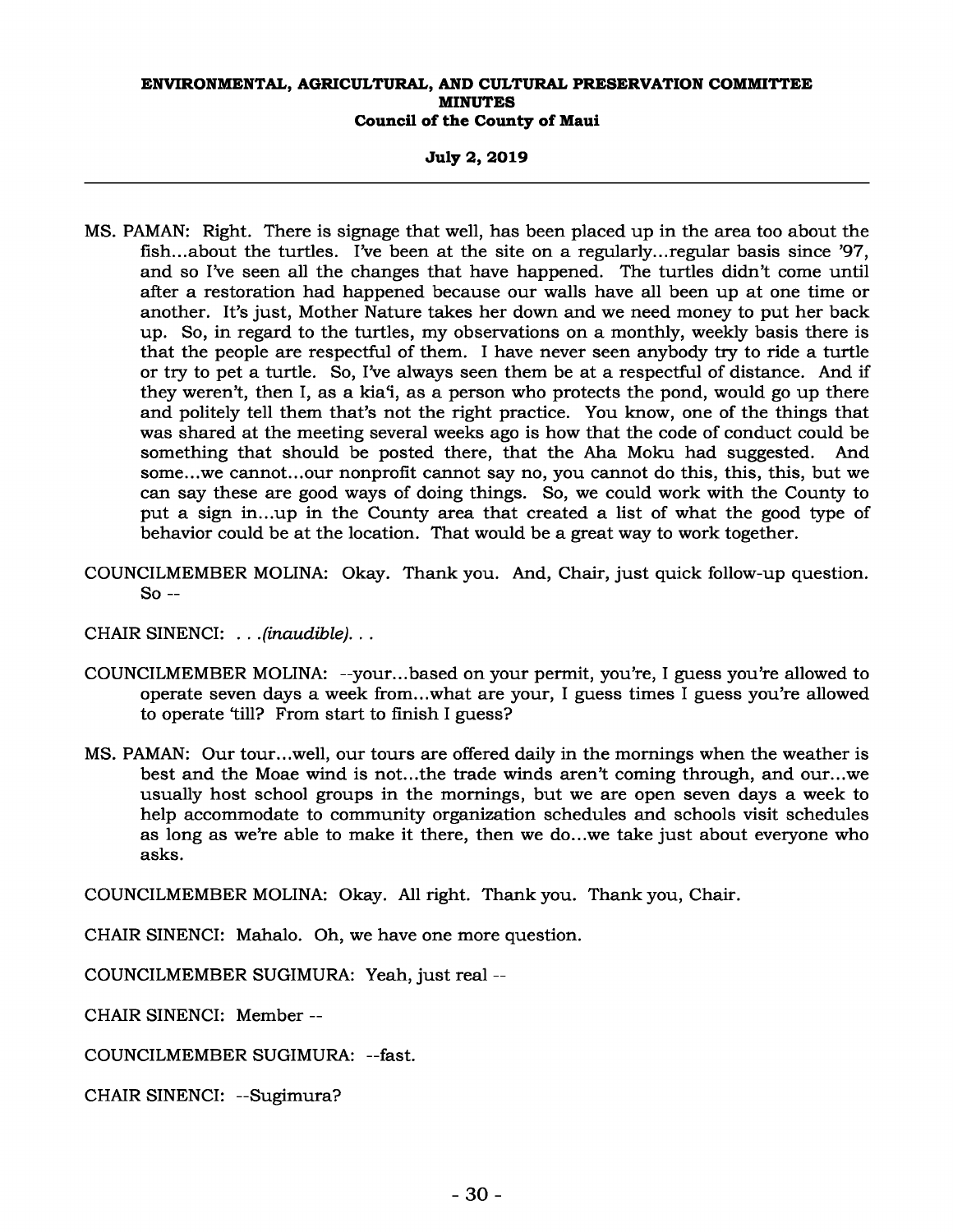MS. PAMAN: Right. There is signage that well, has been placed up in the area too about the fish...about the turtles. I've been at the site on a regularly...regular basis since '97, and so I've seen all the changes that have happened. The turtles didn't come until after a restoration had happened because our walls have all been up at one time or another. It's just, Mother Nature takes her down and we need money to put her back up. So, in regard to the turtles, my observations on a monthly, weekly basis there is that the people are respectful of them. I have never seen anybody try to ride a turtle or try to pet a turtle. So, I've always seen them be at a respectful of distance. And if they weren't, then I, as a kia'i, as a person who protects the pond, would go up there and politely tell them that's not the right practice. You know, one of the things that was shared at the meeting several weeks ago is how that the code of conduct could be something that should be posted there, that the Aha Moku had suggested. And some...we cannot...our nonprofit cannot say no, you cannot do this, this, this, but we can say these are good ways of doing things. So, we could work with the County to put a sign in...up in the County area that created a list of what the good type of behavior could be at the location. That would be a great way to work together.

COUNCILMEMBER MOLINA: Okay. Thank you. And, Chair, just quick follow-up question. So --

CHAIR SINENCI: . . .*(inaudible)*. . .

COUNCILMEMBER MOLINA: --your...based on your permit, you're, I guess you're allowed to operate seven days a week from...what are your, I guess times I guess you're allowed to operate 'till? From start to finish I guess?

MS. PAMAN: Our tour...well, our tours are offered daily in the mornings when the weather is best and the Moae wind is not...the trade winds aren't coming through, and our...we usually host school groups in the mornings, but we are open seven days a week to help accommodate to community organization schedules and schools visit schedules as long as we're able to make it there, then we do...we take just about everyone who asks.

COUNCILMEMBER MOLINA: Okay. All right. Thank you. Thank you, Chair.

CHAIR SINENCI: Mahalo. Oh, we have one more question.

COUNCILMEMBER SUGIMURA: Yeah, just real --

CHAIR SINENCI: Member --

COUNCILMEMBER SUGIMURA: --fast.

CHAIR SINENCI: --Sugimura?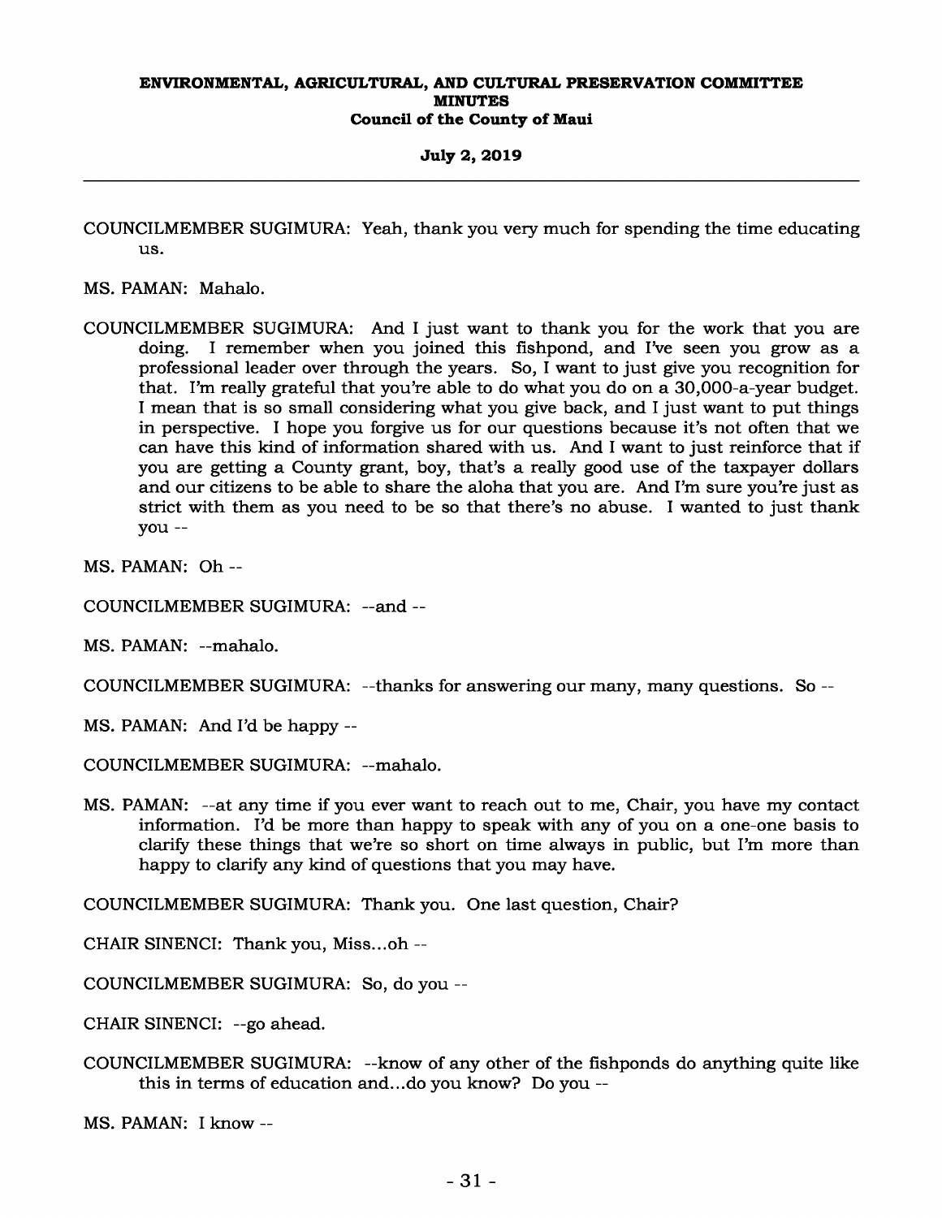COUNCILMEMBER SUGIMURA: Yeah, thank you very much for spending the time educating us.

MS. PAMAN: Mahalo.

COUNCILMEMBER SUGIMURA: And I just want to thank you for the work that you are doing. I remember when you joined this fishpond, and I've seen you grow as a professional leader over through the years. So, I want to just give you recognition for that. I'm really grateful that you're able to do what you do on a 30,000-a-year budget. I mean that is so small considering what you give back, and I just want to put things in perspective. I hope you forgive us for our questions because it's not often that we can have this kind of information shared with us. And I want to just reinforce that if you are getting a County grant, boy, that's a really good use of the taxpayer dollars and our citizens to be able to share the aloha that you are. And I'm sure you're just as strict with them as you need to be so that there's no abuse. I wanted to just thank you --

MS. PAMAN: Oh --

COUNCILMEMBER SUGIMURA: --and --

MS. PAMAN: --mahalo.

COUNCILMEMBER SUGIMURA: --thanks for answering our many, many questions. So --

MS. PAMAN: And I'd be happy --

COUNCILMEMBER SUGIMURA: --mahalo.

MS. PAMAN: --at any time if you ever want to reach out to me, Chair, you have my contact information. I'd be more than happy to speak with any of you on a one-one basis to clarify these things that we're so short on time always in public, but I'm more than happy to clarify any kind of questions that you may have.

COUNCILMEMBER SUGIMURA: Thank you. One last question, Chair?

CHAIR SINENCI: Thank you, Miss...oh --

COUNCILMEMBER SUGIMURA: So, do you --

CHAIR SINENCI: --go ahead.

COUNCILMEMBER SUGIMURA: --know of any other of the fishponds do anything quite like this in terms of education and...do you know? Do you --

MS. PAMAN: I know --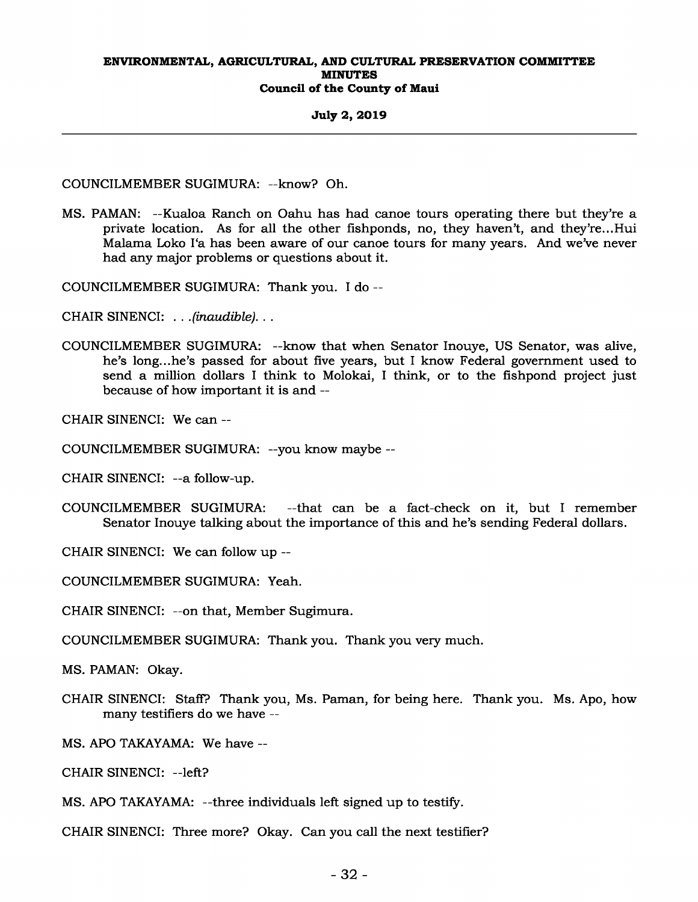COUNCILMEMBER SUGIMURA: --know? Oh.

MS. PAMAN: --Kualoa Ranch on Oahu has had canoe tours operating there but they're a private location. As for all the other fishponds, no, they haven't, and they're...Hui Malama Loko I'a has been aware of our canoe tours for many years. And we've never had any major problems or questions about it.

COUNCILMEMBER SUGIMURA: Thank you. I do --

CHAIR SINENCI: . . .*(inaudible)*. . .

COUNCILMEMBER SUGIMURA: --know that when Senator Inouye, US Senator, was alive, he's long...he's passed for about five years, but I know Federal government used to send a million dollars I think to Molokai, I think, or to the fishpond project just because of how important it is and --

CHAIR SINENCI: We can --

COUNCILMEMBER SUGIMURA: --you know maybe --

CHAIR SINENCI: --a follow-up.

COUNCILMEMBER SUGIMURA: --that can be a fact-check on it, but I remember Senator Inouye talking about the importance of this and he's sending Federal dollars.

CHAIR SINENCI: We can follow up --

COUNCILMEMBER SUGIMURA: Yeah.

CHAIR SINENCI: --on that, Member Sugimura.

COUNCILMEMBER SUGIMURA: Thank you. Thank you very much.

MS. PAMAN: Okay.

CHAIR SINENCI: Staff? Thank you, Ms. Paman, for being here. Thank you. Ms. Apo, how many testifiers do we have --

MS. APO TAKAYAMA: We have --

CHAIR SINENCI: --left?

MS. APO TAKAYAMA: --three individuals left signed up to testify.

CHAIR SINENCI: Three more? Okay. Can you call the next testifier?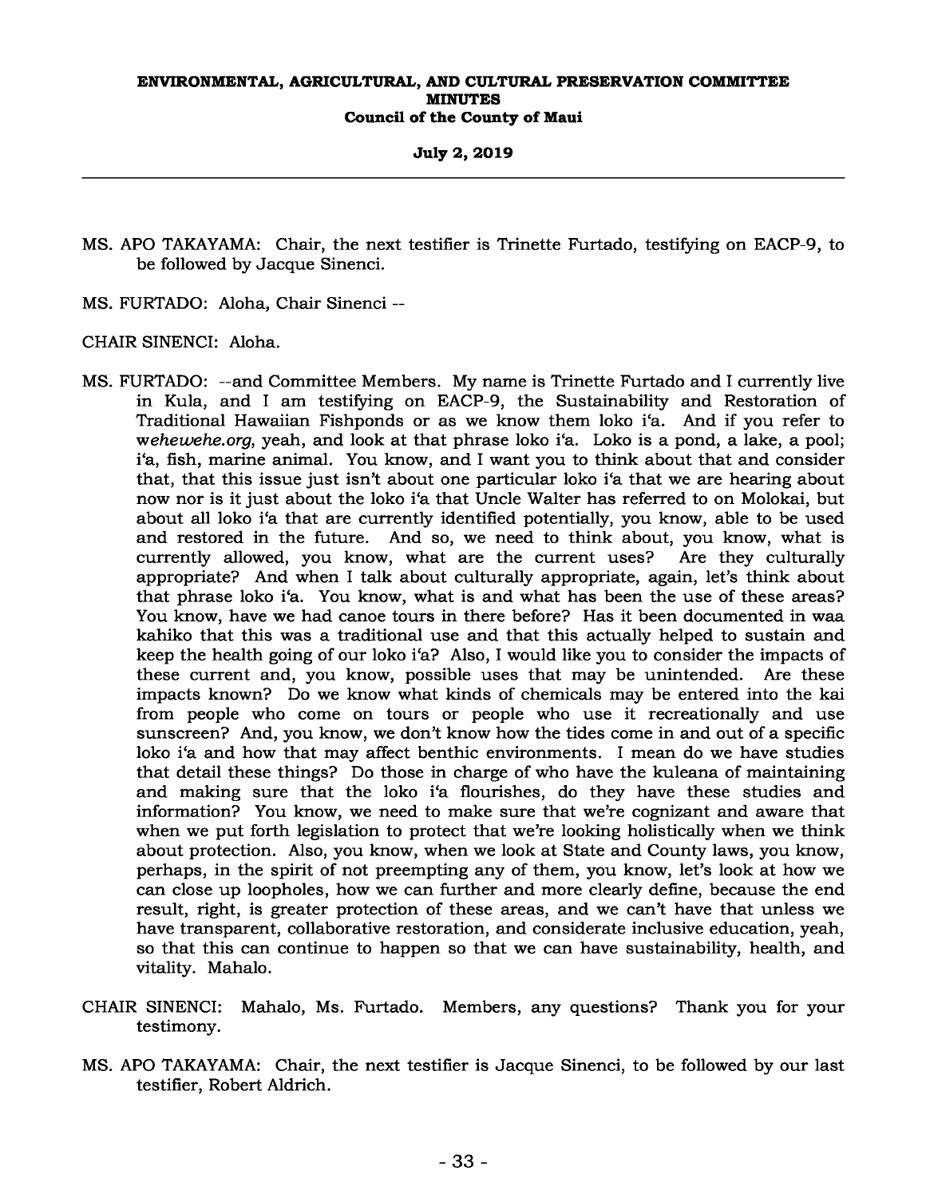MS. APO TAKAYAMA: Chair, the next testifier is Trinette Furtado, testifying on EACP-9, to be followed by Jacque Sinenci.

MS. FURTADO: Aloha, Chair Sinenci --

CHAIR SINENCI: Aloha.

MS. FURTADO: --and Committee Members. My name is Trinette Furtado and I currently live in Kula, and I am testifying on EACP-9, the Sustainability and Restoration of Traditional Hawaiian Fishponds or as we know them loko iʻa. And if you refer to *wehewehe.org*, yeah, and look at that phrase loko iʻa. Loko is a pond, a lake, a pool; iʻa, fish, marine animal. You know, and I want you to think about that and consider that, that this issue just isn't about one particular loko iʻa that we are hearing about now nor is it just about the loko iʻa that Uncle Walter has referred to on Molokai, but about all loko iʻa that are currently identified potentially, you know, able to be used and restored in the future. And so, we need to think about, you know, what is currently allowed, you know, what are the current uses? Are they culturally appropriate? And when I talk about culturally appropriate, again, let's think about that phrase loko iʻa. You know, what is and what has been the use of these areas? You know, have we had canoe tours in there before? Has it been documented in waa kahiko that this was a traditional use and that this actually helped to sustain and keep the health going of our loko iʻa? Also, I would like you to consider the impacts of these current and, you know, possible uses that may be unintended. Are these impacts known? Do we know what kinds of chemicals may be entered into the kai from people who come on tours or people who use it recreationally and use sunscreen? And, you know, we don't know how the tides come in and out of a specific loko iʻa and how that may affect benthic environments. I mean do we have studies that detail these things? Do those in charge of who have the kuleana of maintaining and making sure that the loko iʻa flourishes, do they have these studies and information? You know, we need to make sure that we're cognizant and aware that when we put forth legislation to protect that we're looking holistically when we think about protection. Also, you know, when we look at State and County laws, you know, perhaps, in the spirit of not preempting any of them, you know, let's look at how we can close up loopholes, how we can further and more clearly define, because the end result, right, is greater protection of these areas, and we can't have that unless we have transparent, collaborative restoration, and considerate inclusive education, yeah, so that this can continue to happen so that we can have sustainability, health, and vitality. Mahalo.

CHAIR SINENCI: Mahalo, Ms. Furtado. Members, any questions? Thank you for your testimony.

MS. APO TAKAYAMA: Chair, the next testifier is Jacque Sinenci, to be followed by our last testifier, Robert Aldrich.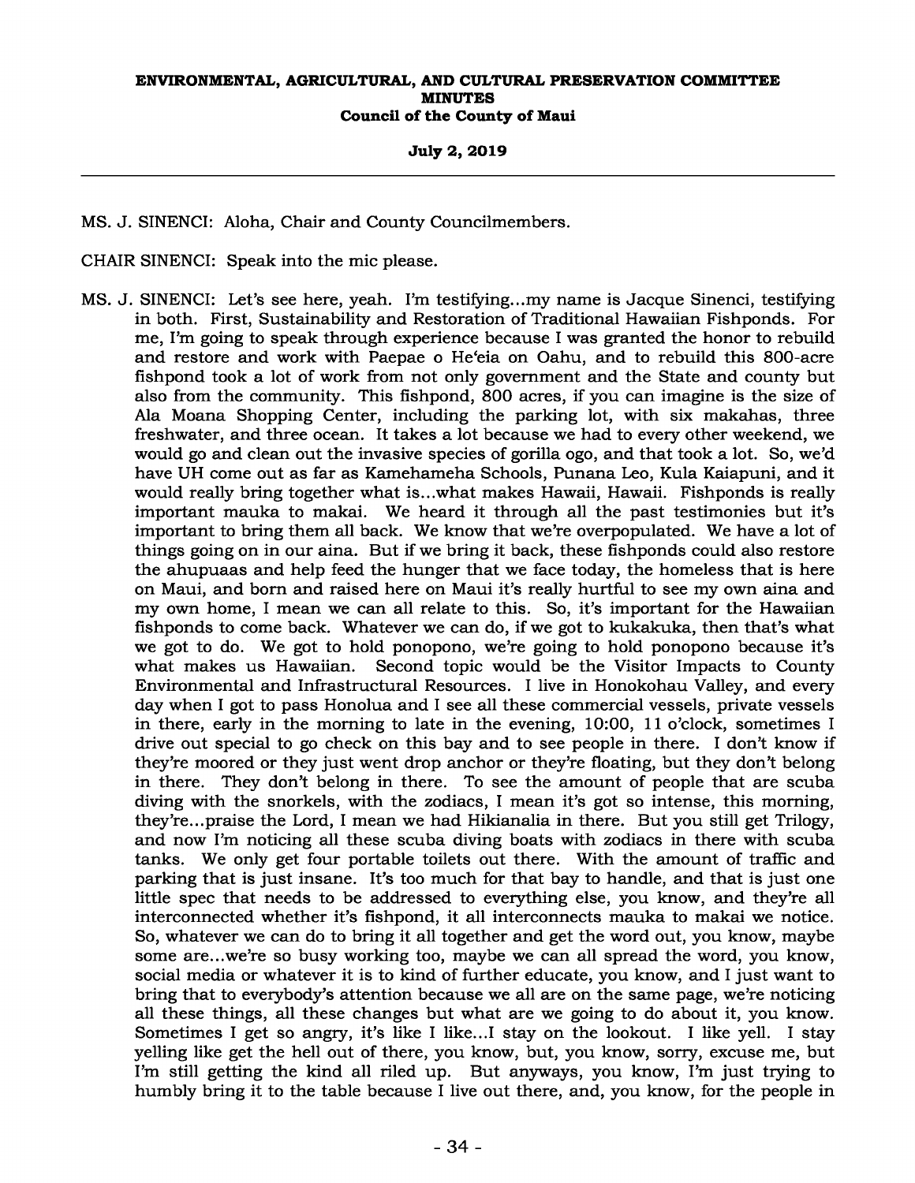MS. J. SINENCI: Aloha, Chair and County Councilmembers.

CHAIR SINENCI: Speak into the mic please.

MS. J. SINENCI: Let's see here, yeah. I'm testifying...my name is Jacque Sinenci, testifying in both. First, Sustainability and Restoration of Traditional Hawaiian Fishponds. For me, I'm going to speak through experience because I was granted the honor to rebuild and restore and work with Paepae o He'eia on Oahu, and to rebuild this 800-acre fishpond took a lot of work from not only government and the State and county but also from the community. This fishpond, 800 acres, if you can imagine is the size of Ala Moana Shopping Center, including the parking lot, with six makahas, three freshwater, and three ocean. It takes a lot because we had to every other weekend, we would go and clean out the invasive species of gorilla ogo, and that took a lot. So, we'd have UH come out as far as Kamehameha Schools, Punana Leo, Kula Kaiapuni, and it would really bring together what is...what makes Hawaii, Hawaii. Fishponds is really important mauka to makai. We heard it through all the past testimonies but it's important to bring them all back. We know that we're overpopulated. We have a lot of things going on in our aina. But if we bring it back, these fishponds could also restore the ahupuaas and help feed the hunger that we face today, the homeless that is here on Maui, and born and raised here on Maui it's really hurtful to see my own aina and my own home, I mean we can all relate to this. So, it's important for the Hawaiian fishponds to come back. Whatever we can do, if we got to kukakuka, then that's what we got to do. We got to hold ponopono, we're going to hold ponopono because it's what makes us Hawaiian. Second topic would be the Visitor Impacts to County Environmental and Infrastructural Resources. I live in Honokohau Valley, and every day when I got to pass Honolua and I see all these commercial vessels, private vessels in there, early in the morning to late in the evening, 10:00, 11 o'clock, sometimes I drive out special to go check on this bay and to see people in there. I don't know if they're moored or they just went drop anchor or they're floating, but they don't belong in there. They don't belong in there. To see the amount of people that are scuba diving with the snorkels, with the zodiacs, I mean it's got so intense, this morning, they're...praise the Lord, I mean we had Hikianalia in there. But you still get Trilogy, and now I'm noticing all these scuba diving boats with zodiacs in there with scuba tanks. We only get four portable toilets out there. With the amount of traffic and parking that is just insane. It's too much for that bay to handle, and that is just one little spec that needs to be addressed to everything else, you know, and they're all interconnected whether it's fishpond, it all interconnects mauka to makai we notice. So, whatever we can do to bring it all together and get the word out, you know, maybe some are...we're so busy working too, maybe we can all spread the word, you know, social media or whatever it is to kind of further educate, you know, and I just want to bring that to everybody's attention because we all are on the same page, we're noticing all these things, all these changes but what are we going to do about it, you know. Sometimes I get so angry, it's like I like...I stay on the lookout. I like yell. I stay yelling like get the hell out of there, you know, but, you know, sorry, excuse me, but I'm still getting the kind all riled up. But anyways, you know, I'm just trying to humbly bring it to the table because I live out there, and, you know, for the people in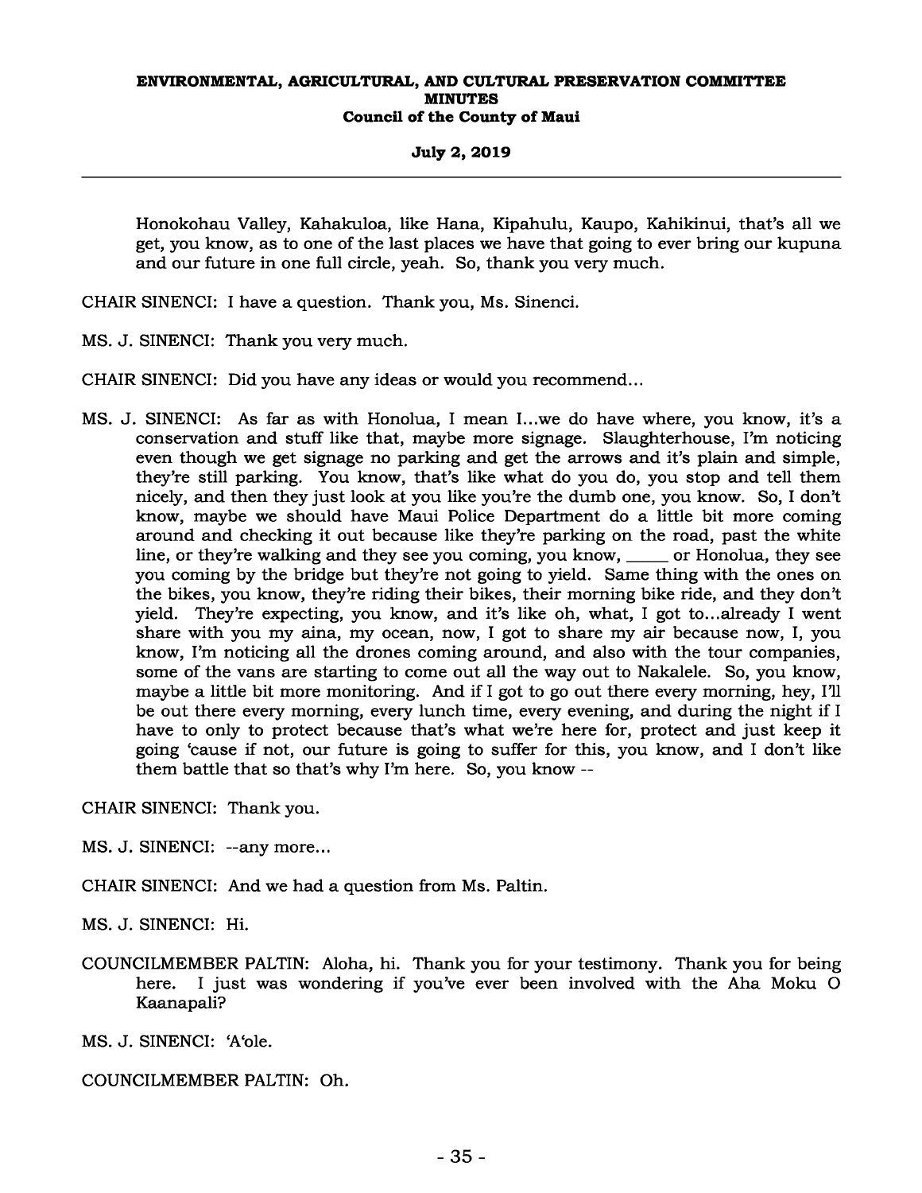Honokohau Valley, Kahakuloa, like Hana, Kipahulu, Kaupo, Kahikinui, that's all we get, you know, as to one of the last places we have that going to ever bring our kupuna and our future in one full circle, yeah. So, thank you very much.

CHAIR SINENCI: I have a question. Thank you, Ms. Sinenci.

MS. J. SINENCI: Thank you very much.

CHAIR SINENCI: Did you have any ideas or would you recommend...

MS. J. SINENCI: As far as with Honolua, I mean I...we do have where, you know, it's a conservation and stuff like that, maybe more signage. Slaughterhouse, I'm noticing even though we get signage no parking and get the arrows and it's plain and simple, they're still parking. You know, that's like what do you do, you stop and tell them nicely, and then they just look at you like you're the dumb one, you know. So, I don't know, maybe we should have Maui Police Department do a little bit more coming around and checking it out because like they're parking on the road, past the white line, or they're walking and they see you coming, you know, _____ or Honolua, they see you coming by the bridge but they're not going to yield. Same thing with the ones on the bikes, you know, they're riding their bikes, their morning bike ride, and they don't yield. They're expecting, you know, and it's like oh, what, I got to...already I went share with you my aina, my ocean, now, I got to share my air because now, I, you know, I'm noticing all the drones coming around, and also with the tour companies, some of the vans are starting to come out all the way out to Nakalele. So, you know, maybe a little bit more monitoring. And if I got to go out there every morning, hey, I'll be out there every morning, every lunch time, every evening, and during the night if I have to only to protect because that's what we're here for, protect and just keep it going 'cause if not, our future is going to suffer for this, you know, and I don't like them battle that so that's why I'm here. So, you know --

CHAIR SINENCI: Thank you.

MS. J. SINENCI: --any more...

CHAIR SINENCI: And we had a question from Ms. Paltin.

MS. J. SINENCI: Hi.

COUNCILMEMBER PALTIN: Aloha, hi. Thank you for your testimony. Thank you for being here. I just was wondering if you've ever been involved with the Aha Moku O Kaanapali?

MS. J. SINENCI: ʻAʻole.

COUNCILMEMBER PALTIN: Oh.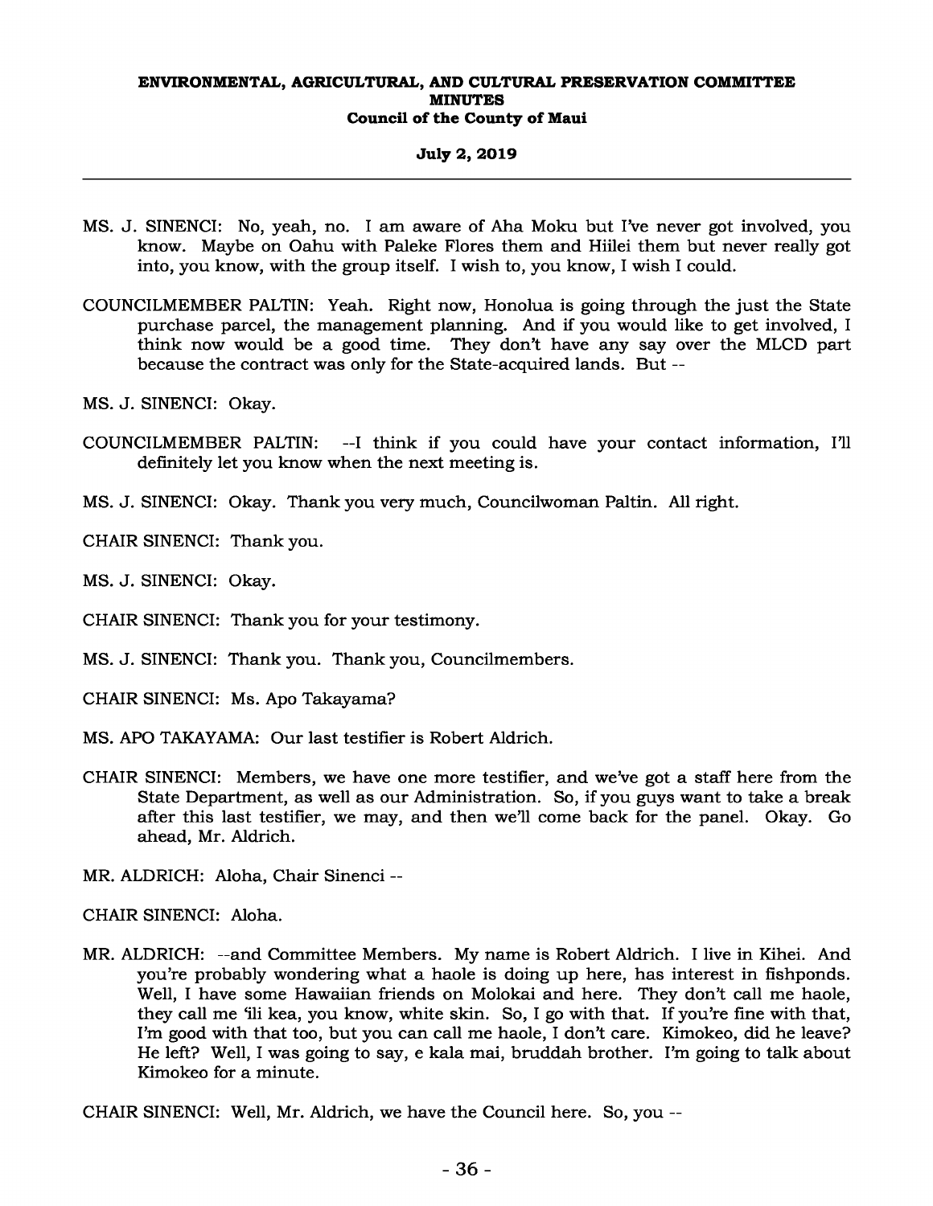MS. J. SINENCI: No, yeah, no. I am aware of Aha Moku but I've never got involved, you know. Maybe on Oahu with Paleke Flores them and Hiilei them but never really got into, you know, with the group itself. I wish to, you know, I wish I could.

COUNCILMEMBER PALTIN: Yeah. Right now, Honolua is going through the just the State purchase parcel, the management planning. And if you would like to get involved, I think now would be a good time. They don't have any say over the MLCD part because the contract was only for the State-acquired lands. But --

MS. J. SINENCI: Okay.

COUNCILMEMBER PALTIN: --I think if you could have your contact information, I'll definitely let you know when the next meeting is.

MS. J. SINENCI: Okay. Thank you very much, Councilwoman Paltin. All right.

CHAIR SINENCI: Thank you.

MS. J. SINENCI: Okay.

CHAIR SINENCI: Thank you for your testimony.

MS. J. SINENCI: Thank you. Thank you, Councilmembers.

CHAIR SINENCI: Ms. Apo Takayama?

MS. APO TAKAYAMA: Our last testifier is Robert Aldrich.

CHAIR SINENCI: Members, we have one more testifier, and we've got a staff here from the State Department, as well as our Administration. So, if you guys want to take a break after this last testifier, we may, and then we'll come back for the panel. Okay. Go ahead, Mr. Aldrich.

MR. ALDRICH: Aloha, Chair Sinenci --

CHAIR SINENCI: Aloha.

MR. ALDRICH: --and Committee Members. My name is Robert Aldrich. I live in Kihei. And you're probably wondering what a haole is doing up here, has interest in fishponds. Well, I have some Hawaiian friends on Molokai and here. They don't call me haole, they call me ʻili kea, you know, white skin. So, I go with that. If you're fine with that, I'm good with that too, but you can call me haole, I don't care. Kimokeo, did he leave? He left? Well, I was going to say, e kala mai, bruddah brother. I'm going to talk about Kimokeo for a minute.

CHAIR SINENCI: Well, Mr. Aldrich, we have the Council here. So, you --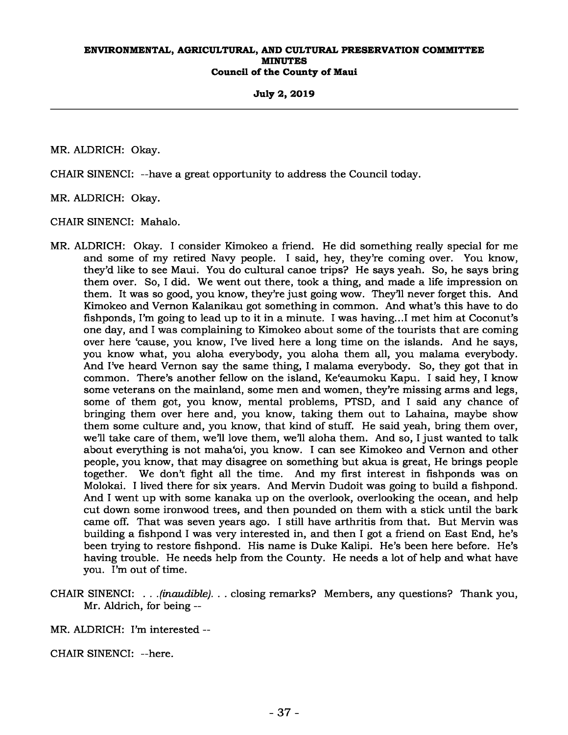MR. ALDRICH: Okay.

CHAIR SINENCI: --have a great opportunity to address the Council today.

MR. ALDRICH: Okay.

CHAIR SINENCI: Mahalo.

MR. ALDRICH: Okay. I consider Kimokeo a friend. He did something really special for me and some of my retired Navy people. I said, hey, they're coming over. You know, they'd like to see Maui. You do cultural canoe trips? He says yeah. So, he says bring them over. So, I did. We went out there, took a thing, and made a life impression on them. It was so good, you know, they're just going wow. They'll never forget this. And Kimokeo and Vernon Kalanikau got something in common. And what's this have to do fishponds, I'm going to lead up to it in a minute. I was having...I met him at Coconut's one day, and I was complaining to Kimokeo about some of the tourists that are coming over here 'cause, you know, I've lived here a long time on the islands. And he says, you know what, you aloha everybody, you aloha them all, you malama everybody. And I've heard Vernon say the same thing, I malama everybody. So, they got that in common. There's another fellow on the island, Ke'eaumoku Kapu. I said hey, I know some veterans on the mainland, some men and women, they're missing arms and legs, some of them got, you know, mental problems, PTSD, and I said any chance of bringing them over here and, you know, taking them out to Lahaina, maybe show them some culture and, you know, that kind of stuff. He said yeah, bring them over, we'll take care of them, we'll love them, we'll aloha them. And so, I just wanted to talk about everything is not maha'oi, you know. I can see Kimokeo and Vernon and other people, you know, that may disagree on something but akua is great, He brings people together. We don't fight all the time. And my first interest in fishponds was on Molokai. I lived there for six years. And Mervin Dudoit was going to build a fishpond. And I went up with some kanaka up on the overlook, overlooking the ocean, and help cut down some ironwood trees, and then pounded on them with a stick until the bark came off. That was seven years ago. I still have arthritis from that. But Mervin was building a fishpond I was very interested in, and then I got a friend on East End, he's been trying to restore fishpond. His name is Duke Kalipi. He's been here before. He's having trouble. He needs help from the County. He needs a lot of help and what have you. I'm out of time.

CHAIR SINENCI: . . .*(inaudible)*. . . closing remarks? Members, any questions? Thank you, Mr. Aldrich, for being --

MR. ALDRICH: I'm interested --

CHAIR SINENCI: --here.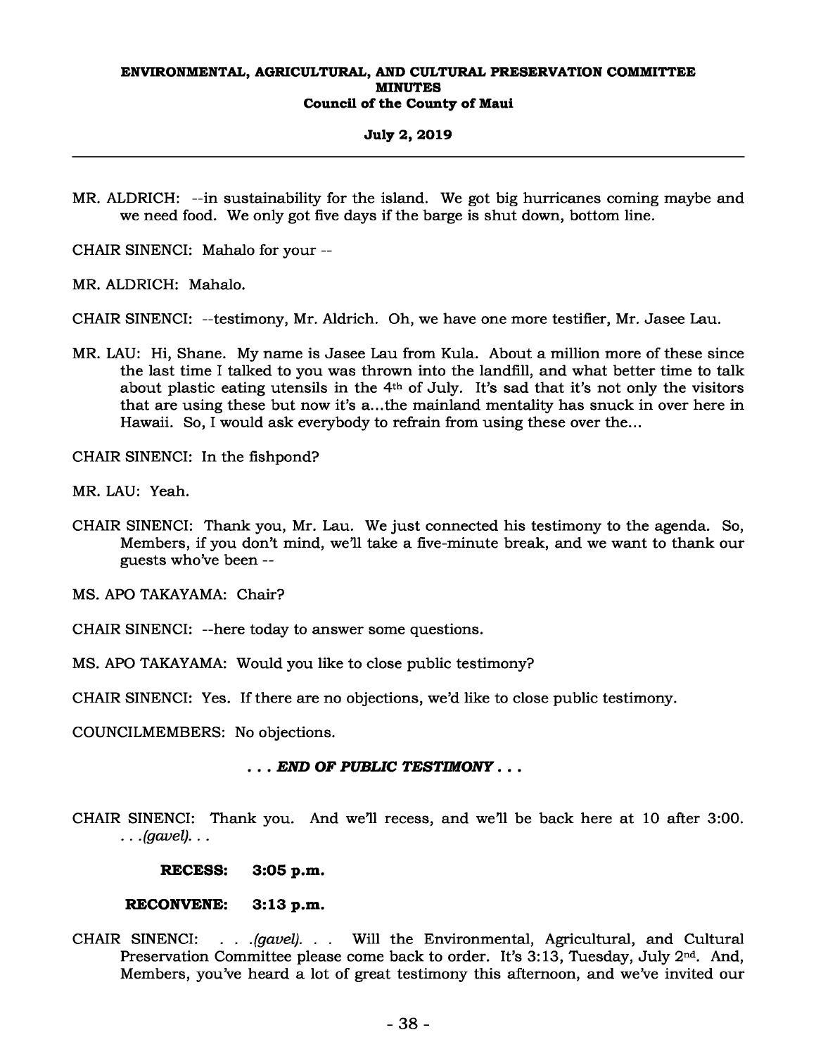MR. ALDRICH: --in sustainability for the island. We got big hurricanes coming maybe and we need food. We only got five days if the barge is shut down, bottom line.

CHAIR SINENCI: Mahalo for your --

MR. ALDRICH: Mahalo.

CHAIR SINENCI: --testimony, Mr. Aldrich. Oh, we have one more testifier, Mr. Jasee Lau.

MR. LAU: Hi, Shane. My name is Jasee Lau from Kula. About a million more of these since the last time I talked to you was thrown into the landfill, and what better time to talk about plastic eating utensils in the 4th of July. It's sad that it's not only the visitors that are using these but now it's a...the mainland mentality has snuck in over here in Hawaii. So, I would ask everybody to refrain from using these over the...

CHAIR SINENCI: In the fishpond?

MR. LAU: Yeah.

CHAIR SINENCI: Thank you, Mr. Lau. We just connected his testimony to the agenda. So, Members, if you don't mind, we'll take a five-minute break, and we want to thank our guests who've been --

MS. APO TAKAYAMA: Chair?

CHAIR SINENCI: --here today to answer some questions.

MS. APO TAKAYAMA: Would you like to close public testimony?

CHAIR SINENCI: Yes. If there are no objections, we'd like to close public testimony.

COUNCILMEMBERS: No objections.

***. . . END OF PUBLIC TESTIMONY . . .***

CHAIR SINENCI: Thank you. And we'll recess, and we'll be back here at 10 after 3:00. *. . .(gavel). . .*

**RECESS: 3:05 p.m.**

**RECONVENE: 3:13 p.m.**

CHAIR SINENCI: *. . .(gavel). . .* Will the Environmental, Agricultural, and Cultural Preservation Committee please come back to order. It's 3:13, Tuesday, July 2nd. And, Members, you've heard a lot of great testimony this afternoon, and we've invited our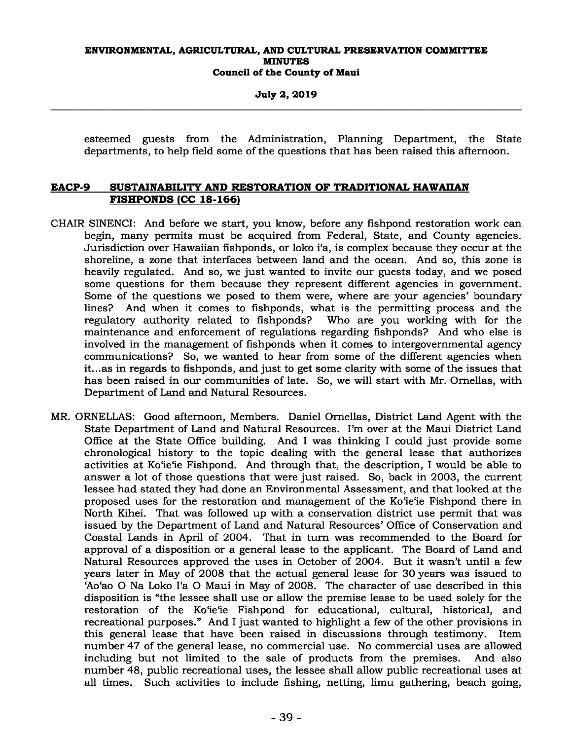esteemed guests from the Administration, Planning Department, the State departments, to help field some of the questions that has been raised this afternoon.

## EACP-9 SUSTAINABILITY AND RESTORATION OF TRADITIONAL HAWAIIAN FISHPONDS (CC 18-166)

CHAIR SINENCI: And before we start, you know, before any fishpond restoration work can begin, many permits must be acquired from Federal, State, and County agencies. Jurisdiction over Hawaiian fishponds, or loko iʻa, is complex because they occur at the shoreline, a zone that interfaces between land and the ocean. And so, this zone is heavily regulated. And so, we just wanted to invite our guests today, and we posed some questions for them because they represent different agencies in government. Some of the questions we posed to them were, where are your agencies' boundary lines? And when it comes to fishponds, what is the permitting process and the regulatory authority related to fishponds? Who are you working with for the maintenance and enforcement of regulations regarding fishponds? And who else is involved in the management of fishponds when it comes to intergovernmental agency communications? So, we wanted to hear from some of the different agencies when it...as in regards to fishponds, and just to get some clarity with some of the issues that has been raised in our communities of late. So, we will start with Mr. Ornellas, with Department of Land and Natural Resources.

MR. ORNELLAS: Good afternoon, Members. Daniel Ornellas, District Land Agent with the State Department of Land and Natural Resources. I'm over at the Maui District Land Office at the State Office building. And I was thinking I could just provide some chronological history to the topic dealing with the general lease that authorizes activities at Koʻieʻie Fishpond. And through that, the description, I would be able to answer a lot of those questions that were just raised. So, back in 2003, the current lessee had stated they had done an Environmental Assessment, and that looked at the proposed uses for the restoration and management of the Koʻieʻie Fishpond there in North Kihei. That was followed up with a conservation district use permit that was issued by the Department of Land and Natural Resources' Office of Conservation and Coastal Lands in April of 2004. That in turn was recommended to the Board for approval of a disposition or a general lease to the applicant. The Board of Land and Natural Resources approved the uses in October of 2004. But it wasn't until a few years later in May of 2008 that the actual general lease for 30 years was issued to ʻAoʻao O Na Loko Iʻa O Maui in May of 2008. The character of use described in this disposition is "the lessee shall use or allow the premise lease to be used solely for the restoration of the Koʻieʻie Fishpond for educational, cultural, historical, and recreational purposes." And I just wanted to highlight a few of the other provisions in this general lease that have been raised in discussions through testimony. Item number 47 of the general lease, no commercial use. No commercial uses are allowed including but not limited to the sale of products from the premises. And also number 48, public recreational uses, the lessee shall allow public recreational uses at all times. Such activities to include fishing, netting, limu gathering, beach going,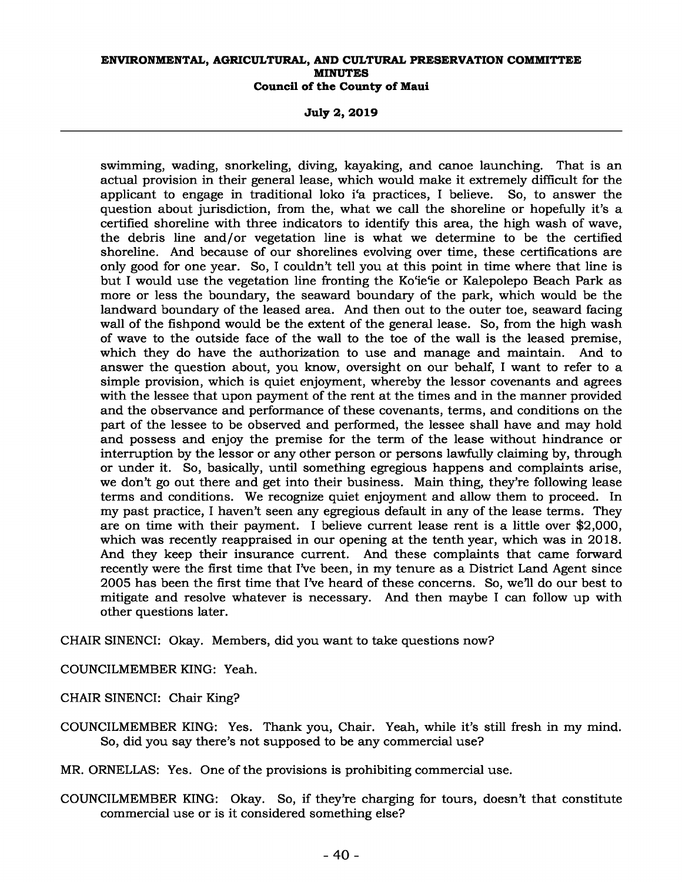swimming, wading, snorkeling, diving, kayaking, and canoe launching. That is an actual provision in their general lease, which would make it extremely difficult for the applicant to engage in traditional loko i'a practices, I believe. So, to answer the question about jurisdiction, from the, what we call the shoreline or hopefully it's a certified shoreline with three indicators to identify this area, the high wash of wave, the debris line and/or vegetation line is what we determine to be the certified shoreline. And because of our shorelines evolving over time, these certifications are only good for one year. So, I couldn't tell you at this point in time where that line is but I would use the vegetation line fronting the Ko'ie'ie or Kalepolepo Beach Park as more or less the boundary, the seaward boundary of the park, which would be the landward boundary of the leased area. And then out to the outer toe, seaward facing wall of the fishpond would be the extent of the general lease. So, from the high wash of wave to the outside face of the wall to the toe of the wall is the leased premise, which they do have the authorization to use and manage and maintain. And to answer the question about, you know, oversight on our behalf, I want to refer to a simple provision, which is quiet enjoyment, whereby the lessor covenants and agrees with the lessee that upon payment of the rent at the times and in the manner provided and the observance and performance of these covenants, terms, and conditions on the part of the lessee to be observed and performed, the lessee shall have and may hold and possess and enjoy the premise for the term of the lease without hindrance or interruption by the lessor or any other person or persons lawfully claiming by, through or under it. So, basically, until something egregious happens and complaints arise, we don't go out there and get into their business. Main thing, they're following lease terms and conditions. We recognize quiet enjoyment and allow them to proceed. In my past practice, I haven't seen any egregious default in any of the lease terms. They are on time with their payment. I believe current lease rent is a little over $2,000, which was recently reappraised in our opening at the tenth year, which was in 2018. And they keep their insurance current. And these complaints that came forward recently were the first time that I've been, in my tenure as a District Land Agent since 2005 has been the first time that I've heard of these concerns. So, we'll do our best to mitigate and resolve whatever is necessary. And then maybe I can follow up with other questions later.

CHAIR SINENCI: Okay. Members, did you want to take questions now?

COUNCILMEMBER KING: Yeah.

CHAIR SINENCI: Chair King?

COUNCILMEMBER KING: Yes. Thank you, Chair. Yeah, while it's still fresh in my mind. So, did you say there's not supposed to be any commercial use?

MR. ORNELLAS: Yes. One of the provisions is prohibiting commercial use.

COUNCILMEMBER KING: Okay. So, if they're charging for tours, doesn't that constitute commercial use or is it considered something else?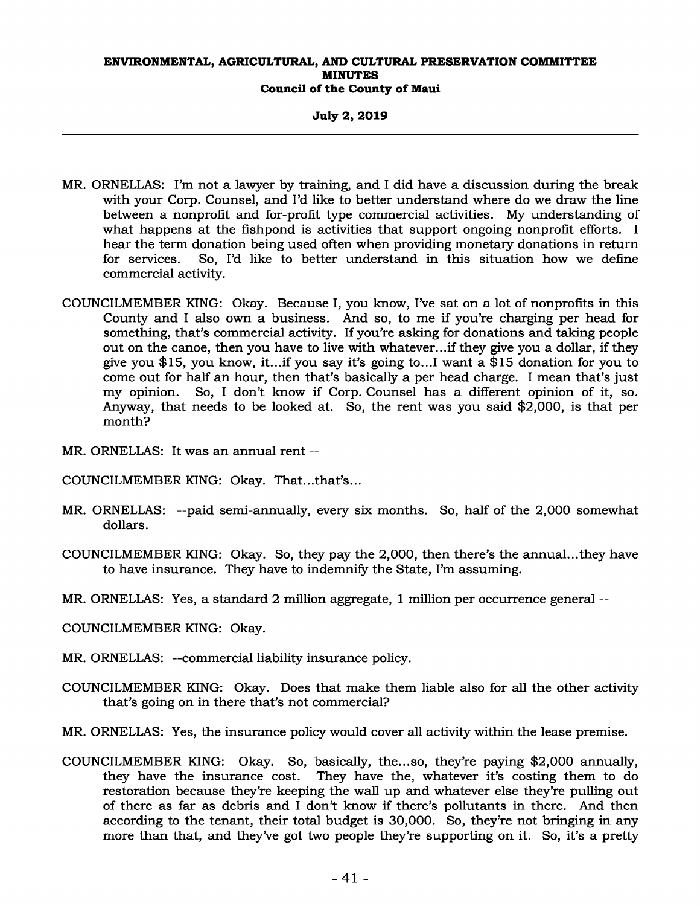MR. ORNELLAS: I'm not a lawyer by training, and I did have a discussion during the break with your Corp. Counsel, and I'd like to better understand where do we draw the line between a nonprofit and for-profit type commercial activities. My understanding of what happens at the fishpond is activities that support ongoing nonprofit efforts. I hear the term donation being used often when providing monetary donations in return for services. So, I'd like to better understand in this situation how we define commercial activity.

COUNCILMEMBER KING: Okay. Because I, you know, I've sat on a lot of nonprofits in this County and I also own a business. And so, to me if you're charging per head for something, that's commercial activity. If you're asking for donations and taking people out on the canoe, then you have to live with whatever...if they give you a dollar, if they give you $15, you know, it...if you say it's going to...I want a $15 donation for you to come out for half an hour, then that's basically a per head charge. I mean that's just my opinion. So, I don't know if Corp. Counsel has a different opinion of it, so. Anyway, that needs to be looked at. So, the rent was you said $2,000, is that per month?

MR. ORNELLAS: It was an annual rent --

COUNCILMEMBER KING: Okay. That...that's...

MR. ORNELLAS: --paid semi-annually, every six months. So, half of the 2,000 somewhat dollars.

COUNCILMEMBER KING: Okay. So, they pay the 2,000, then there's the annual...they have to have insurance. They have to indemnify the State, I'm assuming.

MR. ORNELLAS: Yes, a standard 2 million aggregate, 1 million per occurrence general --

COUNCILMEMBER KING: Okay.

MR. ORNELLAS: --commercial liability insurance policy.

COUNCILMEMBER KING: Okay. Does that make them liable also for all the other activity that's going on in there that's not commercial?

MR. ORNELLAS: Yes, the insurance policy would cover all activity within the lease premise.

COUNCILMEMBER KING: Okay. So, basically, the...so, they're paying $2,000 annually, they have the insurance cost. They have the, whatever it's costing them to do restoration because they're keeping the wall up and whatever else they're pulling out of there as far as debris and I don't know if there's pollutants in there. And then according to the tenant, their total budget is 30,000. So, they're not bringing in any more than that, and they've got two people they're supporting on it. So, it's a pretty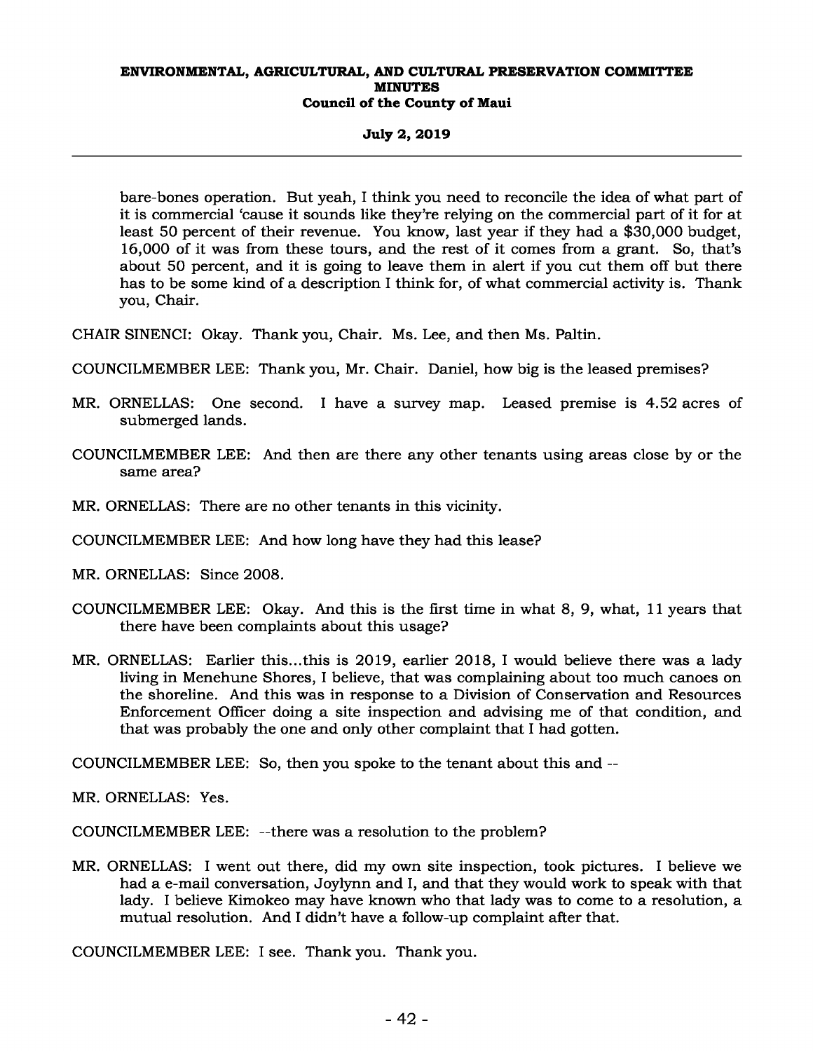bare-bones operation. But yeah, I think you need to reconcile the idea of what part of it is commercial 'cause it sounds like they're relying on the commercial part of it for at least 50 percent of their revenue. You know, last year if they had a $30,000 budget, 16,000 of it was from these tours, and the rest of it comes from a grant. So, that's about 50 percent, and it is going to leave them in alert if you cut them off but there has to be some kind of a description I think for, of what commercial activity is. Thank you, Chair.

CHAIR SINENCI: Okay. Thank you, Chair. Ms. Lee, and then Ms. Paltin.

COUNCILMEMBER LEE: Thank you, Mr. Chair. Daniel, how big is the leased premises?

MR. ORNELLAS: One second. I have a survey map. Leased premise is 4.52 acres of submerged lands.

COUNCILMEMBER LEE: And then are there any other tenants using areas close by or the same area?

MR. ORNELLAS: There are no other tenants in this vicinity.

COUNCILMEMBER LEE: And how long have they had this lease?

MR. ORNELLAS: Since 2008.

COUNCILMEMBER LEE: Okay. And this is the first time in what 8, 9, what, 11 years that there have been complaints about this usage?

MR. ORNELLAS: Earlier this...this is 2019, earlier 2018, I would believe there was a lady living in Menehune Shores, I believe, that was complaining about too much canoes on the shoreline. And this was in response to a Division of Conservation and Resources Enforcement Officer doing a site inspection and advising me of that condition, and that was probably the one and only other complaint that I had gotten.

COUNCILMEMBER LEE: So, then you spoke to the tenant about this and --

MR. ORNELLAS: Yes.

COUNCILMEMBER LEE: --there was a resolution to the problem?

MR. ORNELLAS: I went out there, did my own site inspection, took pictures. I believe we had a e-mail conversation, Joylynn and I, and that they would work to speak with that lady. I believe Kimokeo may have known who that lady was to come to a resolution, a mutual resolution. And I didn't have a follow-up complaint after that.

COUNCILMEMBER LEE: I see. Thank you. Thank you.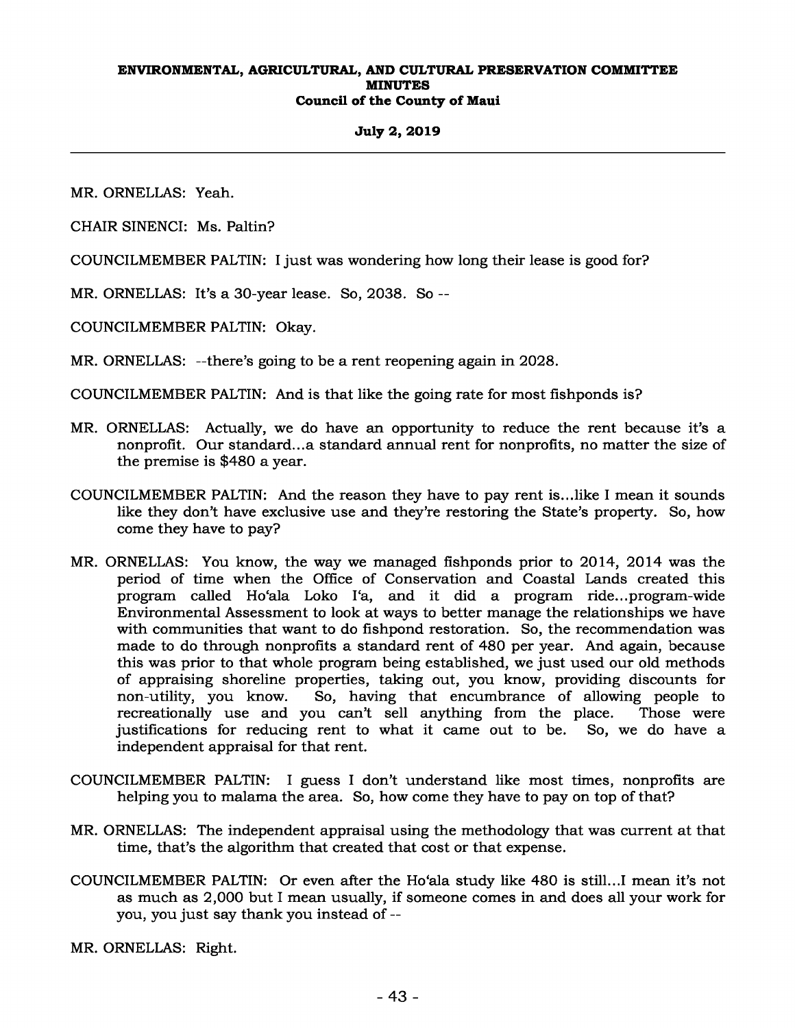MR. ORNELLAS: Yeah.

CHAIR SINENCI: Ms. Paltin?

COUNCILMEMBER PALTIN: I just was wondering how long their lease is good for?

MR. ORNELLAS: It's a 30-year lease. So, 2038. So --

COUNCILMEMBER PALTIN: Okay.

MR. ORNELLAS: --there's going to be a rent reopening again in 2028.

COUNCILMEMBER PALTIN: And is that like the going rate for most fishponds is?

MR. ORNELLAS: Actually, we do have an opportunity to reduce the rent because it's a nonprofit. Our standard...a standard annual rent for nonprofits, no matter the size of the premise is $480 a year.

COUNCILMEMBER PALTIN: And the reason they have to pay rent is...like I mean it sounds like they don't have exclusive use and they're restoring the State's property. So, how come they have to pay?

MR. ORNELLAS: You know, the way we managed fishponds prior to 2014, 2014 was the period of time when the Office of Conservation and Coastal Lands created this program called Hoʻala Loko Iʻa, and it did a program ride...program-wide Environmental Assessment to look at ways to better manage the relationships we have with communities that want to do fishpond restoration. So, the recommendation was made to do through nonprofits a standard rent of 480 per year. And again, because this was prior to that whole program being established, we just used our old methods of appraising shoreline properties, taking out, you know, providing discounts for non-utility, you know. So, having that encumbrance of allowing people to recreationally use and you can't sell anything from the place. Those were justifications for reducing rent to what it came out to be. So, we do have a independent appraisal for that rent.

COUNCILMEMBER PALTIN: I guess I don't understand like most times, nonprofits are helping you to malama the area. So, how come they have to pay on top of that?

MR. ORNELLAS: The independent appraisal using the methodology that was current at that time, that's the algorithm that created that cost or that expense.

COUNCILMEMBER PALTIN: Or even after the Hoʻala study like 480 is still...I mean it's not as much as 2,000 but I mean usually, if someone comes in and does all your work for you, you just say thank you instead of --

MR. ORNELLAS: Right.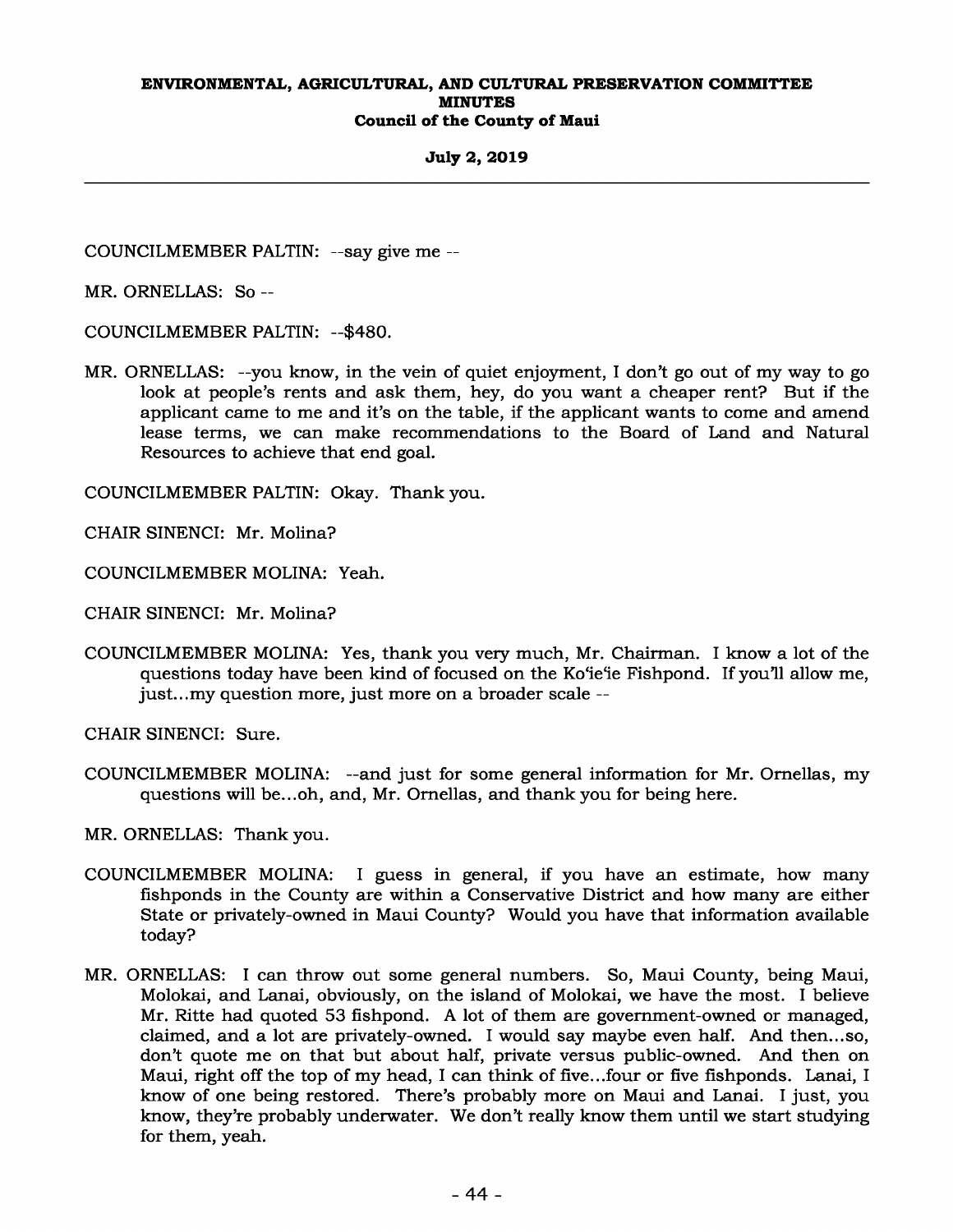COUNCILMEMBER PALTIN: --say give me --

MR. ORNELLAS: So --

COUNCILMEMBER PALTIN: --$480.

MR. ORNELLAS: --you know, in the vein of quiet enjoyment, I don't go out of my way to go look at people's rents and ask them, hey, do you want a cheaper rent? But if the applicant came to me and it's on the table, if the applicant wants to come and amend lease terms, we can make recommendations to the Board of Land and Natural Resources to achieve that end goal.

COUNCILMEMBER PALTIN: Okay. Thank you.

CHAIR SINENCI: Mr. Molina?

COUNCILMEMBER MOLINA: Yeah.

CHAIR SINENCI: Mr. Molina?

COUNCILMEMBER MOLINA: Yes, thank you very much, Mr. Chairman. I know a lot of the questions today have been kind of focused on the Koʻieʻie Fishpond. If you'll allow me, just...my question more, just more on a broader scale --

CHAIR SINENCI: Sure.

COUNCILMEMBER MOLINA: --and just for some general information for Mr. Ornellas, my questions will be...oh, and, Mr. Ornellas, and thank you for being here.

MR. ORNELLAS: Thank you.

COUNCILMEMBER MOLINA: I guess in general, if you have an estimate, how many fishponds in the County are within a Conservative District and how many are either State or privately-owned in Maui County? Would you have that information available today?

MR. ORNELLAS: I can throw out some general numbers. So, Maui County, being Maui, Molokai, and Lanai, obviously, on the island of Molokai, we have the most. I believe Mr. Ritte had quoted 53 fishpond. A lot of them are government-owned or managed, claimed, and a lot are privately-owned. I would say maybe even half. And then...so, don't quote me on that but about half, private versus public-owned. And then on Maui, right off the top of my head, I can think of five...four or five fishponds. Lanai, I know of one being restored. There's probably more on Maui and Lanai. I just, you know, they're probably underwater. We don't really know them until we start studying for them, yeah.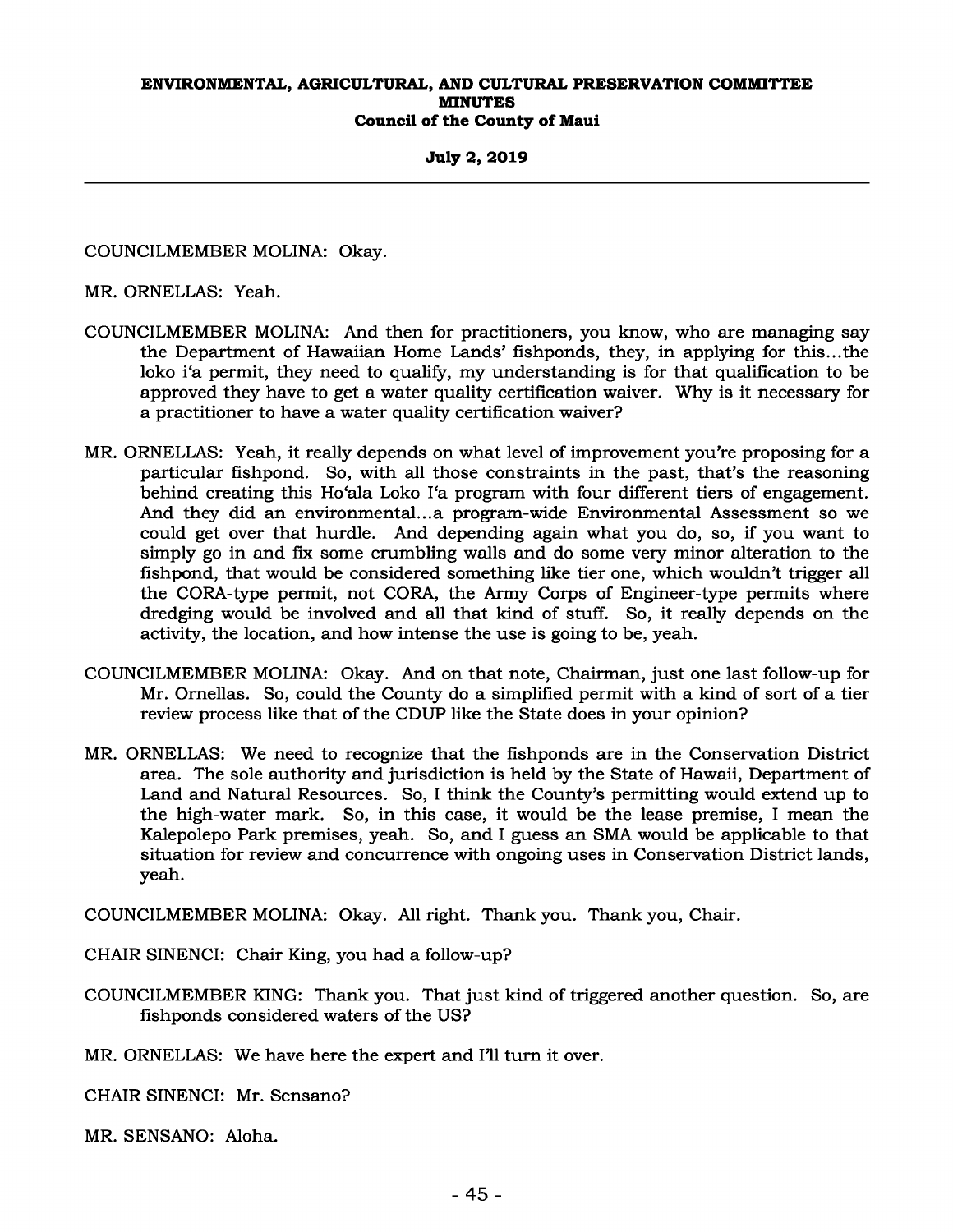COUNCILMEMBER MOLINA: Okay.

MR. ORNELLAS: Yeah.

COUNCILMEMBER MOLINA: And then for practitioners, you know, who are managing say the Department of Hawaiian Home Lands' fishponds, they, in applying for this...the loko i'a permit, they need to qualify, my understanding is for that qualification to be approved they have to get a water quality certification waiver. Why is it necessary for a practitioner to have a water quality certification waiver?

MR. ORNELLAS: Yeah, it really depends on what level of improvement you're proposing for a particular fishpond. So, with all those constraints in the past, that's the reasoning behind creating this Hoʻala Loko Iʻa program with four different tiers of engagement. And they did an environmental...a program-wide Environmental Assessment so we could get over that hurdle. And depending again what you do, so, if you want to simply go in and fix some crumbling walls and do some very minor alteration to the fishpond, that would be considered something like tier one, which wouldn't trigger all the CORA-type permit, not CORA, the Army Corps of Engineer-type permits where dredging would be involved and all that kind of stuff. So, it really depends on the activity, the location, and how intense the use is going to be, yeah.

COUNCILMEMBER MOLINA: Okay. And on that note, Chairman, just one last follow-up for Mr. Ornellas. So, could the County do a simplified permit with a kind of sort of a tier review process like that of the CDUP like the State does in your opinion?

MR. ORNELLAS: We need to recognize that the fishponds are in the Conservation District area. The sole authority and jurisdiction is held by the State of Hawaii, Department of Land and Natural Resources. So, I think the County's permitting would extend up to the high-water mark. So, in this case, it would be the lease premise, I mean the Kalepolepo Park premises, yeah. So, and I guess an SMA would be applicable to that situation for review and concurrence with ongoing uses in Conservation District lands, yeah.

COUNCILMEMBER MOLINA: Okay. All right. Thank you. Thank you, Chair.

CHAIR SINENCI: Chair King, you had a follow-up?

COUNCILMEMBER KING: Thank you. That just kind of triggered another question. So, are fishponds considered waters of the US?

MR. ORNELLAS: We have here the expert and I'll turn it over.

CHAIR SINENCI: Mr. Sensano?

MR. SENSANO: Aloha.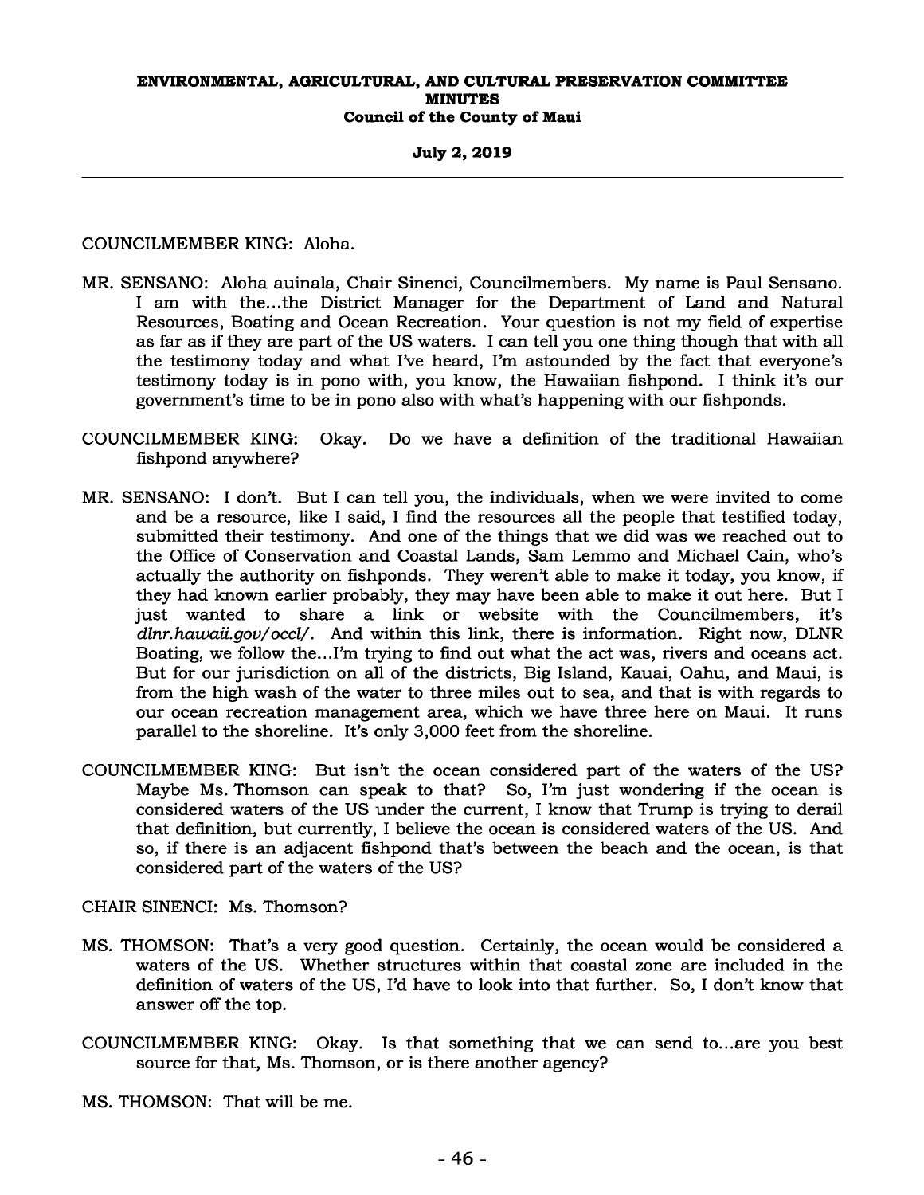COUNCILMEMBER KING: Aloha.

MR. SENSANO: Aloha auinala, Chair Sinenci, Councilmembers. My name is Paul Sensano. I am with the...the District Manager for the Department of Land and Natural Resources, Boating and Ocean Recreation. Your question is not my field of expertise as far as if they are part of the US waters. I can tell you one thing though that with all the testimony today and what I've heard, I'm astounded by the fact that everyone's testimony today is in pono with, you know, the Hawaiian fishpond. I think it's our government's time to be in pono also with what's happening with our fishponds.

COUNCILMEMBER KING: Okay. Do we have a definition of the traditional Hawaiian fishpond anywhere?

MR. SENSANO: I don't. But I can tell you, the individuals, when we were invited to come and be a resource, like I said, I find the resources all the people that testified today, submitted their testimony. And one of the things that we did was we reached out to the Office of Conservation and Coastal Lands, Sam Lemmo and Michael Cain, who's actually the authority on fishponds. They weren't able to make it today, you know, if they had known earlier probably, they may have been able to make it out here. But I just wanted to share a link or website with the Councilmembers, it's *dlnr.hawaii.gov/occl/*. And within this link, there is information. Right now, DLNR Boating, we follow the...I'm trying to find out what the act was, rivers and oceans act. But for our jurisdiction on all of the districts, Big Island, Kauai, Oahu, and Maui, is from the high wash of the water to three miles out to sea, and that is with regards to our ocean recreation management area, which we have three here on Maui. It runs parallel to the shoreline. It's only 3,000 feet from the shoreline.

COUNCILMEMBER KING: But isn't the ocean considered part of the waters of the US? Maybe Ms. Thomson can speak to that? So, I'm just wondering if the ocean is considered waters of the US under the current, I know that Trump is trying to derail that definition, but currently, I believe the ocean is considered waters of the US. And so, if there is an adjacent fishpond that's between the beach and the ocean, is that considered part of the waters of the US?

CHAIR SINENCI: Ms. Thomson?

MS. THOMSON: That's a very good question. Certainly, the ocean would be considered a waters of the US. Whether structures within that coastal zone are included in the definition of waters of the US, I'd have to look into that further. So, I don't know that answer off the top.

COUNCILMEMBER KING: Okay. Is that something that we can send to...are you best source for that, Ms. Thomson, or is there another agency?

MS. THOMSON: That will be me.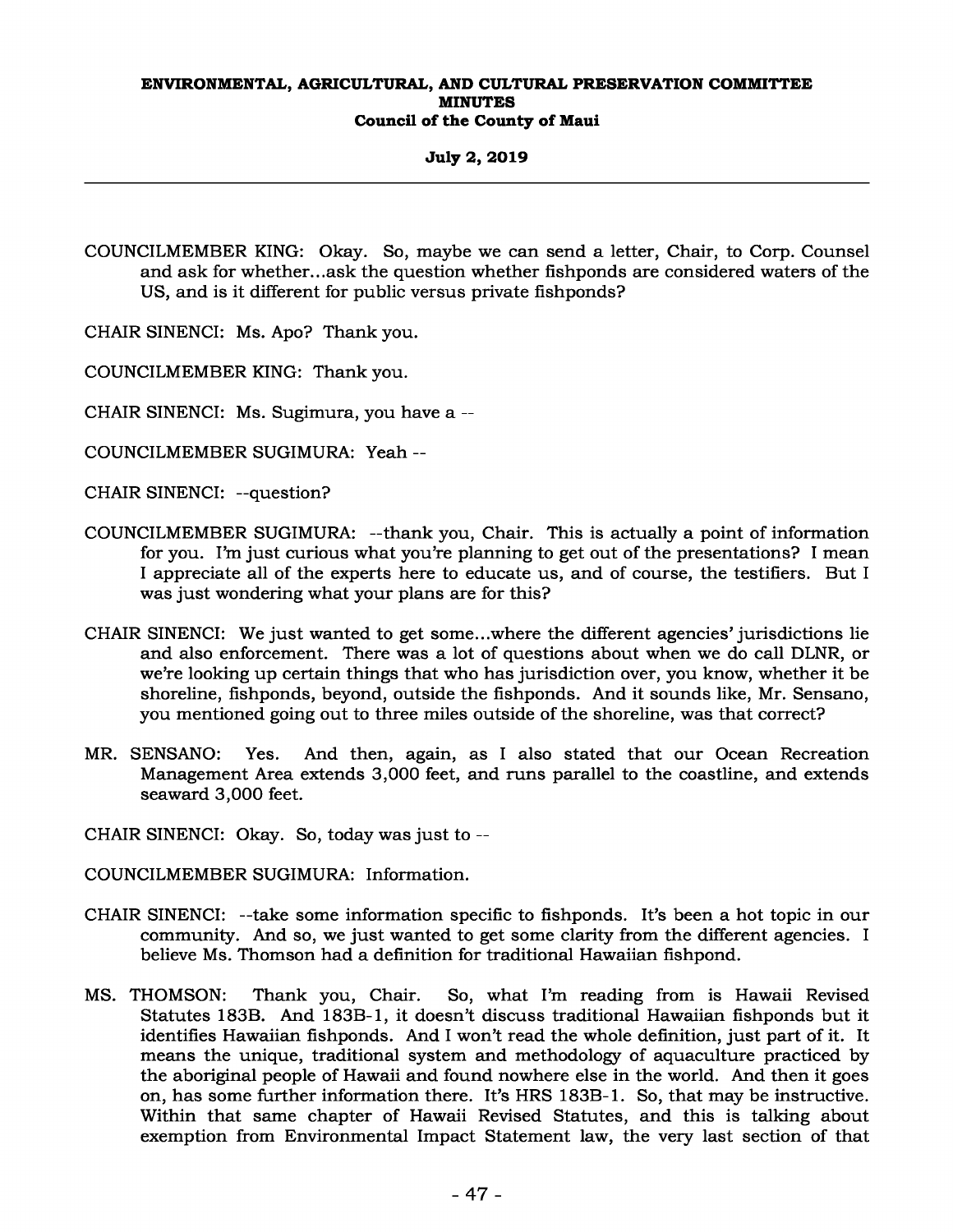COUNCILMEMBER KING: Okay. So, maybe we can send a letter, Chair, to Corp. Counsel and ask for whether...ask the question whether fishponds are considered waters of the US, and is it different for public versus private fishponds?

CHAIR SINENCI: Ms. Apo? Thank you.

COUNCILMEMBER KING: Thank you.

CHAIR SINENCI: Ms. Sugimura, you have a --

COUNCILMEMBER SUGIMURA: Yeah --

CHAIR SINENCI: --question?

COUNCILMEMBER SUGIMURA: --thank you, Chair. This is actually a point of information for you. I'm just curious what you're planning to get out of the presentations? I mean I appreciate all of the experts here to educate us, and of course, the testifiers. But I was just wondering what your plans are for this?

CHAIR SINENCI: We just wanted to get some...where the different agencies' jurisdictions lie and also enforcement. There was a lot of questions about when we do call DLNR, or we're looking up certain things that who has jurisdiction over, you know, whether it be shoreline, fishponds, beyond, outside the fishponds. And it sounds like, Mr. Sensano, you mentioned going out to three miles outside of the shoreline, was that correct?

MR. SENSANO: Yes. And then, again, as I also stated that our Ocean Recreation Management Area extends 3,000 feet, and runs parallel to the coastline, and extends seaward 3,000 feet.

CHAIR SINENCI: Okay. So, today was just to --

COUNCILMEMBER SUGIMURA: Information.

CHAIR SINENCI: --take some information specific to fishponds. It's been a hot topic in our community. And so, we just wanted to get some clarity from the different agencies. I believe Ms. Thomson had a definition for traditional Hawaiian fishpond.

MS. THOMSON: Thank you, Chair. So, what I'm reading from is Hawaii Revised Statutes 183B. And 183B-1, it doesn't discuss traditional Hawaiian fishponds but it identifies Hawaiian fishponds. And I won't read the whole definition, just part of it. It means the unique, traditional system and methodology of aquaculture practiced by the aboriginal people of Hawaii and found nowhere else in the world. And then it goes on, has some further information there. It's HRS 183B-1. So, that may be instructive. Within that same chapter of Hawaii Revised Statutes, and this is talking about exemption from Environmental Impact Statement law, the very last section of that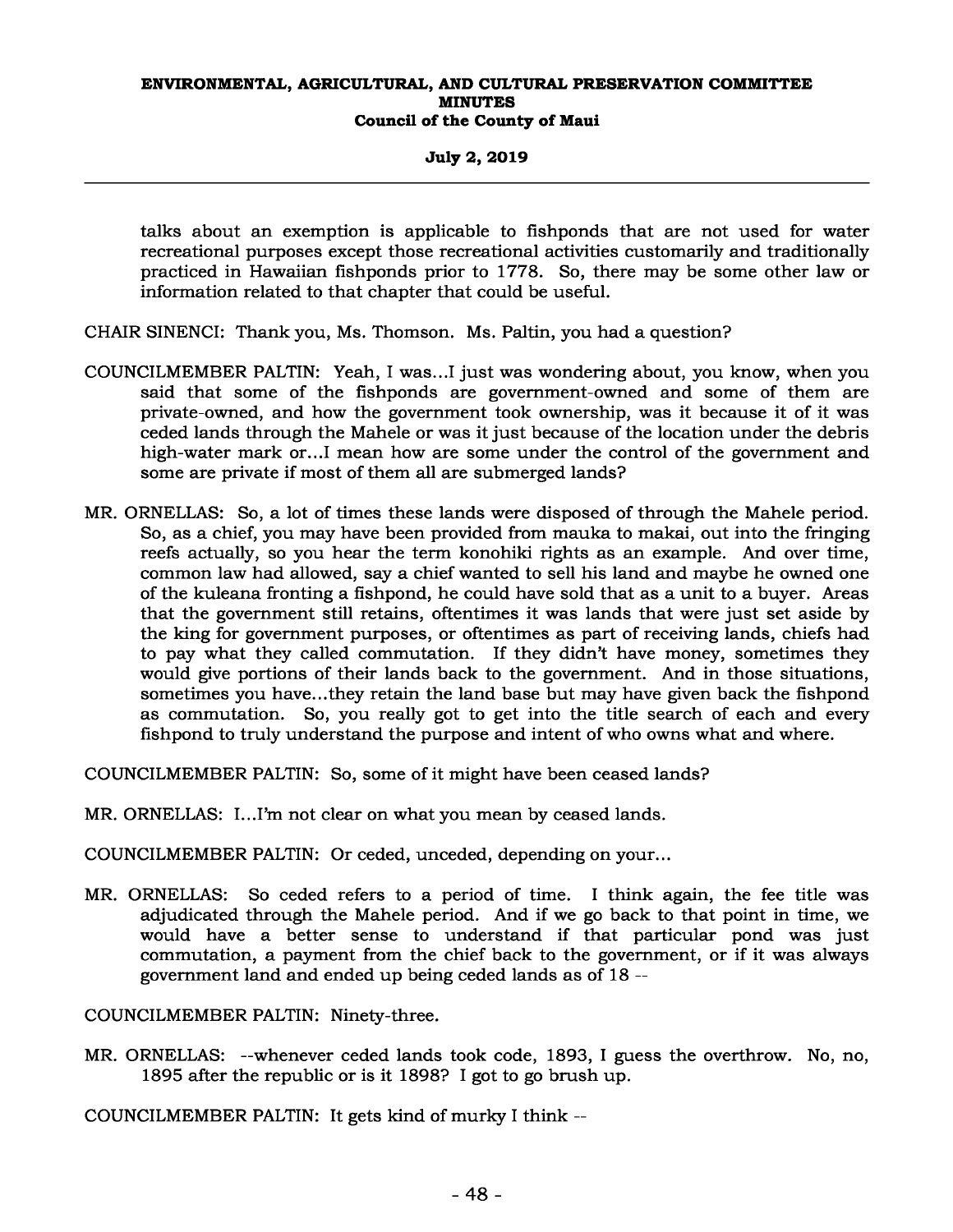talks about an exemption is applicable to fishponds that are not used for water recreational purposes except those recreational activities customarily and traditionally practiced in Hawaiian fishponds prior to 1778. So, there may be some other law or information related to that chapter that could be useful.

CHAIR SINENCI: Thank you, Ms. Thomson. Ms. Paltin, you had a question?

COUNCILMEMBER PALTIN: Yeah, I was...I just was wondering about, you know, when you said that some of the fishponds are government-owned and some of them are private-owned, and how the government took ownership, was it because it of it was ceded lands through the Mahele or was it just because of the location under the debris high-water mark or...I mean how are some under the control of the government and some are private if most of them all are submerged lands?

MR. ORNELLAS: So, a lot of times these lands were disposed of through the Mahele period. So, as a chief, you may have been provided from mauka to makai, out into the fringing reefs actually, so you hear the term konohiki rights as an example. And over time, common law had allowed, say a chief wanted to sell his land and maybe he owned one of the kuleana fronting a fishpond, he could have sold that as a unit to a buyer. Areas that the government still retains, oftentimes it was lands that were just set aside by the king for government purposes, or oftentimes as part of receiving lands, chiefs had to pay what they called commutation. If they didn't have money, sometimes they would give portions of their lands back to the government. And in those situations, sometimes you have...they retain the land base but may have given back the fishpond as commutation. So, you really got to get into the title search of each and every fishpond to truly understand the purpose and intent of who owns what and where.

COUNCILMEMBER PALTIN: So, some of it might have been ceased lands?

MR. ORNELLAS: I...I'm not clear on what you mean by ceased lands.

COUNCILMEMBER PALTIN: Or ceded, unceded, depending on your...

MR. ORNELLAS: So ceded refers to a period of time. I think again, the fee title was adjudicated through the Mahele period. And if we go back to that point in time, we would have a better sense to understand if that particular pond was just commutation, a payment from the chief back to the government, or if it was always government land and ended up being ceded lands as of 18 --

COUNCILMEMBER PALTIN: Ninety-three.

MR. ORNELLAS: --whenever ceded lands took code, 1893, I guess the overthrow. No, no, 1895 after the republic or is it 1898? I got to go brush up.

COUNCILMEMBER PALTIN: It gets kind of murky I think --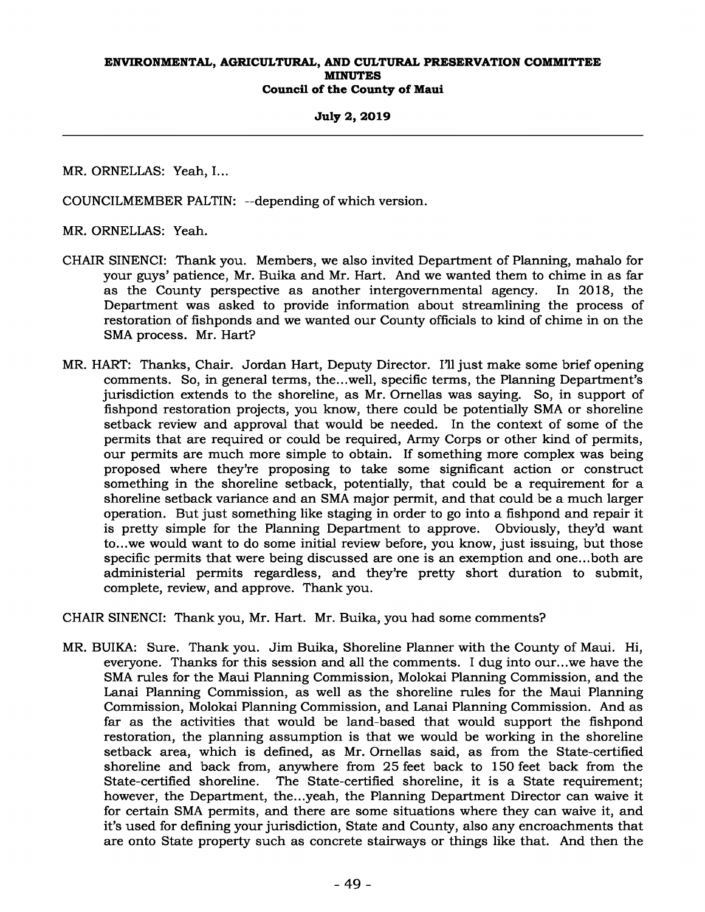MR. ORNELLAS: Yeah, I...

COUNCILMEMBER PALTIN: --depending of which version.

MR. ORNELLAS: Yeah.

CHAIR SINENCI: Thank you. Members, we also invited Department of Planning, mahalo for your guys' patience, Mr. Buika and Mr. Hart. And we wanted them to chime in as far as the County perspective as another intergovernmental agency. In 2018, the Department was asked to provide information about streamlining the process of restoration of fishponds and we wanted our County officials to kind of chime in on the SMA process. Mr. Hart?

MR. HART: Thanks, Chair. Jordan Hart, Deputy Director. I'll just make some brief opening comments. So, in general terms, the...well, specific terms, the Planning Department's jurisdiction extends to the shoreline, as Mr. Ornellas was saying. So, in support of fishpond restoration projects, you know, there could be potentially SMA or shoreline setback review and approval that would be needed. In the context of some of the permits that are required or could be required, Army Corps or other kind of permits, our permits are much more simple to obtain. If something more complex was being proposed where they're proposing to take some significant action or construct something in the shoreline setback, potentially, that could be a requirement for a shoreline setback variance and an SMA major permit, and that could be a much larger operation. But just something like staging in order to go into a fishpond and repair it is pretty simple for the Planning Department to approve. Obviously, they'd want to...we would want to do some initial review before, you know, just issuing, but those specific permits that were being discussed are one is an exemption and one...both are administerial permits regardless, and they're pretty short duration to submit, complete, review, and approve. Thank you.

CHAIR SINENCI: Thank you, Mr. Hart. Mr. Buika, you had some comments?

MR. BUIKA: Sure. Thank you. Jim Buika, Shoreline Planner with the County of Maui. Hi, everyone. Thanks for this session and all the comments. I dug into our...we have the SMA rules for the Maui Planning Commission, Molokai Planning Commission, and the Lanai Planning Commission, as well as the shoreline rules for the Maui Planning Commission, Molokai Planning Commission, and Lanai Planning Commission. And as far as the activities that would be land-based that would support the fishpond restoration, the planning assumption is that we would be working in the shoreline setback area, which is defined, as Mr. Ornellas said, as from the State-certified shoreline and back from, anywhere from 25 feet back to 150 feet back from the State-certified shoreline. The State-certified shoreline, it is a State requirement; however, the Department, the...yeah, the Planning Department Director can waive it for certain SMA permits, and there are some situations where they can waive it, and it's used for defining your jurisdiction, State and County, also any encroachments that are onto State property such as concrete stairways or things like that. And then the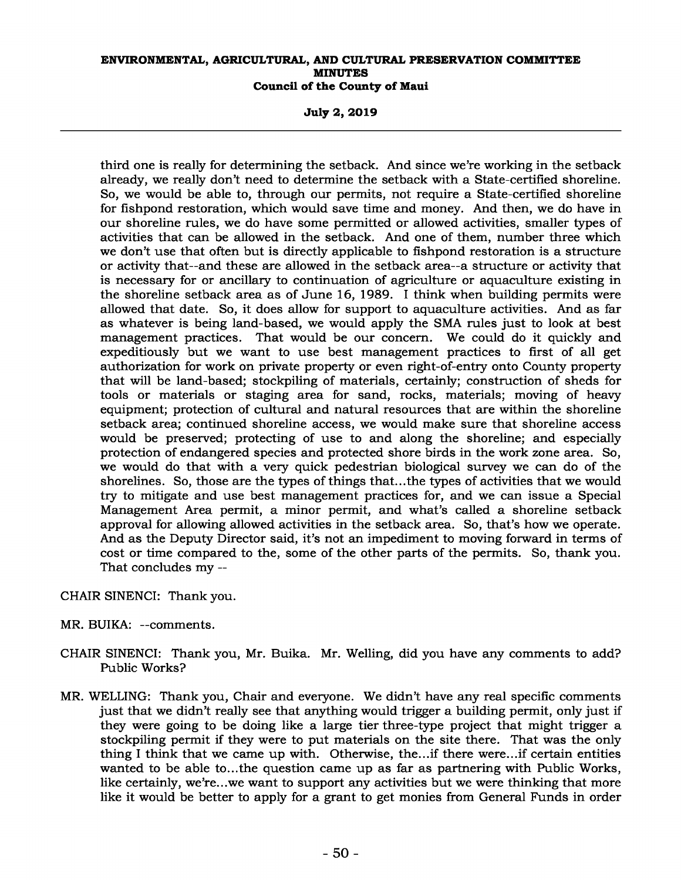third one is really for determining the setback. And since we're working in the setback already, we really don't need to determine the setback with a State-certified shoreline. So, we would be able to, through our permits, not require a State-certified shoreline for fishpond restoration, which would save time and money. And then, we do have in our shoreline rules, we do have some permitted or allowed activities, smaller types of activities that can be allowed in the setback. And one of them, number three which we don't use that often but is directly applicable to fishpond restoration is a structure or activity that--and these are allowed in the setback area--a structure or activity that is necessary for or ancillary to continuation of agriculture or aquaculture existing in the shoreline setback area as of June 16, 1989. I think when building permits were allowed that date. So, it does allow for support to aquaculture activities. And as far as whatever is being land-based, we would apply the SMA rules just to look at best management practices. That would be our concern. We could do it quickly and expeditiously but we want to use best management practices to first of all get authorization for work on private property or even right-of-entry onto County property that will be land-based; stockpiling of materials, certainly; construction of sheds for tools or materials or staging area for sand, rocks, materials; moving of heavy equipment; protection of cultural and natural resources that are within the shoreline setback area; continued shoreline access, we would make sure that shoreline access would be preserved; protecting of use to and along the shoreline; and especially protection of endangered species and protected shore birds in the work zone area. So, we would do that with a very quick pedestrian biological survey we can do of the shorelines. So, those are the types of things that...the types of activities that we would try to mitigate and use best management practices for, and we can issue a Special Management Area permit, a minor permit, and what's called a shoreline setback approval for allowing allowed activities in the setback area. So, that's how we operate. And as the Deputy Director said, it's not an impediment to moving forward in terms of cost or time compared to the, some of the other parts of the permits. So, thank you. That concludes my --

CHAIR SINENCI: Thank you.

MR. BUIKA: --comments.

CHAIR SINENCI: Thank you, Mr. Buika. Mr. Welling, did you have any comments to add? Public Works?

MR. WELLING: Thank you, Chair and everyone. We didn't have any real specific comments just that we didn't really see that anything would trigger a building permit, only just if they were going to be doing like a large tier three-type project that might trigger a stockpiling permit if they were to put materials on the site there. That was the only thing I think that we came up with. Otherwise, the...if there were...if certain entities wanted to be able to...the question came up as far as partnering with Public Works, like certainly, we're...we want to support any activities but we were thinking that more like it would be better to apply for a grant to get monies from General Funds in order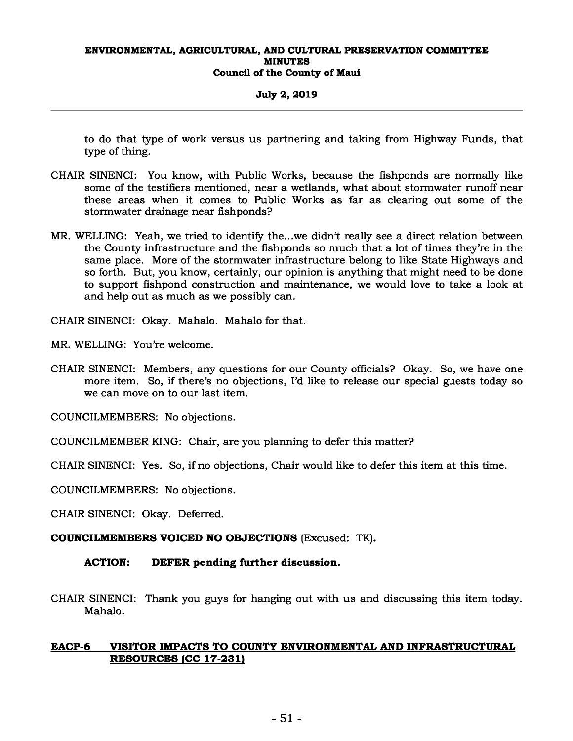to do that type of work versus us partnering and taking from Highway Funds, that type of thing.

CHAIR SINENCI: You know, with Public Works, because the fishponds are normally like some of the testifiers mentioned, near a wetlands, what about stormwater runoff near these areas when it comes to Public Works as far as clearing out some of the stormwater drainage near fishponds?

MR. WELLING: Yeah, we tried to identify the...we didn't really see a direct relation between the County infrastructure and the fishponds so much that a lot of times they're in the same place. More of the stormwater infrastructure belong to like State Highways and so forth. But, you know, certainly, our opinion is anything that might need to be done to support fishpond construction and maintenance, we would love to take a look at and help out as much as we possibly can.

CHAIR SINENCI: Okay. Mahalo. Mahalo for that.

MR. WELLING: You're welcome.

CHAIR SINENCI: Members, any questions for our County officials? Okay. So, we have one more item. So, if there's no objections, I'd like to release our special guests today so we can move on to our last item.

COUNCILMEMBERS: No objections.

COUNCILMEMBER KING: Chair, are you planning to defer this matter?

CHAIR SINENCI: Yes. So, if no objections, Chair would like to defer this item at this time.

COUNCILMEMBERS: No objections.

CHAIR SINENCI: Okay. Deferred.

**COUNCILMEMBERS VOICED NO OBJECTIONS** (Excused: TK).

**ACTION: DEFER pending further discussion.**

CHAIR SINENCI: Thank you guys for hanging out with us and discussing this item today. Mahalo.

## EACP-6 VISITOR IMPACTS TO COUNTY ENVIRONMENTAL AND INFRASTRUCTURAL RESOURCES (CC 17-231)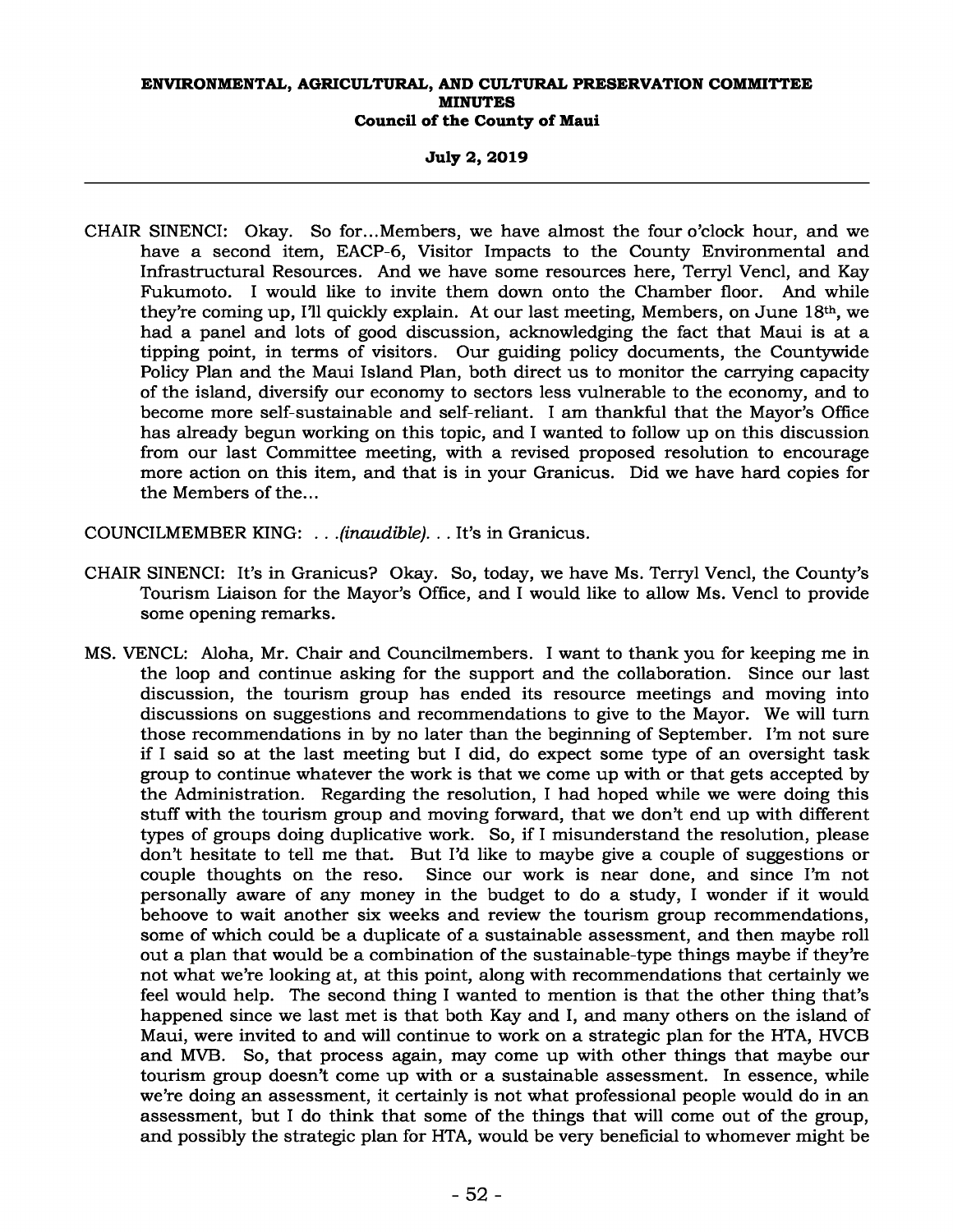CHAIR SINENCI: Okay. So for...Members, we have almost the four o'clock hour, and we have a second item, EACP-6, Visitor Impacts to the County Environmental and Infrastructural Resources. And we have some resources here, Terryl Vencl, and Kay Fukumoto. I would like to invite them down onto the Chamber floor. And while they're coming up, I'll quickly explain. At our last meeting, Members, on June 18th, we had a panel and lots of good discussion, acknowledging the fact that Maui is at a tipping point, in terms of visitors. Our guiding policy documents, the Countywide Policy Plan and the Maui Island Plan, both direct us to monitor the carrying capacity of the island, diversify our economy to sectors less vulnerable to the economy, and to become more self-sustainable and self-reliant. I am thankful that the Mayor's Office has already begun working on this topic, and I wanted to follow up on this discussion from our last Committee meeting, with a revised proposed resolution to encourage more action on this item, and that is in your Granicus. Did we have hard copies for the Members of the...

COUNCILMEMBER KING: . . .*(inaudible)*. . . It's in Granicus.

CHAIR SINENCI: It's in Granicus? Okay. So, today, we have Ms. Terryl Vencl, the County's Tourism Liaison for the Mayor's Office, and I would like to allow Ms. Vencl to provide some opening remarks.

MS. VENCL: Aloha, Mr. Chair and Councilmembers. I want to thank you for keeping me in the loop and continue asking for the support and the collaboration. Since our last discussion, the tourism group has ended its resource meetings and moving into discussions on suggestions and recommendations to give to the Mayor. We will turn those recommendations in by no later than the beginning of September. I'm not sure if I said so at the last meeting but I did, do expect some type of an oversight task group to continue whatever the work is that we come up with or that gets accepted by the Administration. Regarding the resolution, I had hoped while we were doing this stuff with the tourism group and moving forward, that we don't end up with different types of groups doing duplicative work. So, if I misunderstand the resolution, please don't hesitate to tell me that. But I'd like to maybe give a couple of suggestions or couple thoughts on the reso. Since our work is near done, and since I'm not personally aware of any money in the budget to do a study, I wonder if it would behoove to wait another six weeks and review the tourism group recommendations, some of which could be a duplicate of a sustainable assessment, and then maybe roll out a plan that would be a combination of the sustainable-type things maybe if they're not what we're looking at, at this point, along with recommendations that certainly we feel would help. The second thing I wanted to mention is that the other thing that's happened since we last met is that both Kay and I, and many others on the island of Maui, were invited to and will continue to work on a strategic plan for the HTA, HVCB and MVB. So, that process again, may come up with other things that maybe our tourism group doesn't come up with or a sustainable assessment. In essence, while we're doing an assessment, it certainly is not what professional people would do in an assessment, but I do think that some of the things that will come out of the group, and possibly the strategic plan for HTA, would be very beneficial to whomever might be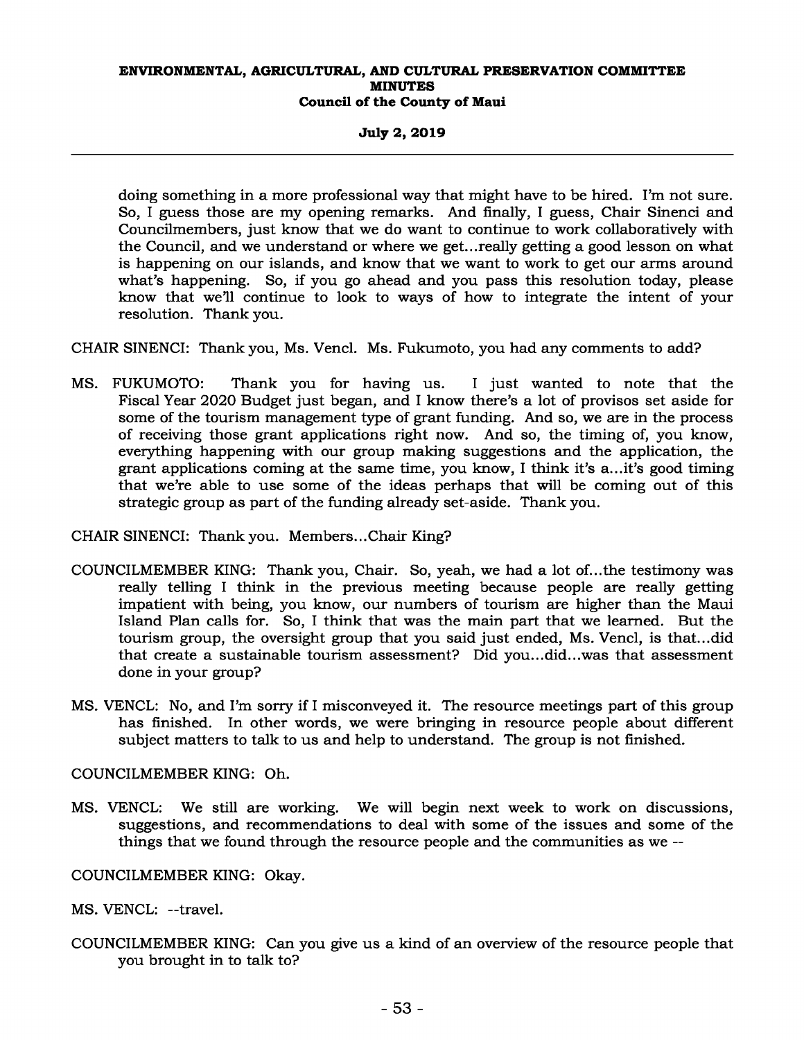doing something in a more professional way that might have to be hired. I'm not sure. So, I guess those are my opening remarks. And finally, I guess, Chair Sinenci and Councilmembers, just know that we do want to continue to work collaboratively with the Council, and we understand or where we get...really getting a good lesson on what is happening on our islands, and know that we want to work to get our arms around what's happening. So, if you go ahead and you pass this resolution today, please know that we'll continue to look to ways of how to integrate the intent of your resolution. Thank you.

CHAIR SINENCI: Thank you, Ms. Vencl. Ms. Fukumoto, you had any comments to add?

MS. FUKUMOTO: Thank you for having us. I just wanted to note that the Fiscal Year 2020 Budget just began, and I know there's a lot of provisos set aside for some of the tourism management type of grant funding. And so, we are in the process of receiving those grant applications right now. And so, the timing of, you know, everything happening with our group making suggestions and the application, the grant applications coming at the same time, you know, I think it's a...it's good timing that we're able to use some of the ideas perhaps that will be coming out of this strategic group as part of the funding already set-aside. Thank you.

CHAIR SINENCI: Thank you. Members...Chair King?

COUNCILMEMBER KING: Thank you, Chair. So, yeah, we had a lot of...the testimony was really telling I think in the previous meeting because people are really getting impatient with being, you know, our numbers of tourism are higher than the Maui Island Plan calls for. So, I think that was the main part that we learned. But the tourism group, the oversight group that you said just ended, Ms. Vencl, is that...did that create a sustainable tourism assessment? Did you...did...was that assessment done in your group?

MS. VENCL: No, and I'm sorry if I misconveyed it. The resource meetings part of this group has finished. In other words, we were bringing in resource people about different subject matters to talk to us and help to understand. The group is not finished.

COUNCILMEMBER KING: Oh.

MS. VENCL: We still are working. We will begin next week to work on discussions, suggestions, and recommendations to deal with some of the issues and some of the things that we found through the resource people and the communities as we --

COUNCILMEMBER KING: Okay.

MS. VENCL: --travel.

COUNCILMEMBER KING: Can you give us a kind of an overview of the resource people that you brought in to talk to?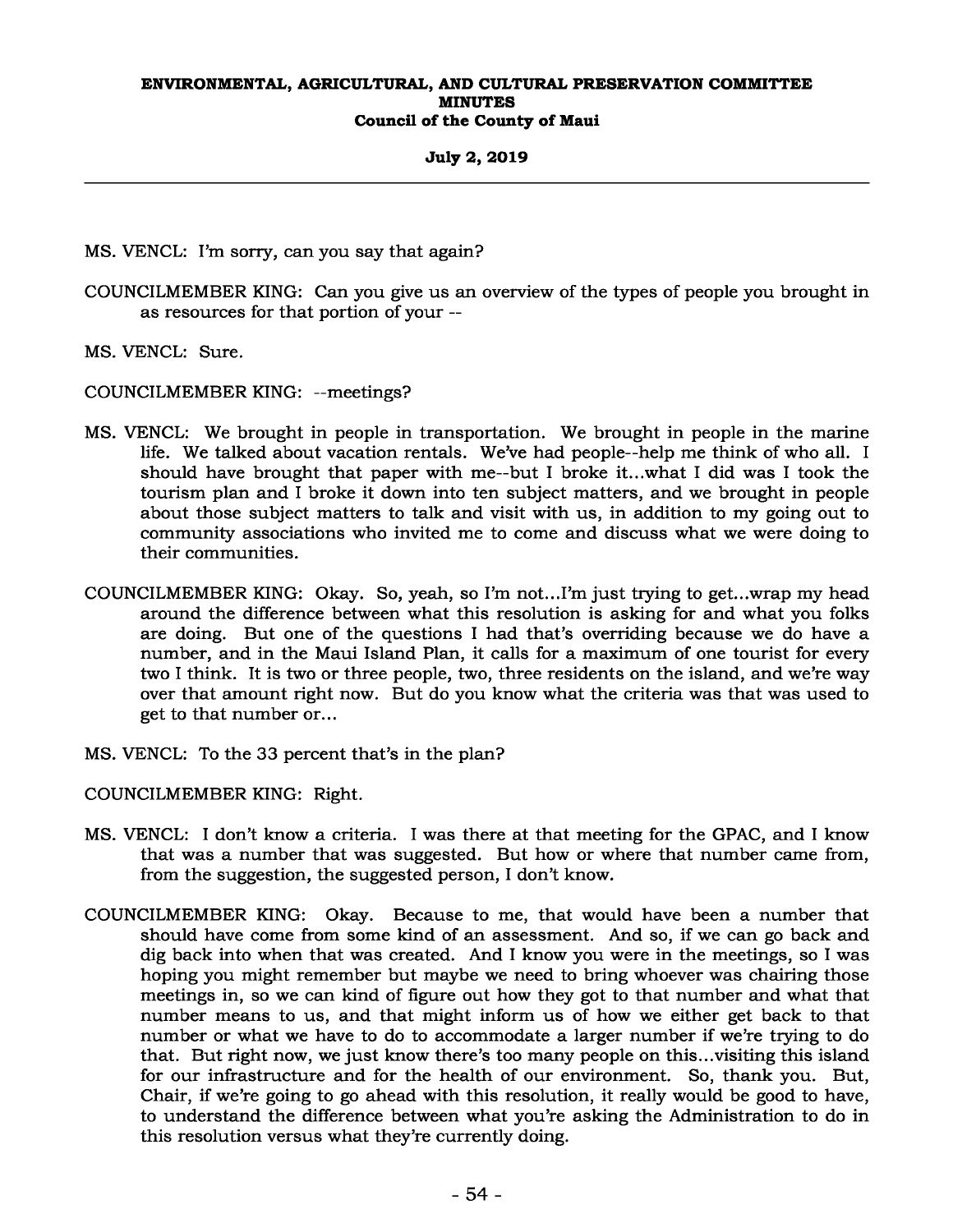MS. VENCL: I'm sorry, can you say that again?

COUNCILMEMBER KING: Can you give us an overview of the types of people you brought in as resources for that portion of your --

MS. VENCL: Sure.

COUNCILMEMBER KING: --meetings?

MS. VENCL: We brought in people in transportation. We brought in people in the marine life. We talked about vacation rentals. We've had people--help me think of who all. I should have brought that paper with me--but I broke it...what I did was I took the tourism plan and I broke it down into ten subject matters, and we brought in people about those subject matters to talk and visit with us, in addition to my going out to community associations who invited me to come and discuss what we were doing to their communities.

COUNCILMEMBER KING: Okay. So, yeah, so I'm not...I'm just trying to get...wrap my head around the difference between what this resolution is asking for and what you folks are doing. But one of the questions I had that's overriding because we do have a number, and in the Maui Island Plan, it calls for a maximum of one tourist for every two I think. It is two or three people, two, three residents on the island, and we're way over that amount right now. But do you know what the criteria was that was used to get to that number or...

MS. VENCL: To the 33 percent that's in the plan?

COUNCILMEMBER KING: Right.

MS. VENCL: I don't know a criteria. I was there at that meeting for the GPAC, and I know that was a number that was suggested. But how or where that number came from, from the suggestion, the suggested person, I don't know.

COUNCILMEMBER KING: Okay. Because to me, that would have been a number that should have come from some kind of an assessment. And so, if we can go back and dig back into when that was created. And I know you were in the meetings, so I was hoping you might remember but maybe we need to bring whoever was chairing those meetings in, so we can kind of figure out how they got to that number and what that number means to us, and that might inform us of how we either get back to that number or what we have to do to accommodate a larger number if we're trying to do that. But right now, we just know there's too many people on this...visiting this island for our infrastructure and for the health of our environment. So, thank you. But, Chair, if we're going to go ahead with this resolution, it really would be good to have, to understand the difference between what you're asking the Administration to do in this resolution versus what they're currently doing.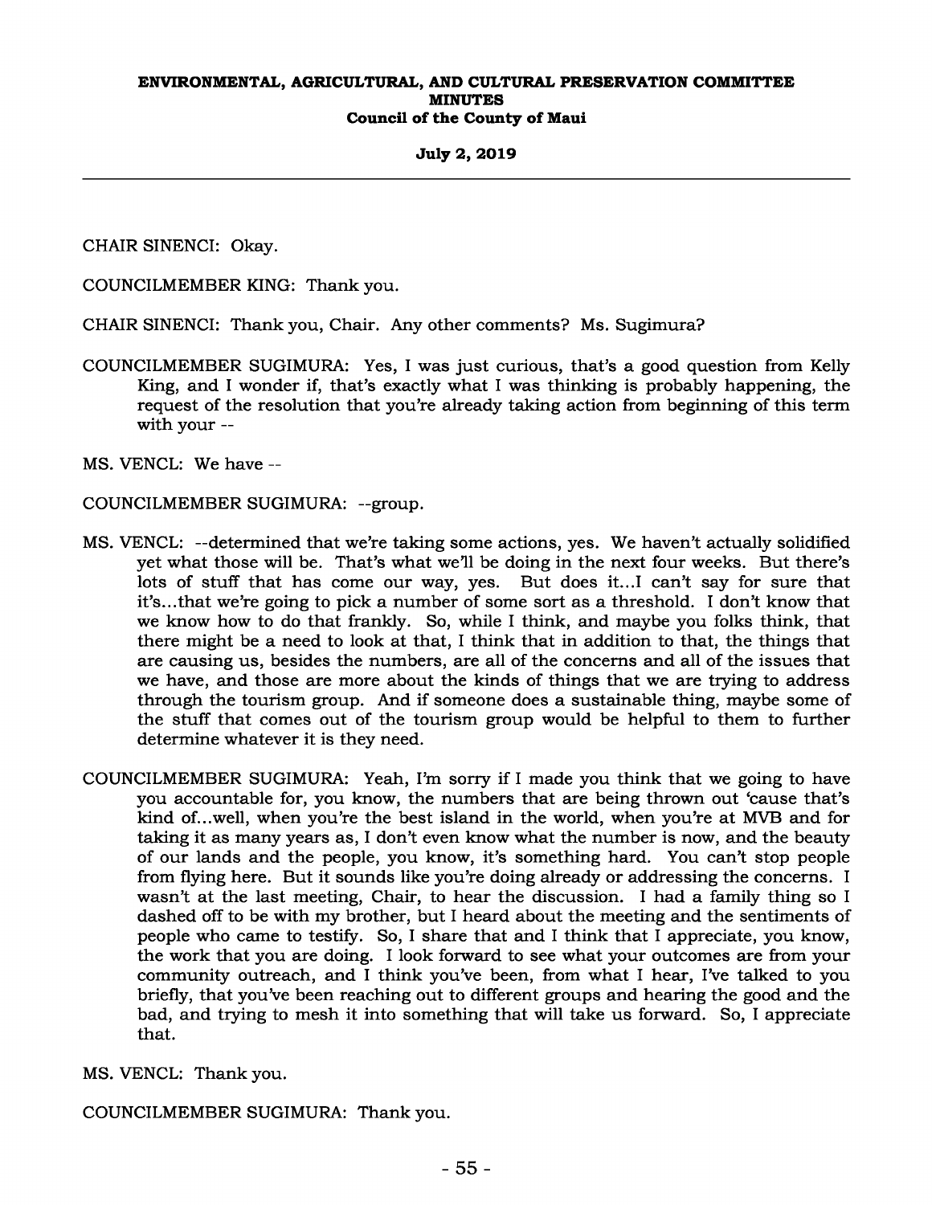CHAIR SINENCI: Okay.

COUNCILMEMBER KING: Thank you.

CHAIR SINENCI: Thank you, Chair. Any other comments? Ms. Sugimura?

COUNCILMEMBER SUGIMURA: Yes, I was just curious, that's a good question from Kelly King, and I wonder if, that's exactly what I was thinking is probably happening, the request of the resolution that you're already taking action from beginning of this term with your --

MS. VENCL: We have --

COUNCILMEMBER SUGIMURA: --group.

MS. VENCL: --determined that we're taking some actions, yes. We haven't actually solidified yet what those will be. That's what we'll be doing in the next four weeks. But there's lots of stuff that has come our way, yes. But does it...I can't say for sure that it's...that we're going to pick a number of some sort as a threshold. I don't know that we know how to do that frankly. So, while I think, and maybe you folks think, that there might be a need to look at that, I think that in addition to that, the things that are causing us, besides the numbers, are all of the concerns and all of the issues that we have, and those are more about the kinds of things that we are trying to address through the tourism group. And if someone does a sustainable thing, maybe some of the stuff that comes out of the tourism group would be helpful to them to further determine whatever it is they need.

COUNCILMEMBER SUGIMURA: Yeah, I'm sorry if I made you think that we going to have you accountable for, you know, the numbers that are being thrown out 'cause that's kind of...well, when you're the best island in the world, when you're at MVB and for taking it as many years as, I don't even know what the number is now, and the beauty of our lands and the people, you know, it's something hard. You can't stop people from flying here. But it sounds like you're doing already or addressing the concerns. I wasn't at the last meeting, Chair, to hear the discussion. I had a family thing so I dashed off to be with my brother, but I heard about the meeting and the sentiments of people who came to testify. So, I share that and I think that I appreciate, you know, the work that you are doing. I look forward to see what your outcomes are from your community outreach, and I think you've been, from what I hear, I've talked to you briefly, that you've been reaching out to different groups and hearing the good and the bad, and trying to mesh it into something that will take us forward. So, I appreciate that.

MS. VENCL: Thank you.

COUNCILMEMBER SUGIMURA: Thank you.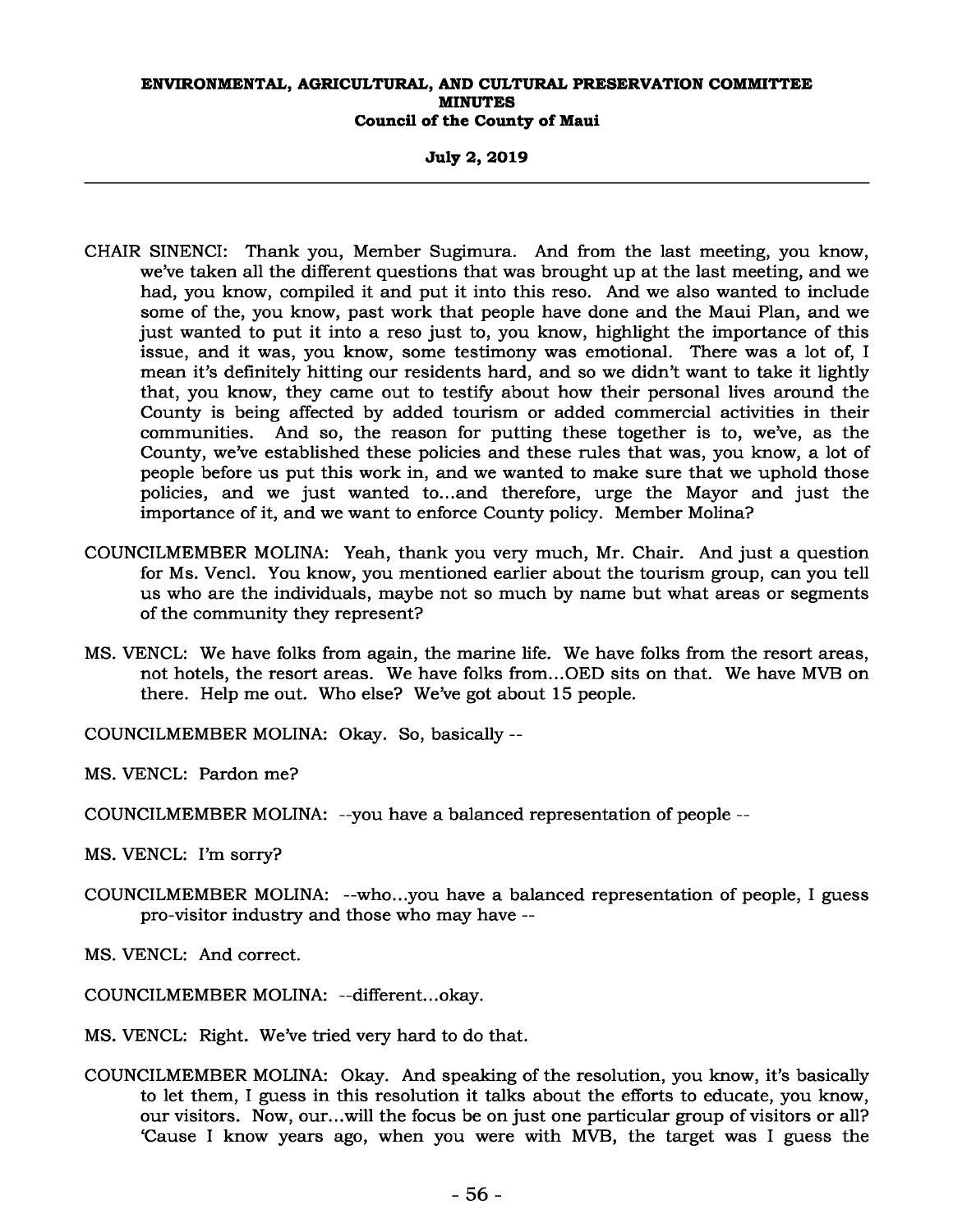CHAIR SINENCI: Thank you, Member Sugimura. And from the last meeting, you know, we've taken all the different questions that was brought up at the last meeting, and we had, you know, compiled it and put it into this reso. And we also wanted to include some of the, you know, past work that people have done and the Maui Plan, and we just wanted to put it into a reso just to, you know, highlight the importance of this issue, and it was, you know, some testimony was emotional. There was a lot of, I mean it's definitely hitting our residents hard, and so we didn't want to take it lightly that, you know, they came out to testify about how their personal lives around the County is being affected by added tourism or added commercial activities in their communities. And so, the reason for putting these together is to, we've, as the County, we've established these policies and these rules that was, you know, a lot of people before us put this work in, and we wanted to make sure that we uphold those policies, and we just wanted to...and therefore, urge the Mayor and just the importance of it, and we want to enforce County policy. Member Molina?

COUNCILMEMBER MOLINA: Yeah, thank you very much, Mr. Chair. And just a question for Ms. Vencl. You know, you mentioned earlier about the tourism group, can you tell us who are the individuals, maybe not so much by name but what areas or segments of the community they represent?

MS. VENCL: We have folks from again, the marine life. We have folks from the resort areas, not hotels, the resort areas. We have folks from...OED sits on that. We have MVB on there. Help me out. Who else? We've got about 15 people.

COUNCILMEMBER MOLINA: Okay. So, basically --

MS. VENCL: Pardon me?

COUNCILMEMBER MOLINA: --you have a balanced representation of people --

MS. VENCL: I'm sorry?

COUNCILMEMBER MOLINA: --who...you have a balanced representation of people, I guess pro-visitor industry and those who may have --

MS. VENCL: And correct.

COUNCILMEMBER MOLINA: --different...okay.

MS. VENCL: Right. We've tried very hard to do that.

COUNCILMEMBER MOLINA: Okay. And speaking of the resolution, you know, it's basically to let them, I guess in this resolution it talks about the efforts to educate, you know, our visitors. Now, our...will the focus be on just one particular group of visitors or all? 'Cause I know years ago, when you were with MVB, the target was I guess the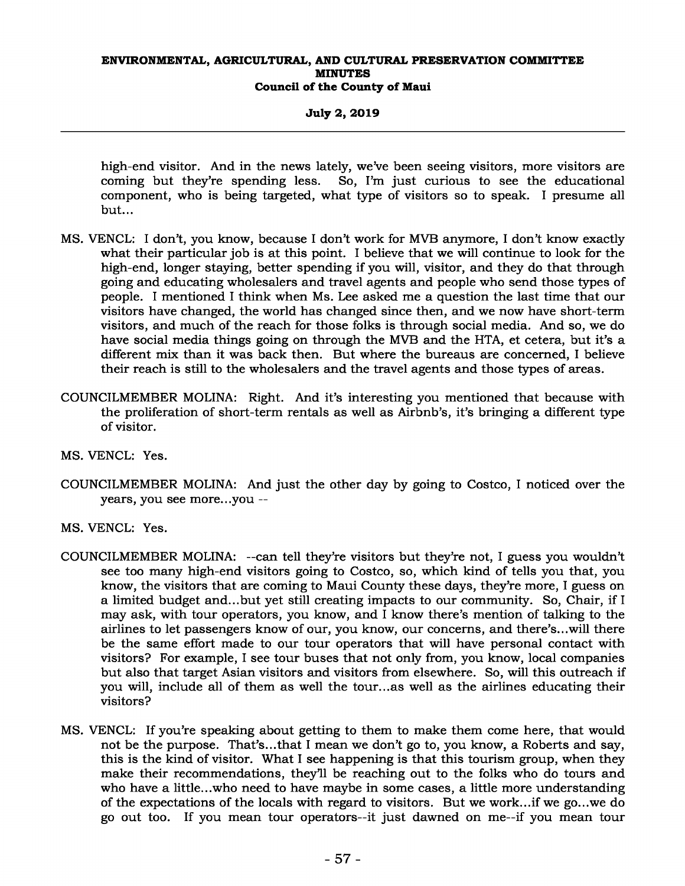high-end visitor. And in the news lately, we've been seeing visitors, more visitors are coming but they're spending less. So, I'm just curious to see the educational component, who is being targeted, what type of visitors so to speak. I presume all but...

MS. VENCL: I don't, you know, because I don't work for MVB anymore, I don't know exactly what their particular job is at this point. I believe that we will continue to look for the high-end, longer staying, better spending if you will, visitor, and they do that through going and educating wholesalers and travel agents and people who send those types of people. I mentioned I think when Ms. Lee asked me a question the last time that our visitors have changed, the world has changed since then, and we now have short-term visitors, and much of the reach for those folks is through social media. And so, we do have social media things going on through the MVB and the HTA, et cetera, but it's a different mix than it was back then. But where the bureaus are concerned, I believe their reach is still to the wholesalers and the travel agents and those types of areas.

COUNCILMEMBER MOLINA: Right. And it's interesting you mentioned that because with the proliferation of short-term rentals as well as Airbnb's, it's bringing a different type of visitor.

MS. VENCL: Yes.

COUNCILMEMBER MOLINA: And just the other day by going to Costco, I noticed over the years, you see more...you --

MS. VENCL: Yes.

COUNCILMEMBER MOLINA: --can tell they're visitors but they're not, I guess you wouldn't see too many high-end visitors going to Costco, so, which kind of tells you that, you know, the visitors that are coming to Maui County these days, they're more, I guess on a limited budget and...but yet still creating impacts to our community. So, Chair, if I may ask, with tour operators, you know, and I know there's mention of talking to the airlines to let passengers know of our, you know, our concerns, and there's...will there be the same effort made to our tour operators that will have personal contact with visitors? For example, I see tour buses that not only from, you know, local companies but also that target Asian visitors and visitors from elsewhere. So, will this outreach if you will, include all of them as well the tour...as well as the airlines educating their visitors?

MS. VENCL: If you're speaking about getting to them to make them come here, that would not be the purpose. That's...that I mean we don't go to, you know, a Roberts and say, this is the kind of visitor. What I see happening is that this tourism group, when they make their recommendations, they'll be reaching out to the folks who do tours and who have a little...who need to have maybe in some cases, a little more understanding of the expectations of the locals with regard to visitors. But we work...if we go...we do go out too. If you mean tour operators--it just dawned on me--if you mean tour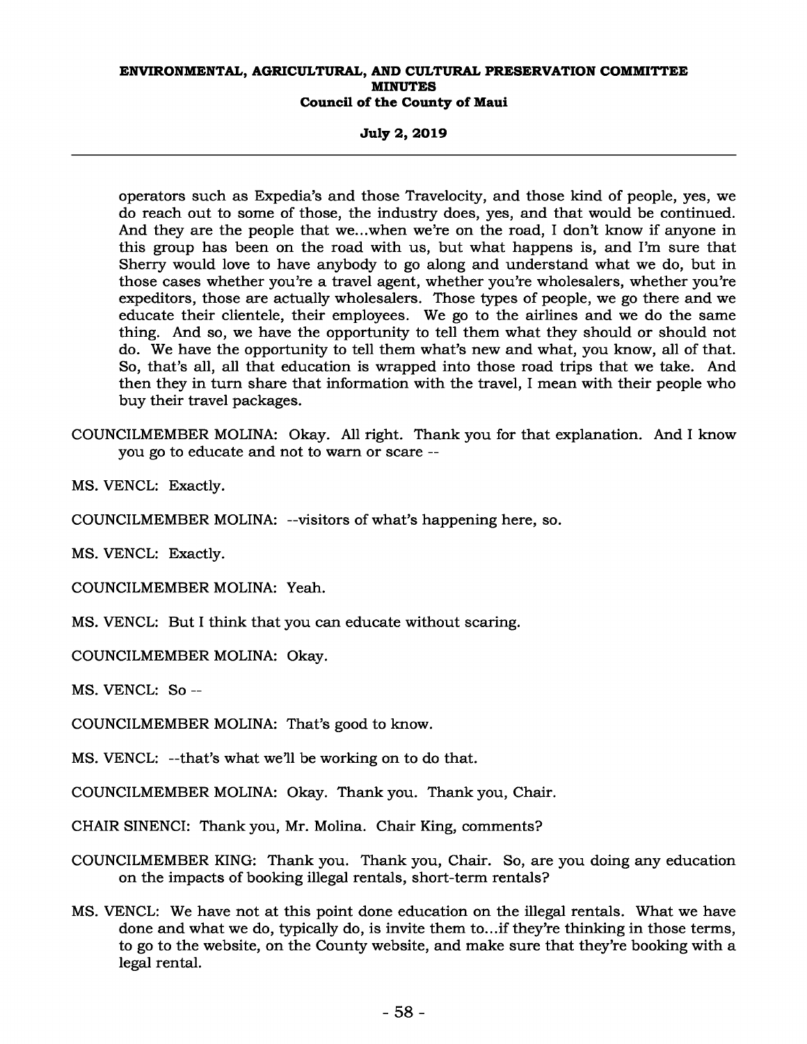operators such as Expedia's and those Travelocity, and those kind of people, yes, we do reach out to some of those, the industry does, yes, and that would be continued. And they are the people that we...when we're on the road, I don't know if anyone in this group has been on the road with us, but what happens is, and I'm sure that Sherry would love to have anybody to go along and understand what we do, but in those cases whether you're a travel agent, whether you're wholesalers, whether you're expeditors, those are actually wholesalers. Those types of people, we go there and we educate their clientele, their employees. We go to the airlines and we do the same thing. And so, we have the opportunity to tell them what they should or should not do. We have the opportunity to tell them what's new and what, you know, all of that. So, that's all, all that education is wrapped into those road trips that we take. And then they in turn share that information with the travel, I mean with their people who buy their travel packages.

COUNCILMEMBER MOLINA: Okay. All right. Thank you for that explanation. And I know you go to educate and not to warn or scare --

MS. VENCL: Exactly.

COUNCILMEMBER MOLINA: --visitors of what's happening here, so.

MS. VENCL: Exactly.

COUNCILMEMBER MOLINA: Yeah.

MS. VENCL: But I think that you can educate without scaring.

COUNCILMEMBER MOLINA: Okay.

MS. VENCL: So --

COUNCILMEMBER MOLINA: That's good to know.

MS. VENCL: --that's what we'll be working on to do that.

COUNCILMEMBER MOLINA: Okay. Thank you. Thank you, Chair.

CHAIR SINENCI: Thank you, Mr. Molina. Chair King, comments?

COUNCILMEMBER KING: Thank you. Thank you, Chair. So, are you doing any education on the impacts of booking illegal rentals, short-term rentals?

MS. VENCL: We have not at this point done education on the illegal rentals. What we have done and what we do, typically do, is invite them to...if they're thinking in those terms, to go to the website, on the County website, and make sure that they're booking with a legal rental.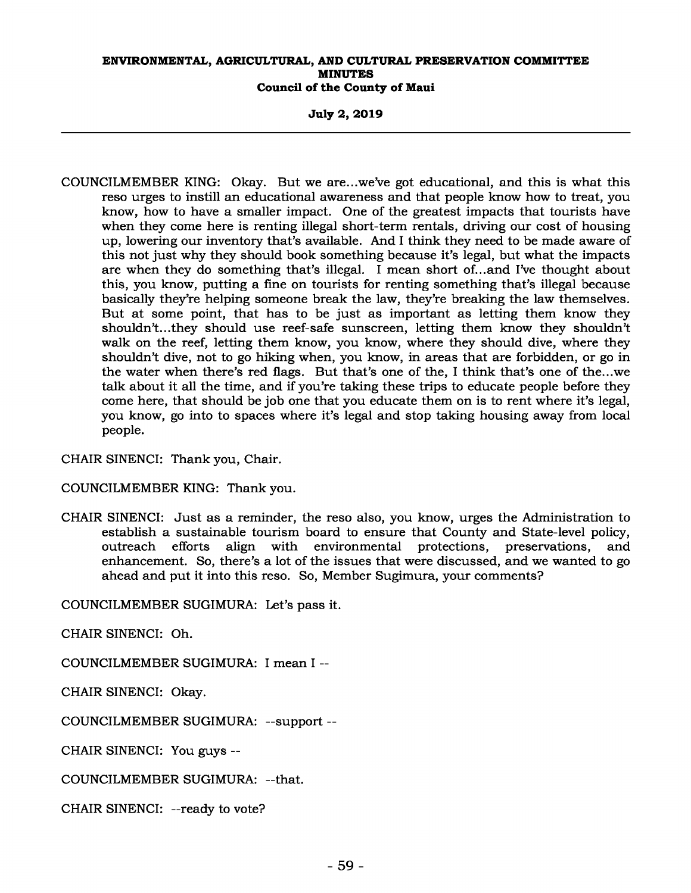COUNCILMEMBER KING: Okay. But we are...we've got educational, and this is what this reso urges to instill an educational awareness and that people know how to treat, you know, how to have a smaller impact. One of the greatest impacts that tourists have when they come here is renting illegal short-term rentals, driving our cost of housing up, lowering our inventory that's available. And I think they need to be made aware of this not just why they should book something because it's legal, but what the impacts are when they do something that's illegal. I mean short of...and I've thought about this, you know, putting a fine on tourists for renting something that's illegal because basically they're helping someone break the law, they're breaking the law themselves. But at some point, that has to be just as important as letting them know they shouldn't...they should use reef-safe sunscreen, letting them know they shouldn't walk on the reef, letting them know, you know, where they should dive, where they shouldn't dive, not to go hiking when, you know, in areas that are forbidden, or go in the water when there's red flags. But that's one of the, I think that's one of the...we talk about it all the time, and if you're taking these trips to educate people before they come here, that should be job one that you educate them on is to rent where it's legal, you know, go into to spaces where it's legal and stop taking housing away from local people.

CHAIR SINENCI: Thank you, Chair.

COUNCILMEMBER KING: Thank you.

CHAIR SINENCI: Just as a reminder, the reso also, you know, urges the Administration to establish a sustainable tourism board to ensure that County and State-level policy, outreach efforts align with environmental protections, preservations, and enhancement. So, there's a lot of the issues that were discussed, and we wanted to go ahead and put it into this reso. So, Member Sugimura, your comments?

COUNCILMEMBER SUGIMURA: Let's pass it.

CHAIR SINENCI: Oh.

COUNCILMEMBER SUGIMURA: I mean I --

CHAIR SINENCI: Okay.

COUNCILMEMBER SUGIMURA: --support --

CHAIR SINENCI: You guys --

COUNCILMEMBER SUGIMURA: --that.

CHAIR SINENCI: --ready to vote?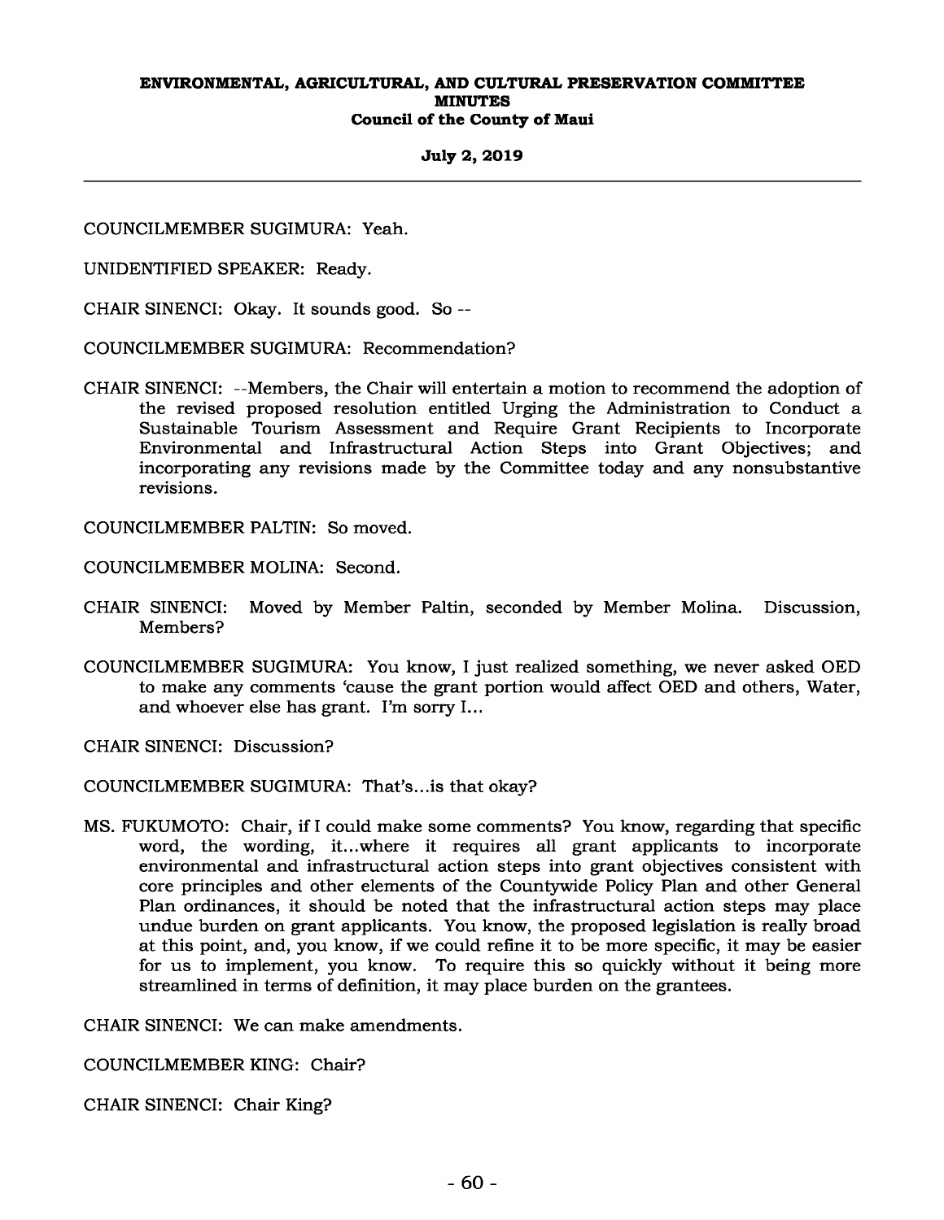COUNCILMEMBER SUGIMURA: Yeah.

UNIDENTIFIED SPEAKER: Ready.

CHAIR SINENCI: Okay. It sounds good. So --

COUNCILMEMBER SUGIMURA: Recommendation?

CHAIR SINENCI: --Members, the Chair will entertain a motion to recommend the adoption of the revised proposed resolution entitled Urging the Administration to Conduct a Sustainable Tourism Assessment and Require Grant Recipients to Incorporate Environmental and Infrastructural Action Steps into Grant Objectives; and incorporating any revisions made by the Committee today and any nonsubstantive revisions.

COUNCILMEMBER PALTIN: So moved.

COUNCILMEMBER MOLINA: Second.

CHAIR SINENCI: Moved by Member Paltin, seconded by Member Molina. Discussion, Members?

COUNCILMEMBER SUGIMURA: You know, I just realized something, we never asked OED to make any comments 'cause the grant portion would affect OED and others, Water, and whoever else has grant. I'm sorry I...

CHAIR SINENCI: Discussion?

COUNCILMEMBER SUGIMURA: That's...is that okay?

MS. FUKUMOTO: Chair, if I could make some comments? You know, regarding that specific word, the wording, it...where it requires all grant applicants to incorporate environmental and infrastructural action steps into grant objectives consistent with core principles and other elements of the Countywide Policy Plan and other General Plan ordinances, it should be noted that the infrastructural action steps may place undue burden on grant applicants. You know, the proposed legislation is really broad at this point, and, you know, if we could refine it to be more specific, it may be easier for us to implement, you know. To require this so quickly without it being more streamlined in terms of definition, it may place burden on the grantees.

CHAIR SINENCI: We can make amendments.

COUNCILMEMBER KING: Chair?

CHAIR SINENCI: Chair King?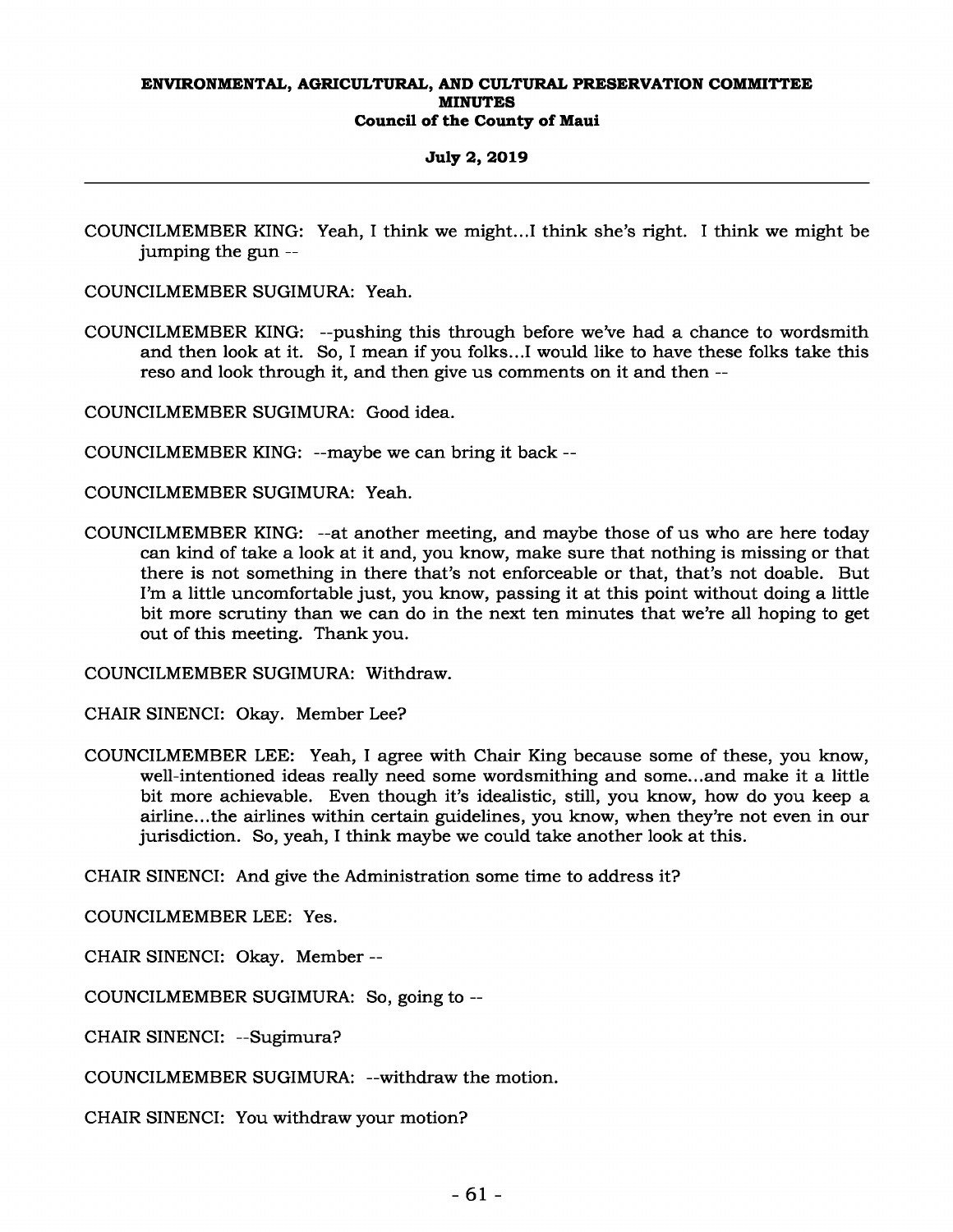COUNCILMEMBER KING: Yeah, I think we might...I think she's right. I think we might be jumping the gun --

COUNCILMEMBER SUGIMURA: Yeah.

COUNCILMEMBER KING: --pushing this through before we've had a chance to wordsmith and then look at it. So, I mean if you folks...I would like to have these folks take this reso and look through it, and then give us comments on it and then --

COUNCILMEMBER SUGIMURA: Good idea.

COUNCILMEMBER KING: --maybe we can bring it back --

COUNCILMEMBER SUGIMURA: Yeah.

COUNCILMEMBER KING: --at another meeting, and maybe those of us who are here today can kind of take a look at it and, you know, make sure that nothing is missing or that there is not something in there that's not enforceable or that, that's not doable. But I'm a little uncomfortable just, you know, passing it at this point without doing a little bit more scrutiny than we can do in the next ten minutes that we're all hoping to get out of this meeting. Thank you.

COUNCILMEMBER SUGIMURA: Withdraw.

CHAIR SINENCI: Okay. Member Lee?

COUNCILMEMBER LEE: Yeah, I agree with Chair King because some of these, you know, well-intentioned ideas really need some wordsmithing and some...and make it a little bit more achievable. Even though it's idealistic, still, you know, how do you keep a airline...the airlines within certain guidelines, you know, when they're not even in our jurisdiction. So, yeah, I think maybe we could take another look at this.

CHAIR SINENCI: And give the Administration some time to address it?

COUNCILMEMBER LEE: Yes.

CHAIR SINENCI: Okay. Member --

COUNCILMEMBER SUGIMURA: So, going to --

CHAIR SINENCI: --Sugimura?

COUNCILMEMBER SUGIMURA: --withdraw the motion.

CHAIR SINENCI: You withdraw your motion?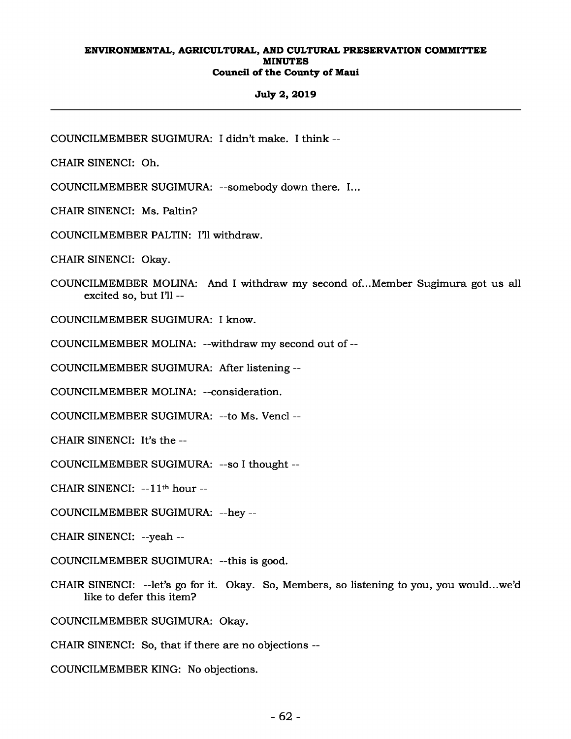COUNCILMEMBER SUGIMURA: I didn't make. I think --

CHAIR SINENCI: Oh.

COUNCILMEMBER SUGIMURA: --somebody down there. I...

CHAIR SINENCI: Ms. Paltin?

COUNCILMEMBER PALTIN: I'll withdraw.

CHAIR SINENCI: Okay.

COUNCILMEMBER MOLINA: And I withdraw my second of...Member Sugimura got us all excited so, but I'll --

COUNCILMEMBER SUGIMURA: I know.

COUNCILMEMBER MOLINA: --withdraw my second out of --

COUNCILMEMBER SUGIMURA: After listening --

COUNCILMEMBER MOLINA: --consideration.

COUNCILMEMBER SUGIMURA: --to Ms. Vencl --

CHAIR SINENCI: It's the --

COUNCILMEMBER SUGIMURA: --so I thought --

CHAIR SINENCI: --11th hour --

COUNCILMEMBER SUGIMURA: --hey --

CHAIR SINENCI: --yeah --

COUNCILMEMBER SUGIMURA: --this is good.

CHAIR SINENCI: --let's go for it. Okay. So, Members, so listening to you, you would...we'd like to defer this item?

COUNCILMEMBER SUGIMURA: Okay.

CHAIR SINENCI: So, that if there are no objections --

COUNCILMEMBER KING: No objections.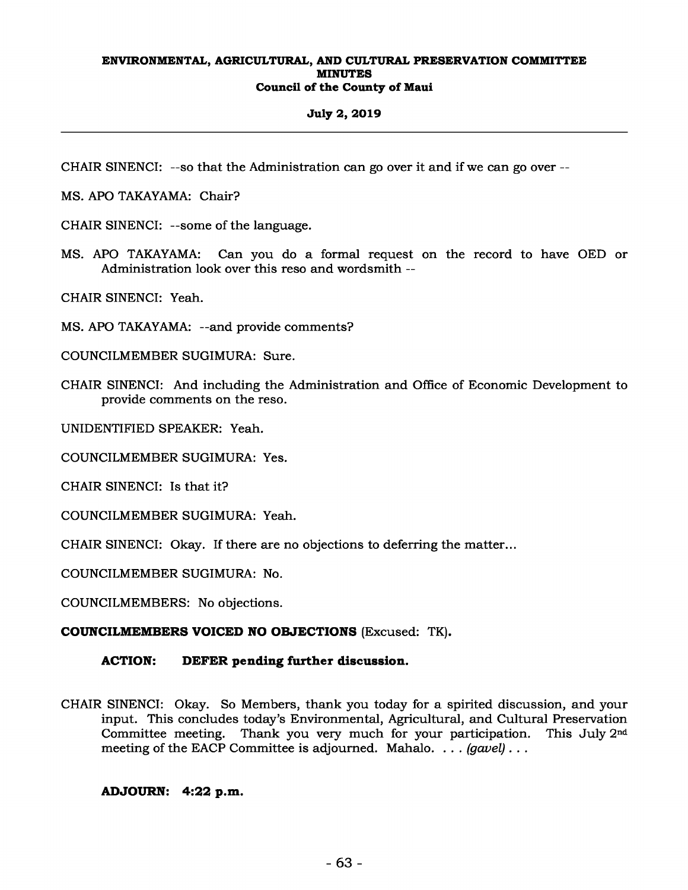CHAIR SINENCI: --so that the Administration can go over it and if we can go over --

MS. APO TAKAYAMA: Chair?

CHAIR SINENCI: --some of the language.

MS. APO TAKAYAMA: Can you do a formal request on the record to have OED or Administration look over this reso and wordsmith --

CHAIR SINENCI: Yeah.

MS. APO TAKAYAMA: --and provide comments?

COUNCILMEMBER SUGIMURA: Sure.

CHAIR SINENCI: And including the Administration and Office of Economic Development to provide comments on the reso.

UNIDENTIFIED SPEAKER: Yeah.

COUNCILMEMBER SUGIMURA: Yes.

CHAIR SINENCI: Is that it?

COUNCILMEMBER SUGIMURA: Yeah.

CHAIR SINENCI: Okay. If there are no objections to deferring the matter...

COUNCILMEMBER SUGIMURA: No.

COUNCILMEMBERS: No objections.

**COUNCILMEMBERS VOICED NO OBJECTIONS** (Excused: TK).

**ACTION: DEFER pending further discussion.**

CHAIR SINENCI: Okay. So Members, thank you today for a spirited discussion, and your input. This concludes today's Environmental, Agricultural, and Cultural Preservation Committee meeting. Thank you very much for your participation. This July 2nd meeting of the EACP Committee is adjourned. Mahalo. . . . *(gavel)* . . .

**ADJOURN: 4:22 p.m.**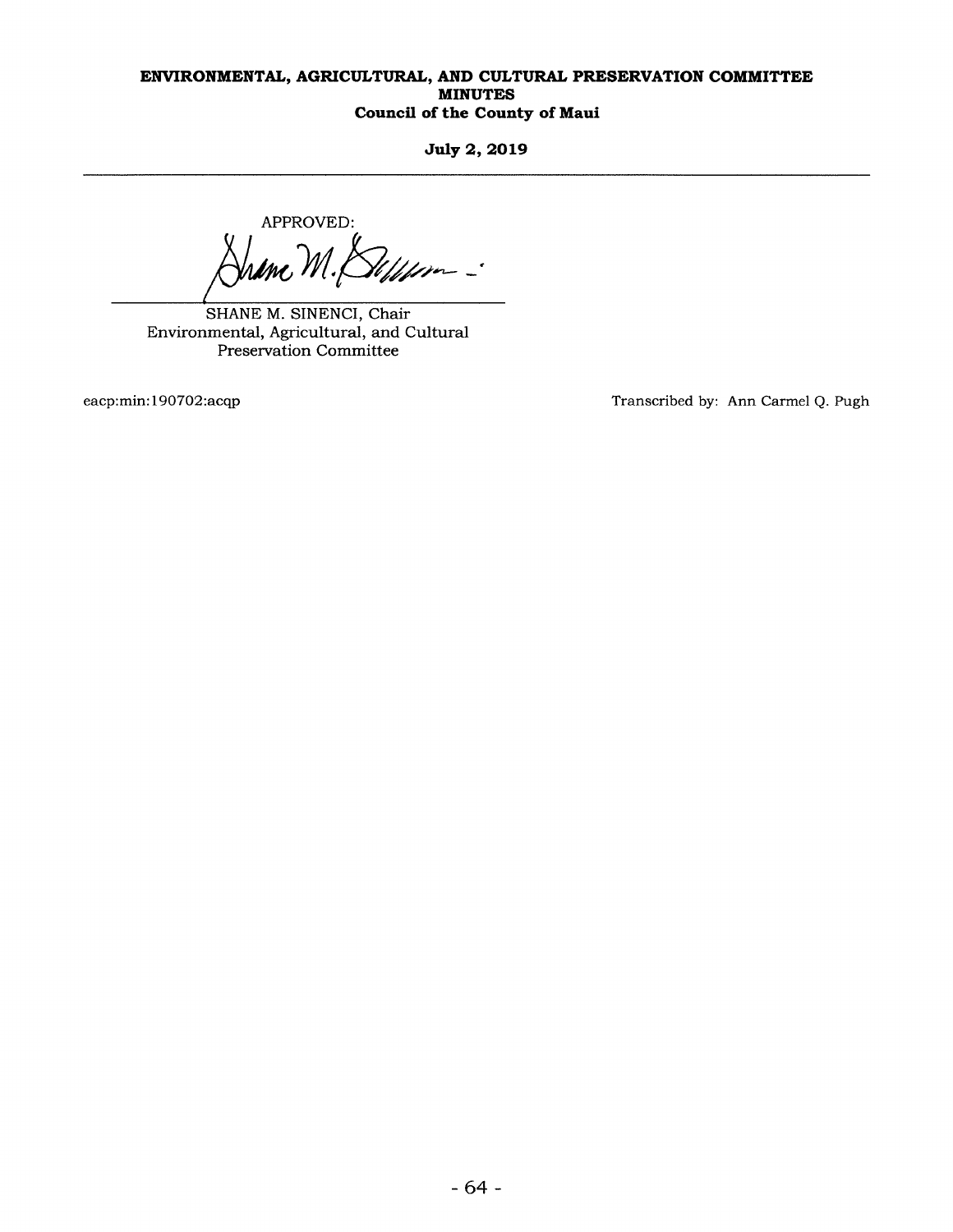APPROVED:

SHANE M. SINENCI, Chair
Environmental, Agricultural, and Cultural Preservation Committee

eacp:min:190702:acqp

Transcribed by: Ann Carmel Q. Pugh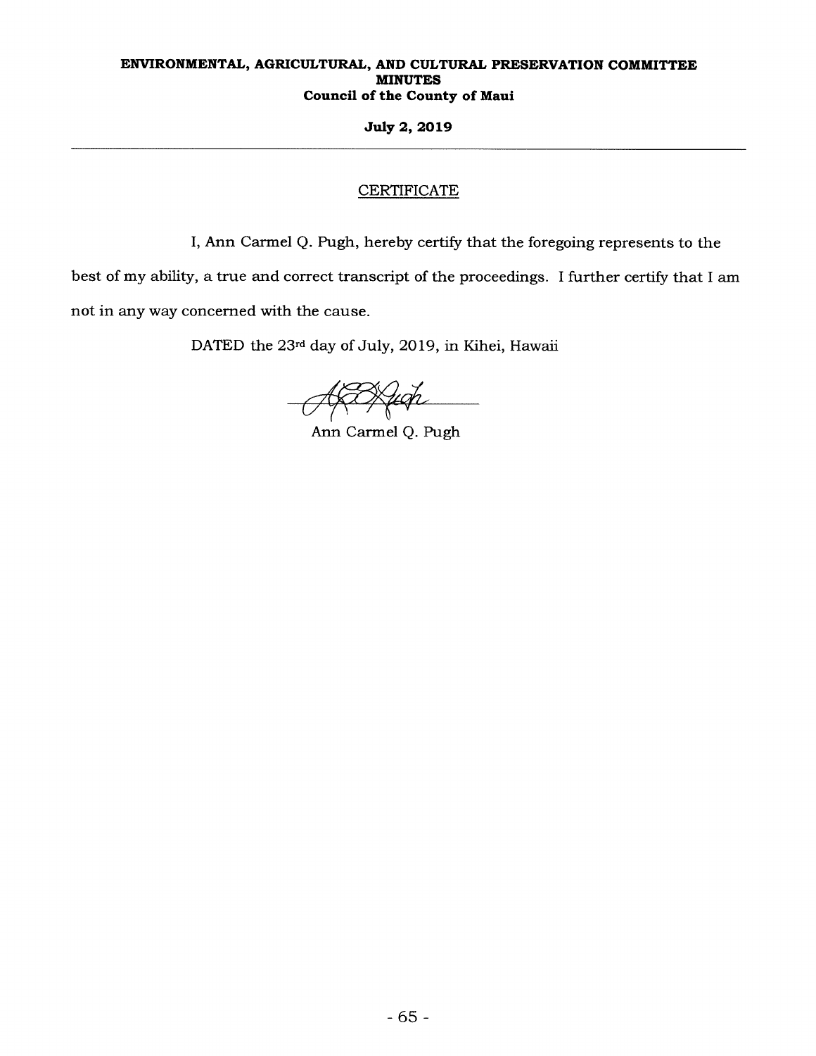## CERTIFICATE

I, Ann Carmel Q. Pugh, hereby certify that the foregoing represents to the best of my ability, a true and correct transcript of the proceedings. I further certify that I am not in any way concerned with the cause.

DATED the 23rd day of July, 2019, in Kihei, Hawaii

Ann Carmel Q. Pugh